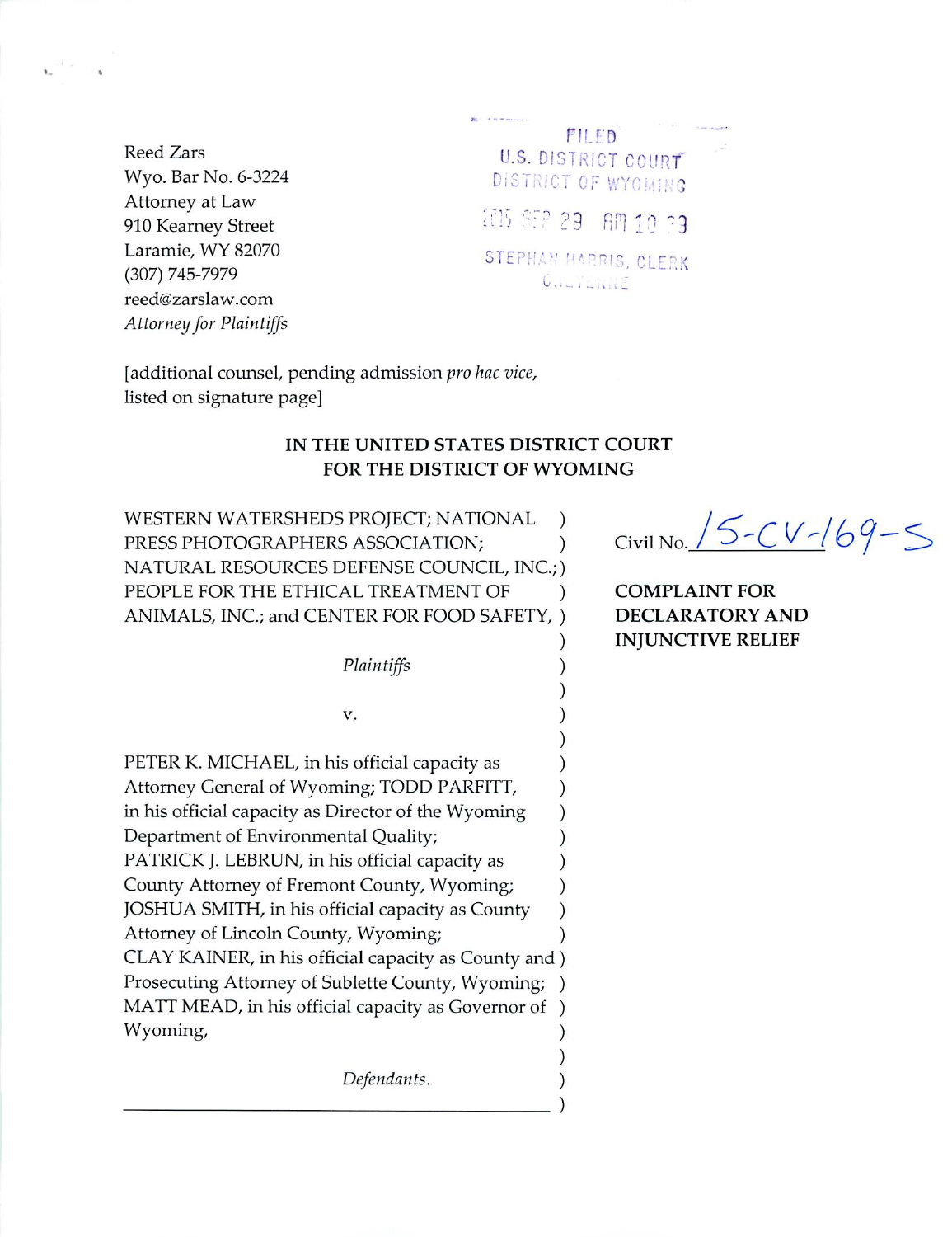Reed Zars
Wyo. Bar No. 6-3224
Attorney at Law
910 Kearney Street
Laramie, WY 82070
(307) 745-7979
reed@zarslaw.com
*Attorney for Plaintiffs*

FILED
U.S. DISTRICT COURT
DISTRICT OF WYOMING
2015 SEP 29 AM 10 29
STEPHAN HARRIS, CLERK
CHEYENNE

[additional counsel, pending admission *pro hac vice*, listed on signature page]

**IN THE UNITED STATES DISTRICT COURT**
**FOR THE DISTRICT OF WYOMING**

WESTERN WATERSHEDS PROJECT; NATIONAL PRESS PHOTOGRAPHERS ASSOCIATION; NATURAL RESOURCES DEFENSE COUNCIL, INC.; PEOPLE FOR THE ETHICAL TREATMENT OF ANIMALS, INC.; and CENTER FOR FOOD SAFETY,

*Plaintiffs*

v.

PETER K. MICHAEL, in his official capacity as Attorney General of Wyoming; TODD PARFITT, in his official capacity as Director of the Wyoming Department of Environmental Quality; PATRICK J. LEBRUN, in his official capacity as County Attorney of Fremont County, Wyoming; JOSHUA SMITH, in his official capacity as County Attorney of Lincoln County, Wyoming; CLAY KAINER, in his official capacity as County and Prosecuting Attorney of Sublette County, Wyoming; MATT MEAD, in his official capacity as Governor of Wyoming,

*Defendants.*

Civil No. 15-CV-169-S

**COMPLAINT FOR DECLARATORY AND INJUNCTIVE RELIEF**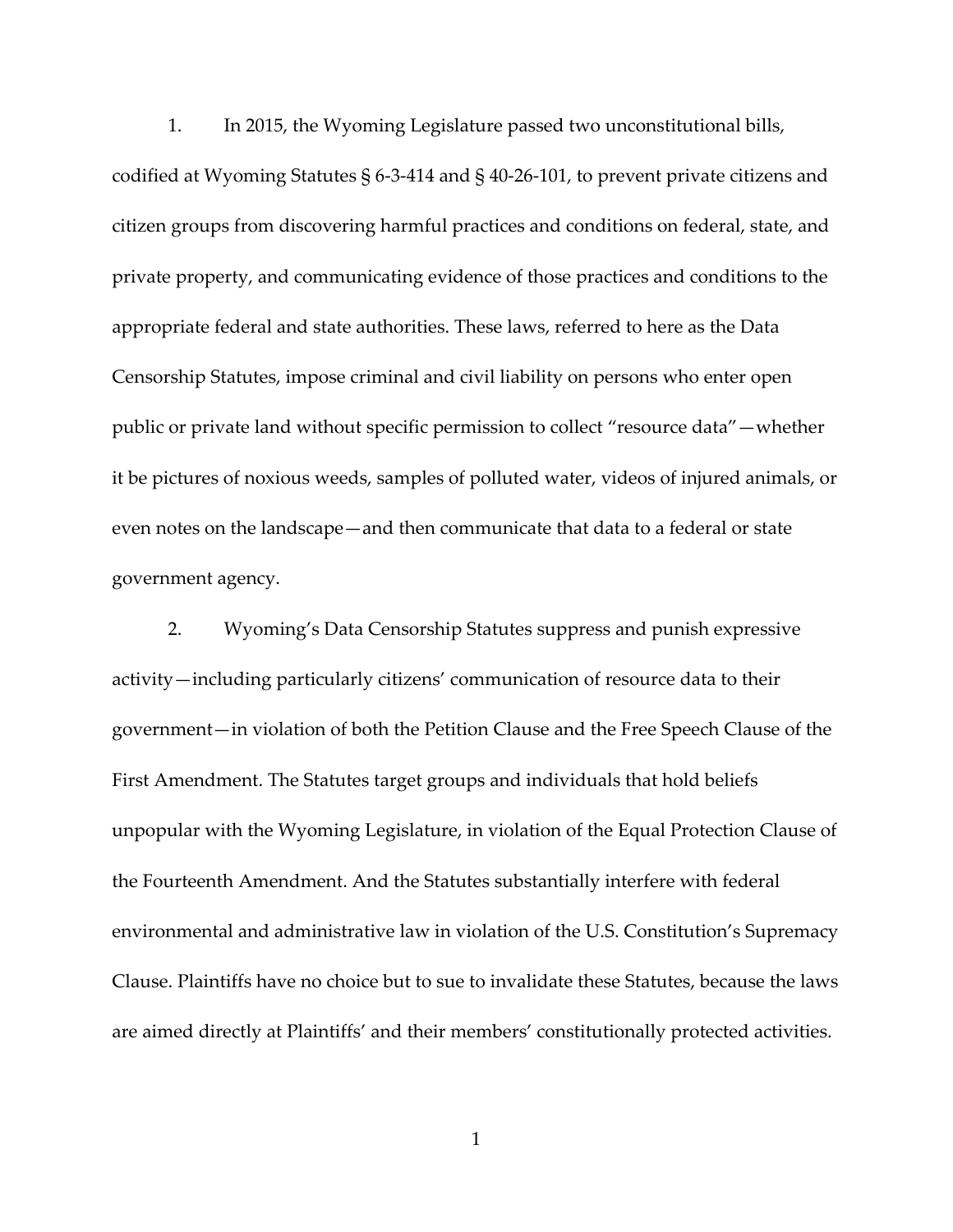1. In 2015, the Wyoming Legislature passed two unconstitutional bills, codified at Wyoming Statutes § 6-3-414 and § 40-26-101, to prevent private citizens and citizen groups from discovering harmful practices and conditions on federal, state, and private property, and communicating evidence of those practices and conditions to the appropriate federal and state authorities. These laws, referred to here as the Data Censorship Statutes, impose criminal and civil liability on persons who enter open public or private land without specific permission to collect "resource data"—whether it be pictures of noxious weeds, samples of polluted water, videos of injured animals, or even notes on the landscape—and then communicate that data to a federal or state government agency.

2. Wyoming's Data Censorship Statutes suppress and punish expressive activity—including particularly citizens' communication of resource data to their government—in violation of both the Petition Clause and the Free Speech Clause of the First Amendment. The Statutes target groups and individuals that hold beliefs unpopular with the Wyoming Legislature, in violation of the Equal Protection Clause of the Fourteenth Amendment. And the Statutes substantially interfere with federal environmental and administrative law in violation of the U.S. Constitution's Supremacy Clause. Plaintiffs have no choice but to sue to invalidate these Statutes, because the laws are aimed directly at Plaintiffs' and their members' constitutionally protected activities.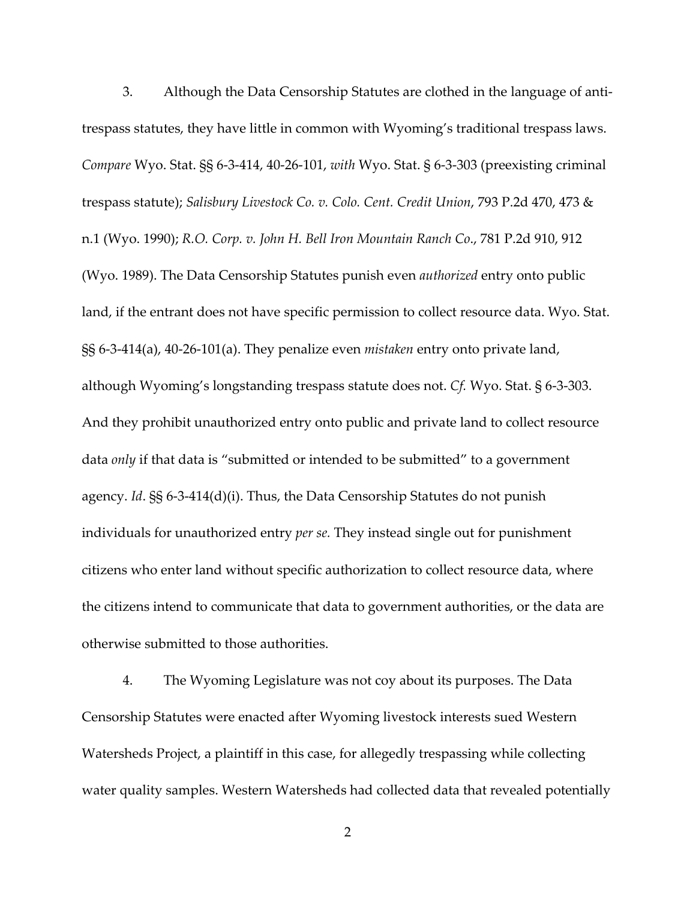3. Although the Data Censorship Statutes are clothed in the language of anti-trespass statutes, they have little in common with Wyoming's traditional trespass laws. *Compare* Wyo. Stat. §§ 6-3-414, 40-26-101, *with* Wyo. Stat. § 6-3-303 (preexisting criminal trespass statute); *Salisbury Livestock Co. v. Colo. Cent. Credit Union*, 793 P.2d 470, 473 & n.1 (Wyo. 1990); *R.O. Corp. v. John H. Bell Iron Mountain Ranch Co*., 781 P.2d 910, 912 (Wyo. 1989). The Data Censorship Statutes punish even *authorized* entry onto public land, if the entrant does not have specific permission to collect resource data. Wyo. Stat. §§ 6-3-414(a), 40-26-101(a). They penalize even *mistaken* entry onto private land, although Wyoming's longstanding trespass statute does not. *Cf.* Wyo. Stat. § 6-3-303. And they prohibit unauthorized entry onto public and private land to collect resource data *only* if that data is "submitted or intended to be submitted" to a government agency. *Id*. §§ 6-3-414(d)(i). Thus, the Data Censorship Statutes do not punish individuals for unauthorized entry *per se.* They instead single out for punishment citizens who enter land without specific authorization to collect resource data, where the citizens intend to communicate that data to government authorities, or the data are otherwise submitted to those authorities.

4. The Wyoming Legislature was not coy about its purposes. The Data Censorship Statutes were enacted after Wyoming livestock interests sued Western Watersheds Project, a plaintiff in this case, for allegedly trespassing while collecting water quality samples. Western Watersheds had collected data that revealed potentially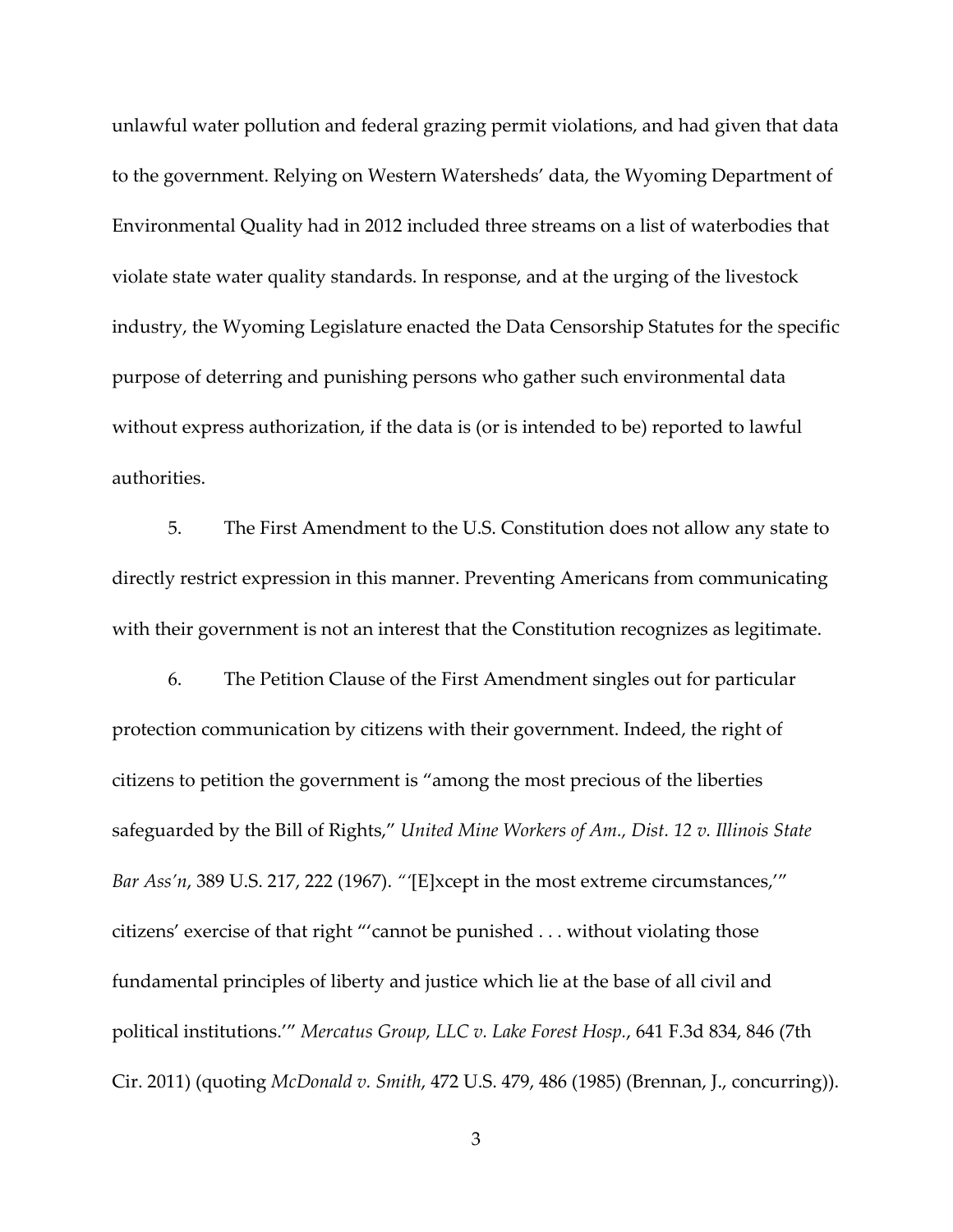unlawful water pollution and federal grazing permit violations, and had given that data to the government. Relying on Western Watersheds' data, the Wyoming Department of Environmental Quality had in 2012 included three streams on a list of waterbodies that violate state water quality standards. In response, and at the urging of the livestock industry, the Wyoming Legislature enacted the Data Censorship Statutes for the specific purpose of deterring and punishing persons who gather such environmental data without express authorization, if the data is (or is intended to be) reported to lawful authorities.

5. The First Amendment to the U.S. Constitution does not allow any state to directly restrict expression in this manner. Preventing Americans from communicating with their government is not an interest that the Constitution recognizes as legitimate.

6. The Petition Clause of the First Amendment singles out for particular protection communication by citizens with their government. Indeed, the right of citizens to petition the government is "among the most precious of the liberties safeguarded by the Bill of Rights," *United Mine Workers of Am., Dist. 12 v. Illinois State Bar Ass'n*, 389 U.S. 217, 222 (1967). "'[E]xcept in the most extreme circumstances,'" citizens' exercise of that right "'cannot be punished . . . without violating those fundamental principles of liberty and justice which lie at the base of all civil and political institutions.'" *Mercatus Group, LLC v. Lake Forest Hosp.*, 641 F.3d 834, 846 (7th Cir. 2011) (quoting *McDonald v. Smith*, 472 U.S. 479, 486 (1985) (Brennan, J., concurring)).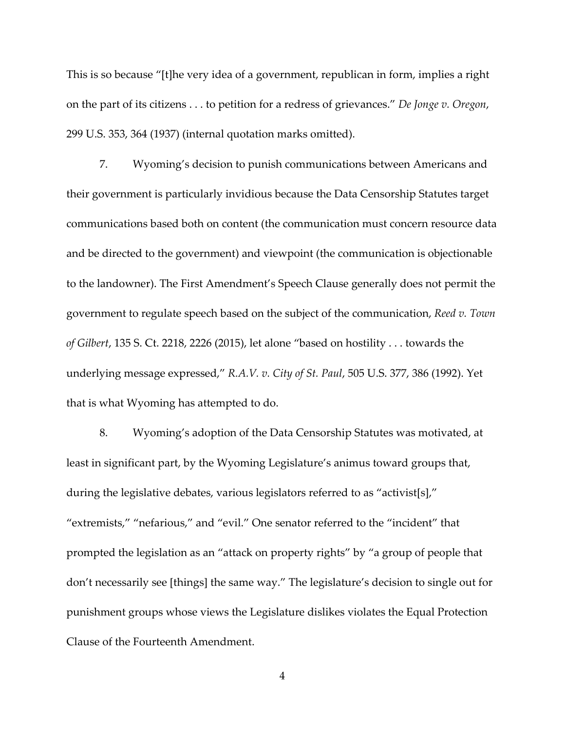This is so because "[t]he very idea of a government, republican in form, implies a right on the part of its citizens . . . to petition for a redress of grievances." *De Jonge v. Oregon*, 299 U.S. 353, 364 (1937) (internal quotation marks omitted).

7. Wyoming's decision to punish communications between Americans and their government is particularly invidious because the Data Censorship Statutes target communications based both on content (the communication must concern resource data and be directed to the government) and viewpoint (the communication is objectionable to the landowner). The First Amendment's Speech Clause generally does not permit the government to regulate speech based on the subject of the communication, *Reed v. Town of Gilbert*, 135 S. Ct. 2218, 2226 (2015), let alone "based on hostility . . . towards the underlying message expressed," *R.A.V. v. City of St. Paul*, 505 U.S. 377, 386 (1992). Yet that is what Wyoming has attempted to do.

8. Wyoming's adoption of the Data Censorship Statutes was motivated, at least in significant part, by the Wyoming Legislature's animus toward groups that, during the legislative debates, various legislators referred to as "activist[s]," "extremists," "nefarious," and "evil." One senator referred to the "incident" that prompted the legislation as an "attack on property rights" by "a group of people that don't necessarily see [things] the same way." The legislature's decision to single out for punishment groups whose views the Legislature dislikes violates the Equal Protection Clause of the Fourteenth Amendment.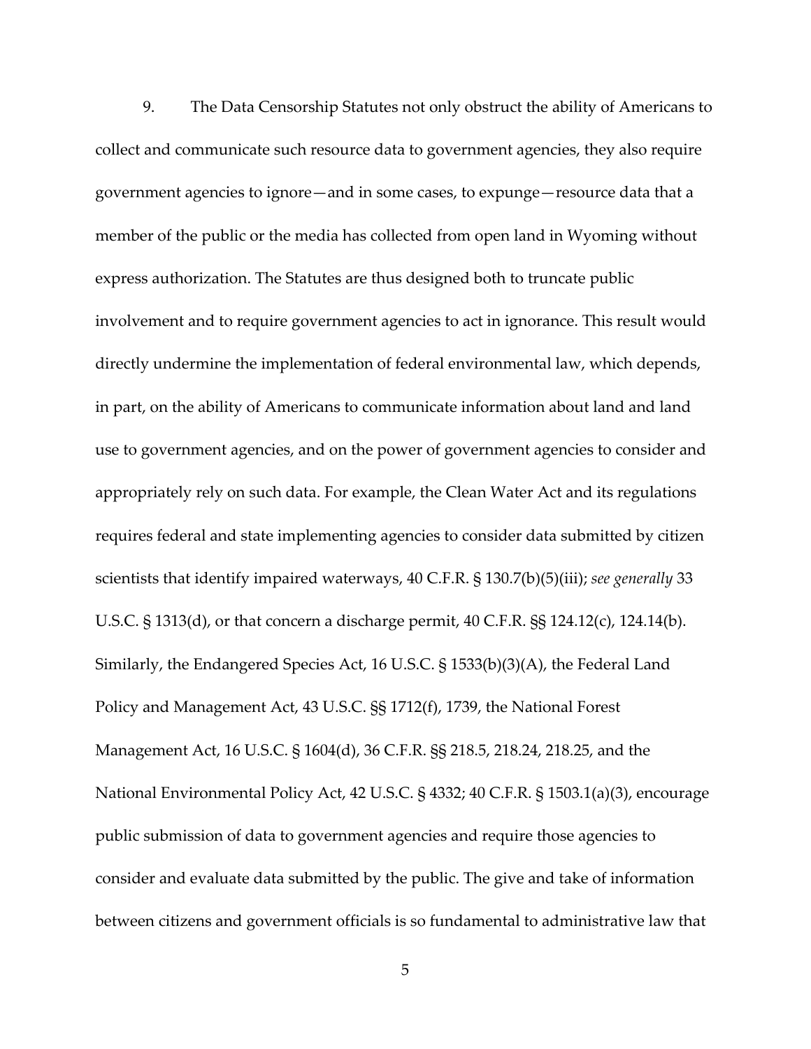9. The Data Censorship Statutes not only obstruct the ability of Americans to collect and communicate such resource data to government agencies, they also require government agencies to ignore—and in some cases, to expunge—resource data that a member of the public or the media has collected from open land in Wyoming without express authorization. The Statutes are thus designed both to truncate public involvement and to require government agencies to act in ignorance. This result would directly undermine the implementation of federal environmental law, which depends, in part, on the ability of Americans to communicate information about land and land use to government agencies, and on the power of government agencies to consider and appropriately rely on such data. For example, the Clean Water Act and its regulations requires federal and state implementing agencies to consider data submitted by citizen scientists that identify impaired waterways, 40 C.F.R. § 130.7(b)(5)(iii); *see generally* 33 U.S.C. § 1313(d), or that concern a discharge permit, 40 C.F.R. §§ 124.12(c), 124.14(b). Similarly, the Endangered Species Act, 16 U.S.C. § 1533(b)(3)(A), the Federal Land Policy and Management Act, 43 U.S.C. §§ 1712(f), 1739, the National Forest Management Act, 16 U.S.C. § 1604(d), 36 C.F.R. §§ 218.5, 218.24, 218.25, and the National Environmental Policy Act, 42 U.S.C. § 4332; 40 C.F.R. § 1503.1(a)(3), encourage public submission of data to government agencies and require those agencies to consider and evaluate data submitted by the public. The give and take of information between citizens and government officials is so fundamental to administrative law that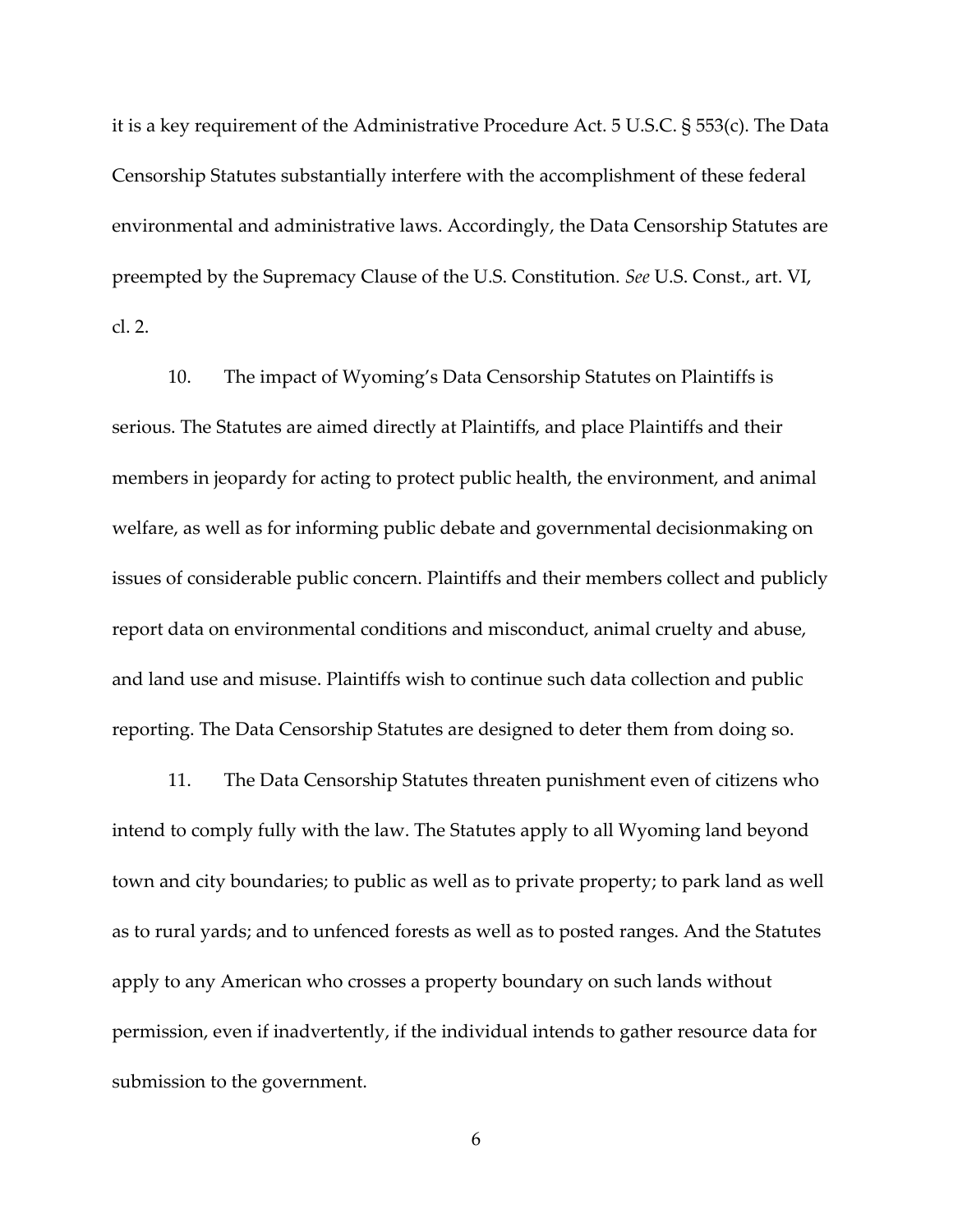it is a key requirement of the Administrative Procedure Act. 5 U.S.C. § 553(c). The Data Censorship Statutes substantially interfere with the accomplishment of these federal environmental and administrative laws. Accordingly, the Data Censorship Statutes are preempted by the Supremacy Clause of the U.S. Constitution. *See* U.S. Const., art. VI, cl. 2.

10. The impact of Wyoming's Data Censorship Statutes on Plaintiffs is serious. The Statutes are aimed directly at Plaintiffs, and place Plaintiffs and their members in jeopardy for acting to protect public health, the environment, and animal welfare, as well as for informing public debate and governmental decisionmaking on issues of considerable public concern. Plaintiffs and their members collect and publicly report data on environmental conditions and misconduct, animal cruelty and abuse, and land use and misuse. Plaintiffs wish to continue such data collection and public reporting. The Data Censorship Statutes are designed to deter them from doing so.

11. The Data Censorship Statutes threaten punishment even of citizens who intend to comply fully with the law. The Statutes apply to all Wyoming land beyond town and city boundaries; to public as well as to private property; to park land as well as to rural yards; and to unfenced forests as well as to posted ranges. And the Statutes apply to any American who crosses a property boundary on such lands without permission, even if inadvertently, if the individual intends to gather resource data for submission to the government.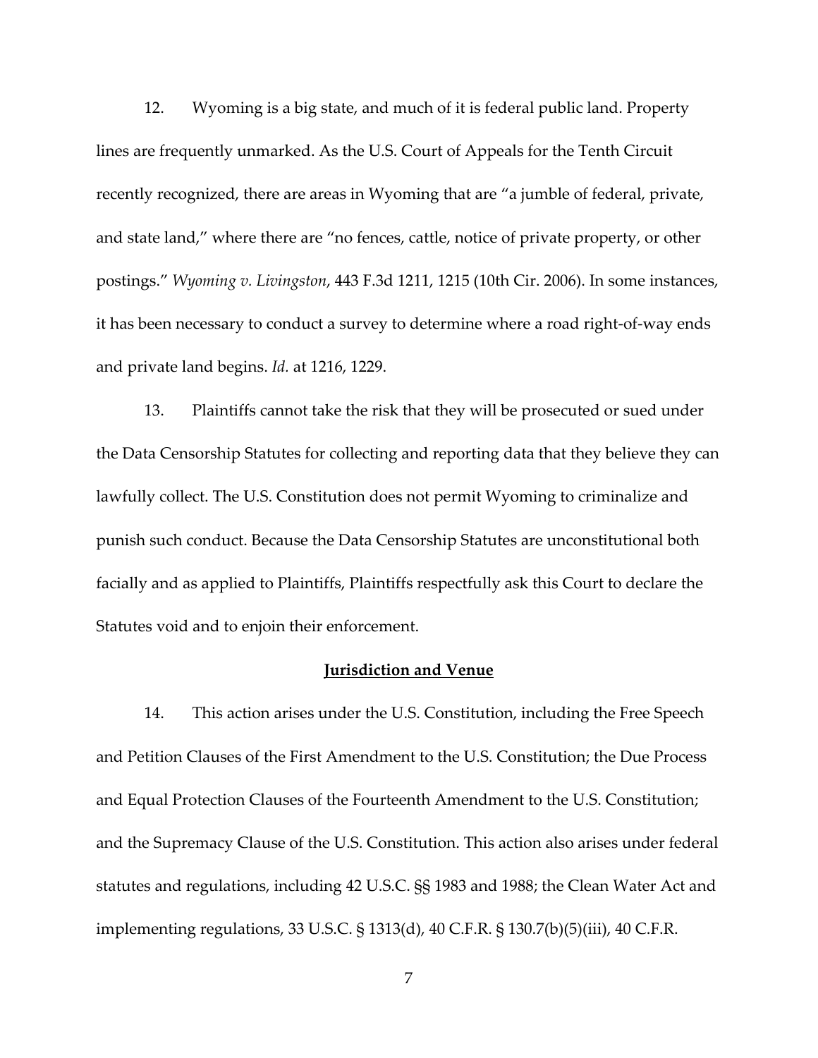12. Wyoming is a big state, and much of it is federal public land. Property lines are frequently unmarked. As the U.S. Court of Appeals for the Tenth Circuit recently recognized, there are areas in Wyoming that are "a jumble of federal, private, and state land," where there are "no fences, cattle, notice of private property, or other postings." *Wyoming v. Livingston*, 443 F.3d 1211, 1215 (10th Cir. 2006). In some instances, it has been necessary to conduct a survey to determine where a road right-of-way ends and private land begins. *Id.* at 1216, 1229.

13. Plaintiffs cannot take the risk that they will be prosecuted or sued under the Data Censorship Statutes for collecting and reporting data that they believe they can lawfully collect. The U.S. Constitution does not permit Wyoming to criminalize and punish such conduct. Because the Data Censorship Statutes are unconstitutional both facially and as applied to Plaintiffs, Plaintiffs respectfully ask this Court to declare the Statutes void and to enjoin their enforcement.

## Jurisdiction and Venue

14. This action arises under the U.S. Constitution, including the Free Speech and Petition Clauses of the First Amendment to the U.S. Constitution; the Due Process and Equal Protection Clauses of the Fourteenth Amendment to the U.S. Constitution; and the Supremacy Clause of the U.S. Constitution. This action also arises under federal statutes and regulations, including 42 U.S.C. §§ 1983 and 1988; the Clean Water Act and implementing regulations, 33 U.S.C. § 1313(d), 40 C.F.R. § 130.7(b)(5)(iii), 40 C.F.R.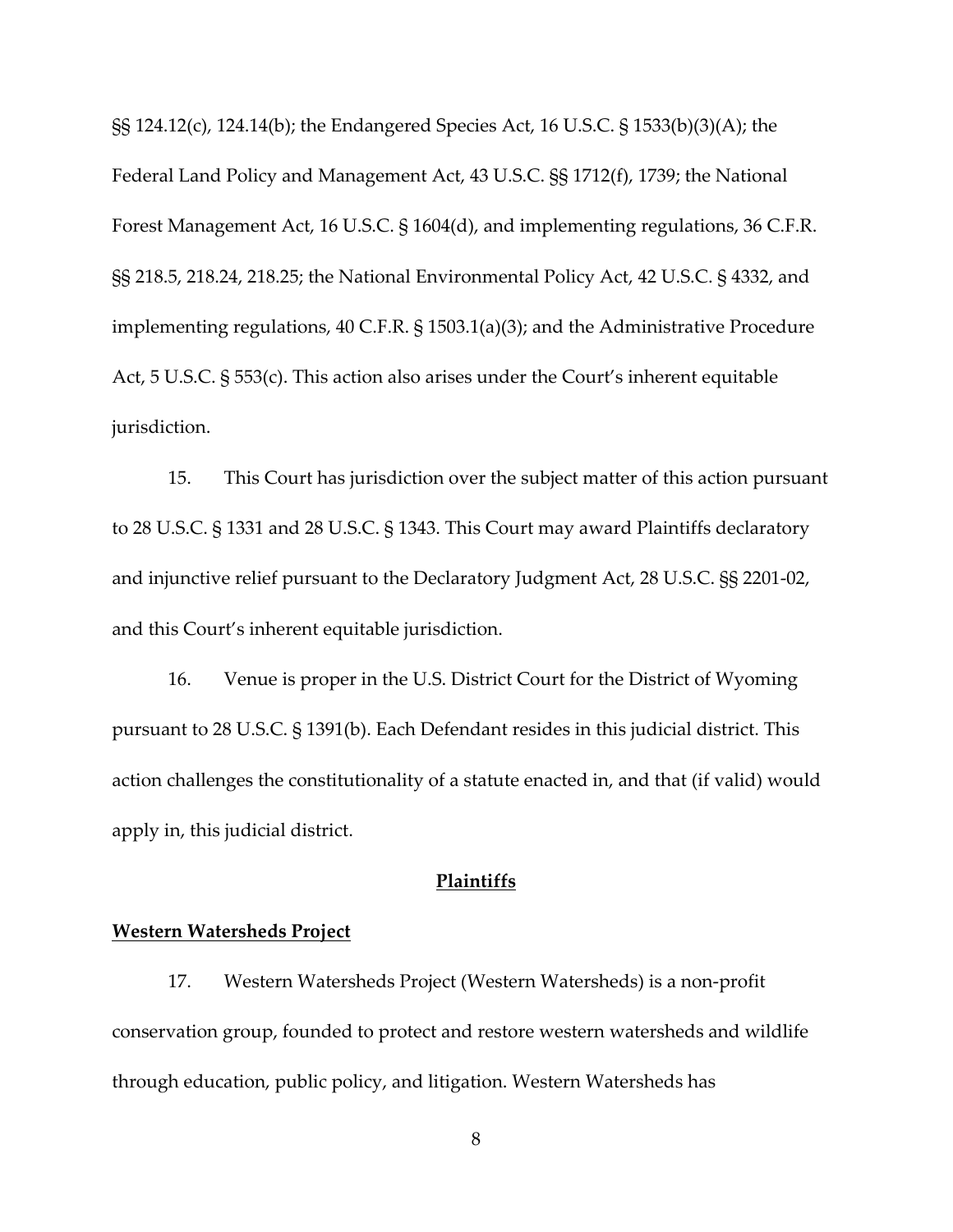§§ 124.12(c), 124.14(b); the Endangered Species Act, 16 U.S.C. § 1533(b)(3)(A); the Federal Land Policy and Management Act, 43 U.S.C. §§ 1712(f), 1739; the National Forest Management Act, 16 U.S.C. § 1604(d), and implementing regulations, 36 C.F.R. §§ 218.5, 218.24, 218.25; the National Environmental Policy Act, 42 U.S.C. § 4332, and implementing regulations, 40 C.F.R. § 1503.1(a)(3); and the Administrative Procedure Act, 5 U.S.C. § 553(c). This action also arises under the Court's inherent equitable jurisdiction.

15. This Court has jurisdiction over the subject matter of this action pursuant to 28 U.S.C. § 1331 and 28 U.S.C. § 1343. This Court may award Plaintiffs declaratory and injunctive relief pursuant to the Declaratory Judgment Act, 28 U.S.C. §§ 2201-02, and this Court's inherent equitable jurisdiction.

16. Venue is proper in the U.S. District Court for the District of Wyoming pursuant to 28 U.S.C. § 1391(b). Each Defendant resides in this judicial district. This action challenges the constitutionality of a statute enacted in, and that (if valid) would apply in, this judicial district.

## Plaintiffs

### Western Watersheds Project

17. Western Watersheds Project (Western Watersheds) is a non-profit conservation group, founded to protect and restore western watersheds and wildlife through education, public policy, and litigation. Western Watersheds has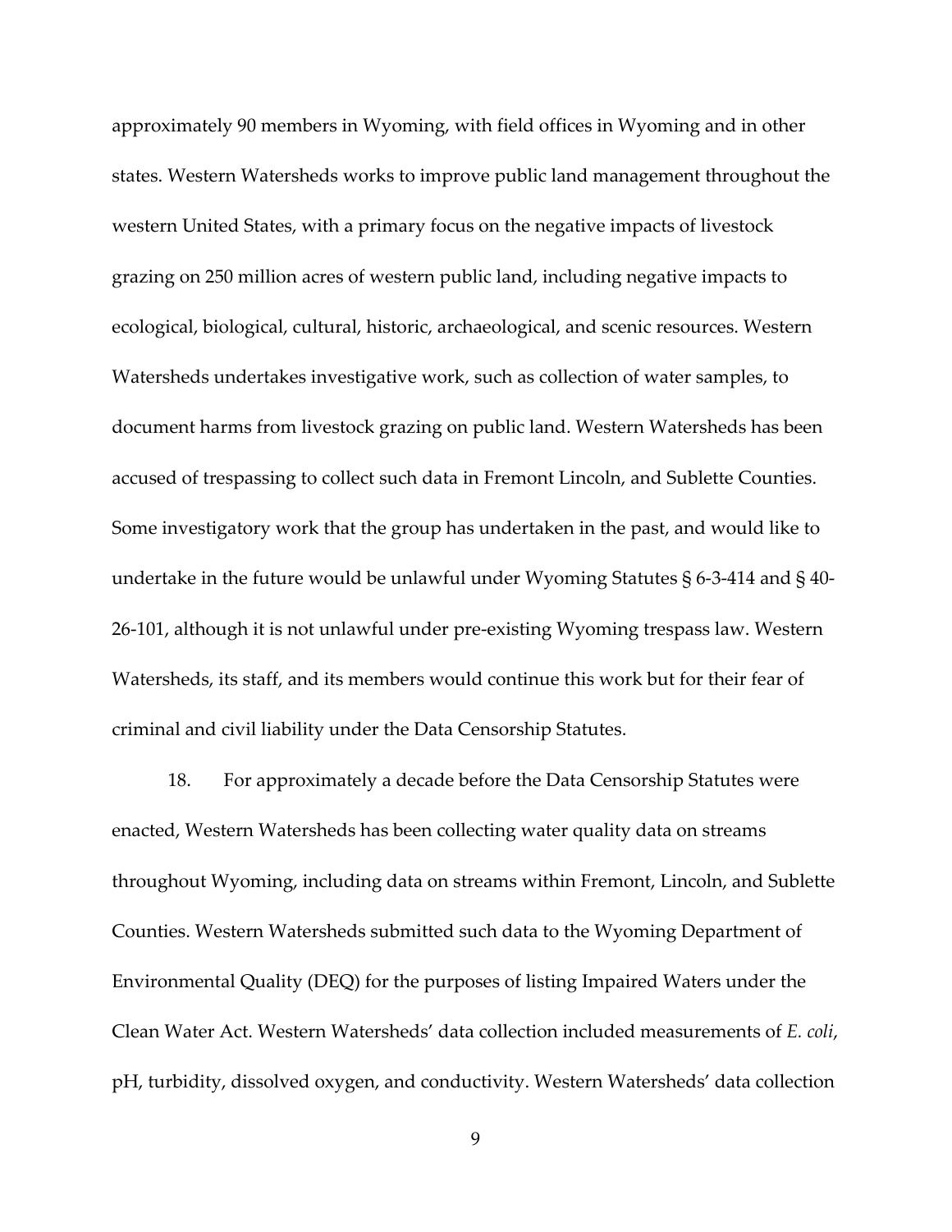approximately 90 members in Wyoming, with field offices in Wyoming and in other states. Western Watersheds works to improve public land management throughout the western United States, with a primary focus on the negative impacts of livestock grazing on 250 million acres of western public land, including negative impacts to ecological, biological, cultural, historic, archaeological, and scenic resources. Western Watersheds undertakes investigative work, such as collection of water samples, to document harms from livestock grazing on public land. Western Watersheds has been accused of trespassing to collect such data in Fremont Lincoln, and Sublette Counties. Some investigatory work that the group has undertaken in the past, and would like to undertake in the future would be unlawful under Wyoming Statutes § 6-3-414 and § 40-26-101, although it is not unlawful under pre-existing Wyoming trespass law. Western Watersheds, its staff, and its members would continue this work but for their fear of criminal and civil liability under the Data Censorship Statutes.

18. For approximately a decade before the Data Censorship Statutes were enacted, Western Watersheds has been collecting water quality data on streams throughout Wyoming, including data on streams within Fremont, Lincoln, and Sublette Counties. Western Watersheds submitted such data to the Wyoming Department of Environmental Quality (DEQ) for the purposes of listing Impaired Waters under the Clean Water Act. Western Watersheds' data collection included measurements of *E. coli*, pH, turbidity, dissolved oxygen, and conductivity. Western Watersheds' data collection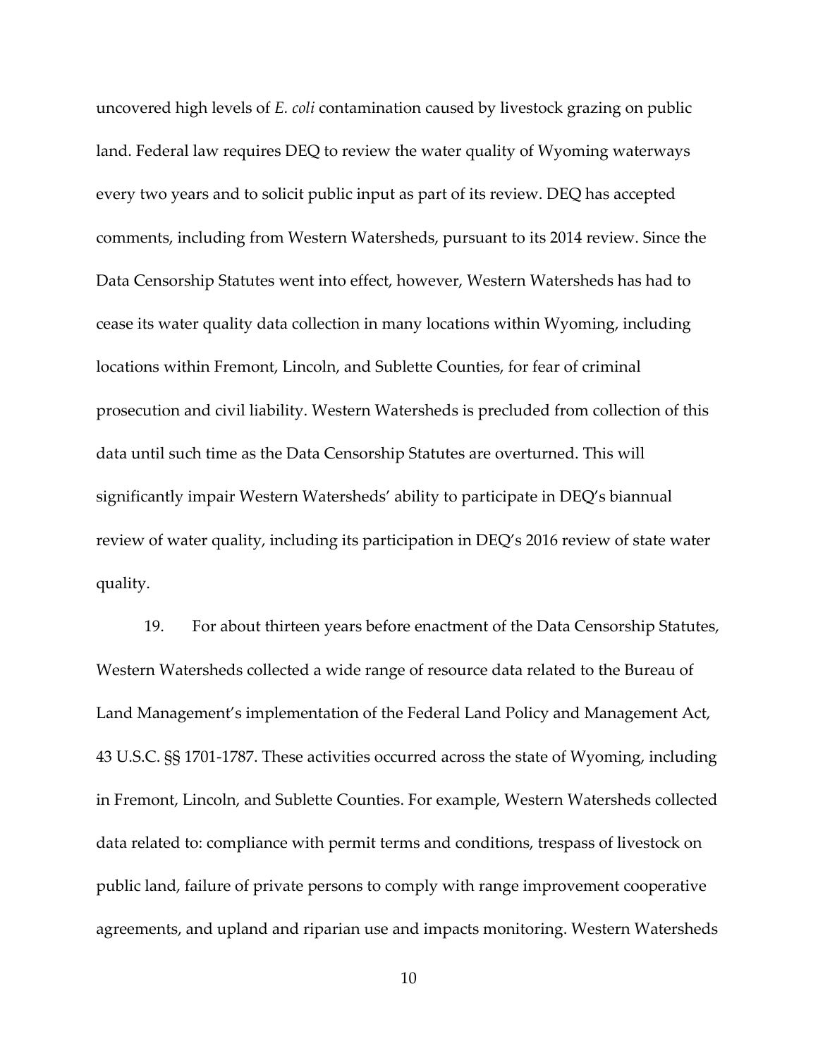uncovered high levels of *E. coli* contamination caused by livestock grazing on public land. Federal law requires DEQ to review the water quality of Wyoming waterways every two years and to solicit public input as part of its review. DEQ has accepted comments, including from Western Watersheds, pursuant to its 2014 review. Since the Data Censorship Statutes went into effect, however, Western Watersheds has had to cease its water quality data collection in many locations within Wyoming, including locations within Fremont, Lincoln, and Sublette Counties, for fear of criminal prosecution and civil liability. Western Watersheds is precluded from collection of this data until such time as the Data Censorship Statutes are overturned. This will significantly impair Western Watersheds' ability to participate in DEQ's biannual review of water quality, including its participation in DEQ's 2016 review of state water quality.

19. For about thirteen years before enactment of the Data Censorship Statutes, Western Watersheds collected a wide range of resource data related to the Bureau of Land Management's implementation of the Federal Land Policy and Management Act, 43 U.S.C. §§ 1701-1787. These activities occurred across the state of Wyoming, including in Fremont, Lincoln, and Sublette Counties. For example, Western Watersheds collected data related to: compliance with permit terms and conditions, trespass of livestock on public land, failure of private persons to comply with range improvement cooperative agreements, and upland and riparian use and impacts monitoring. Western Watersheds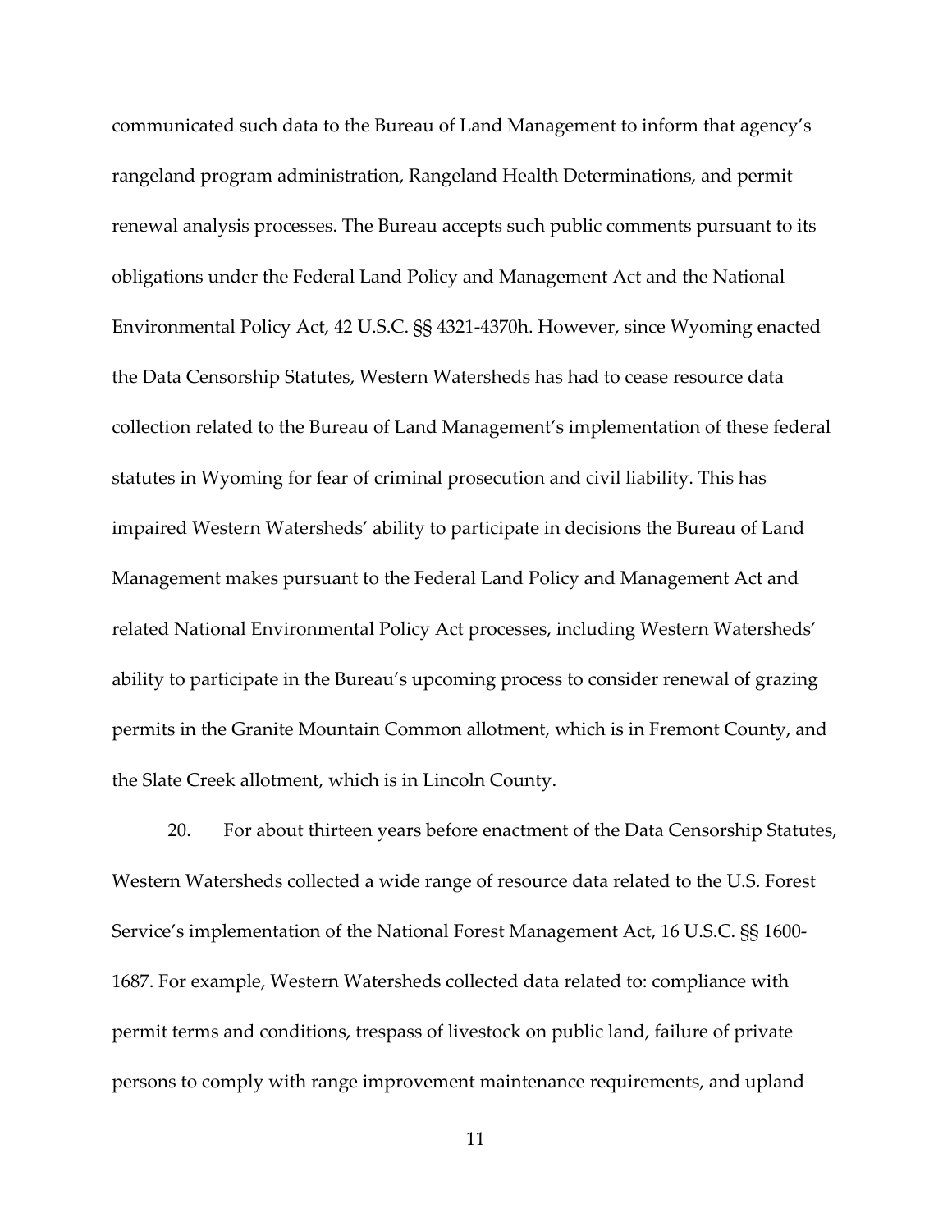communicated such data to the Bureau of Land Management to inform that agency's rangeland program administration, Rangeland Health Determinations, and permit renewal analysis processes. The Bureau accepts such public comments pursuant to its obligations under the Federal Land Policy and Management Act and the National Environmental Policy Act, 42 U.S.C. §§ 4321-4370h. However, since Wyoming enacted the Data Censorship Statutes, Western Watersheds has had to cease resource data collection related to the Bureau of Land Management's implementation of these federal statutes in Wyoming for fear of criminal prosecution and civil liability. This has impaired Western Watersheds' ability to participate in decisions the Bureau of Land Management makes pursuant to the Federal Land Policy and Management Act and related National Environmental Policy Act processes, including Western Watersheds' ability to participate in the Bureau's upcoming process to consider renewal of grazing permits in the Granite Mountain Common allotment, which is in Fremont County, and the Slate Creek allotment, which is in Lincoln County.

20. For about thirteen years before enactment of the Data Censorship Statutes, Western Watersheds collected a wide range of resource data related to the U.S. Forest Service's implementation of the National Forest Management Act, 16 U.S.C. §§ 1600-1687. For example, Western Watersheds collected data related to: compliance with permit terms and conditions, trespass of livestock on public land, failure of private persons to comply with range improvement maintenance requirements, and upland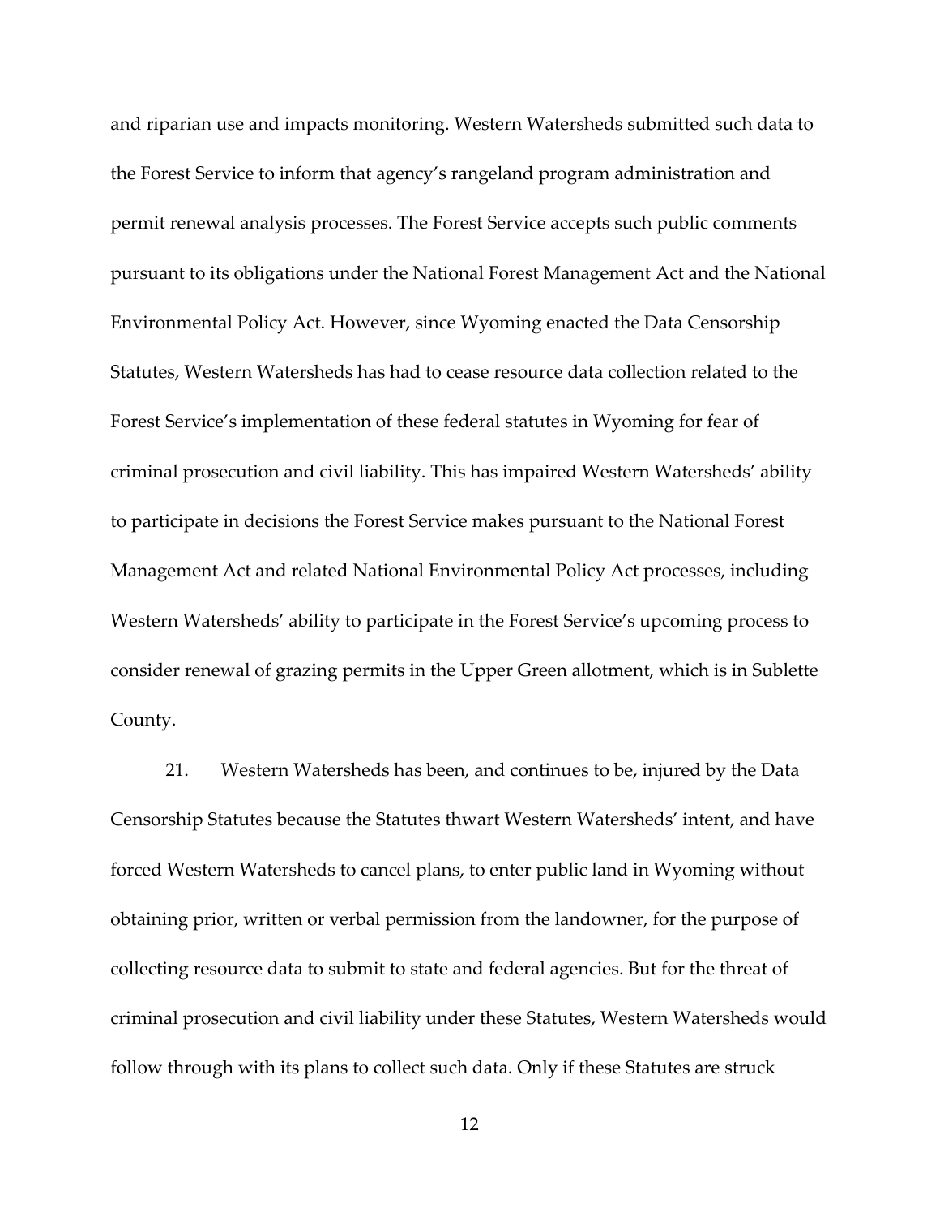and riparian use and impacts monitoring. Western Watersheds submitted such data to the Forest Service to inform that agency's rangeland program administration and permit renewal analysis processes. The Forest Service accepts such public comments pursuant to its obligations under the National Forest Management Act and the National Environmental Policy Act. However, since Wyoming enacted the Data Censorship Statutes, Western Watersheds has had to cease resource data collection related to the Forest Service's implementation of these federal statutes in Wyoming for fear of criminal prosecution and civil liability. This has impaired Western Watersheds' ability to participate in decisions the Forest Service makes pursuant to the National Forest Management Act and related National Environmental Policy Act processes, including Western Watersheds' ability to participate in the Forest Service's upcoming process to consider renewal of grazing permits in the Upper Green allotment, which is in Sublette County.

21. Western Watersheds has been, and continues to be, injured by the Data Censorship Statutes because the Statutes thwart Western Watersheds' intent, and have forced Western Watersheds to cancel plans, to enter public land in Wyoming without obtaining prior, written or verbal permission from the landowner, for the purpose of collecting resource data to submit to state and federal agencies. But for the threat of criminal prosecution and civil liability under these Statutes, Western Watersheds would follow through with its plans to collect such data. Only if these Statutes are struck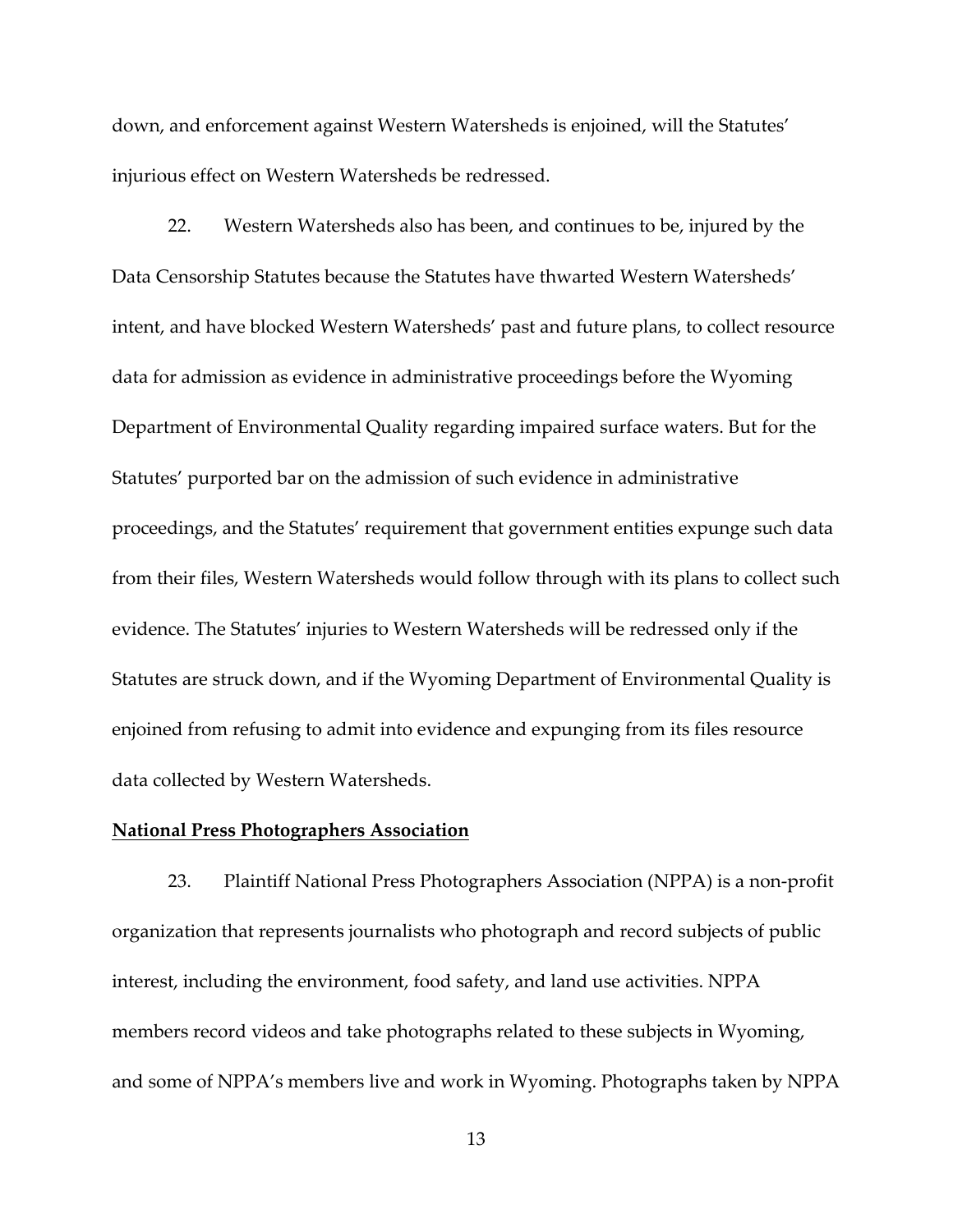down, and enforcement against Western Watersheds is enjoined, will the Statutes' injurious effect on Western Watersheds be redressed.

22. Western Watersheds also has been, and continues to be, injured by the Data Censorship Statutes because the Statutes have thwarted Western Watersheds' intent, and have blocked Western Watersheds' past and future plans, to collect resource data for admission as evidence in administrative proceedings before the Wyoming Department of Environmental Quality regarding impaired surface waters. But for the Statutes' purported bar on the admission of such evidence in administrative proceedings, and the Statutes' requirement that government entities expunge such data from their files, Western Watersheds would follow through with its plans to collect such evidence. The Statutes' injuries to Western Watersheds will be redressed only if the Statutes are struck down, and if the Wyoming Department of Environmental Quality is enjoined from refusing to admit into evidence and expunging from its files resource data collected by Western Watersheds.

**National Press Photographers Association**

23. Plaintiff National Press Photographers Association (NPPA) is a non-profit organization that represents journalists who photograph and record subjects of public interest, including the environment, food safety, and land use activities. NPPA members record videos and take photographs related to these subjects in Wyoming, and some of NPPA's members live and work in Wyoming. Photographs taken by NPPA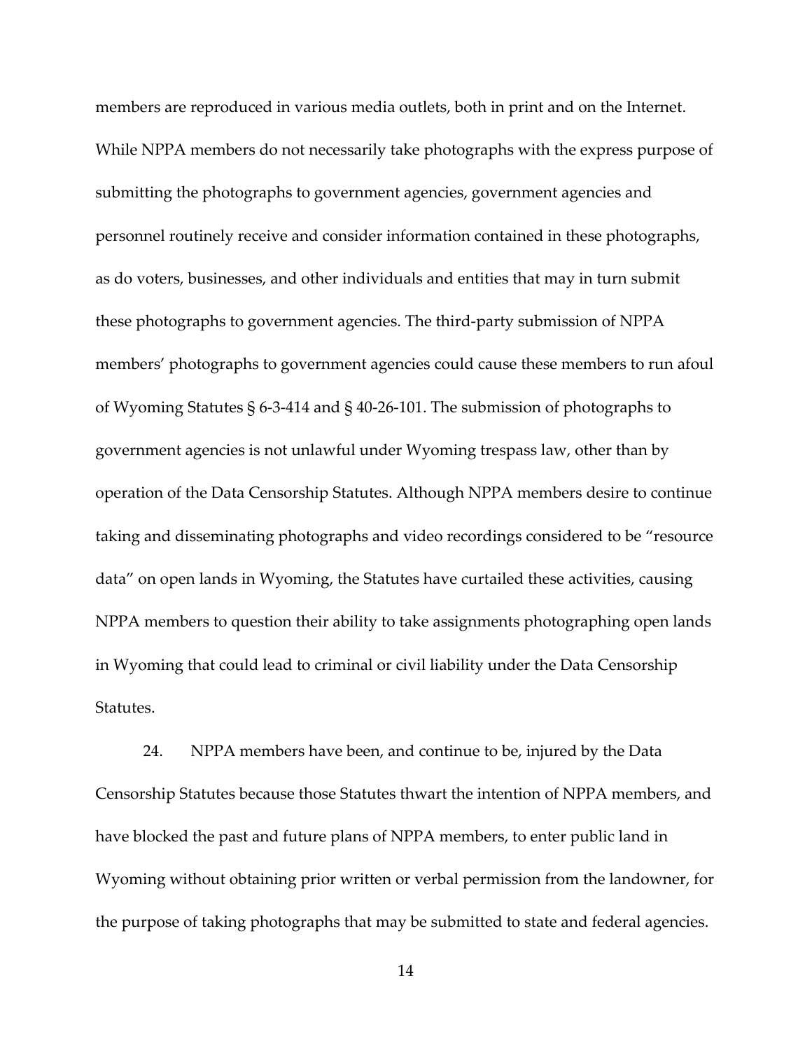members are reproduced in various media outlets, both in print and on the Internet. While NPPA members do not necessarily take photographs with the express purpose of submitting the photographs to government agencies, government agencies and personnel routinely receive and consider information contained in these photographs, as do voters, businesses, and other individuals and entities that may in turn submit these photographs to government agencies. The third-party submission of NPPA members' photographs to government agencies could cause these members to run afoul of Wyoming Statutes § 6-3-414 and § 40-26-101. The submission of photographs to government agencies is not unlawful under Wyoming trespass law, other than by operation of the Data Censorship Statutes. Although NPPA members desire to continue taking and disseminating photographs and video recordings considered to be "resource data" on open lands in Wyoming, the Statutes have curtailed these activities, causing NPPA members to question their ability to take assignments photographing open lands in Wyoming that could lead to criminal or civil liability under the Data Censorship Statutes.

24. NPPA members have been, and continue to be, injured by the Data Censorship Statutes because those Statutes thwart the intention of NPPA members, and have blocked the past and future plans of NPPA members, to enter public land in Wyoming without obtaining prior written or verbal permission from the landowner, for the purpose of taking photographs that may be submitted to state and federal agencies.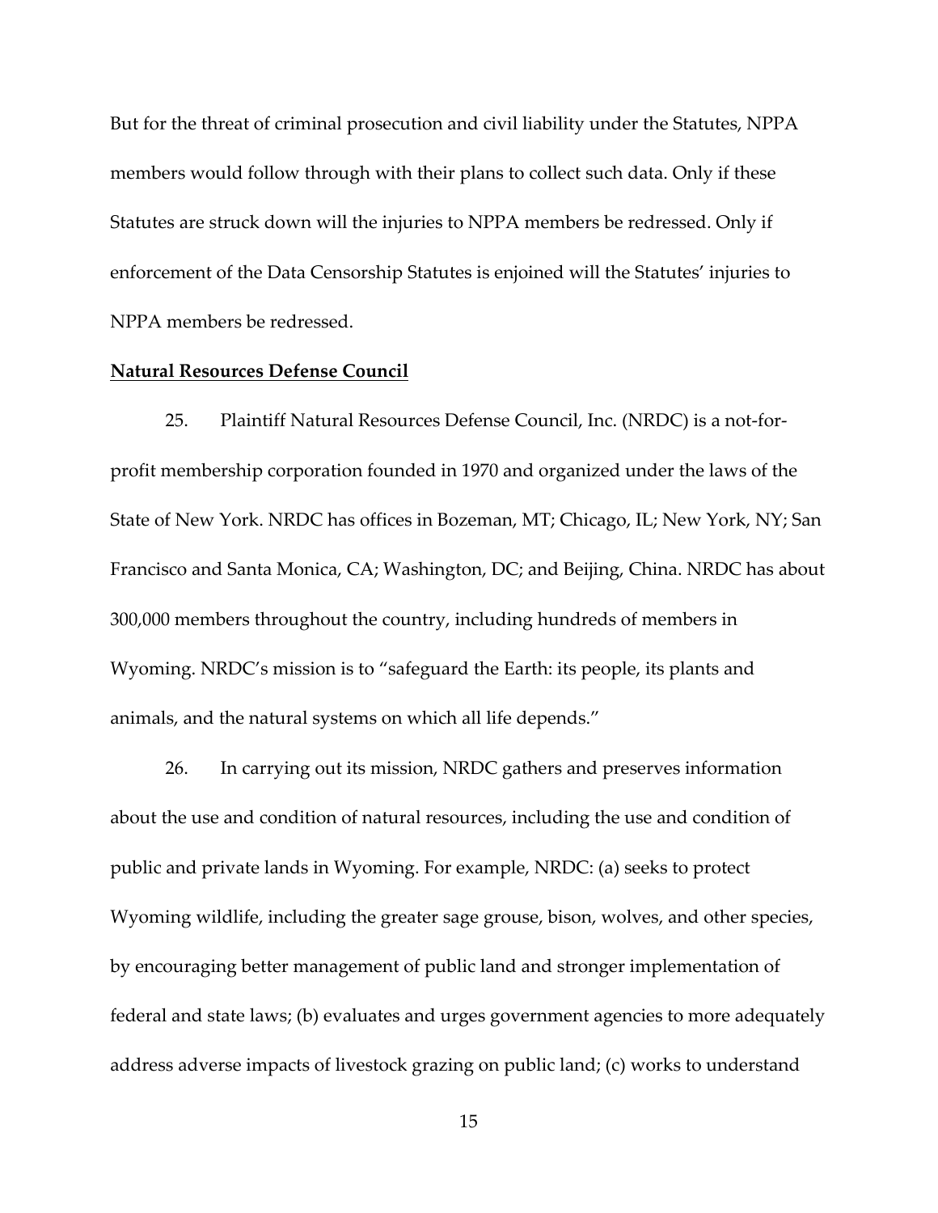But for the threat of criminal prosecution and civil liability under the Statutes, NPPA members would follow through with their plans to collect such data. Only if these Statutes are struck down will the injuries to NPPA members be redressed. Only if enforcement of the Data Censorship Statutes is enjoined will the Statutes' injuries to NPPA members be redressed.

**Natural Resources Defense Council**

25. Plaintiff Natural Resources Defense Council, Inc. (NRDC) is a not-for-profit membership corporation founded in 1970 and organized under the laws of the State of New York. NRDC has offices in Bozeman, MT; Chicago, IL; New York, NY; San Francisco and Santa Monica, CA; Washington, DC; and Beijing, China. NRDC has about 300,000 members throughout the country, including hundreds of members in Wyoming. NRDC's mission is to "safeguard the Earth: its people, its plants and animals, and the natural systems on which all life depends."

26. In carrying out its mission, NRDC gathers and preserves information about the use and condition of natural resources, including the use and condition of public and private lands in Wyoming. For example, NRDC: (a) seeks to protect Wyoming wildlife, including the greater sage grouse, bison, wolves, and other species, by encouraging better management of public land and stronger implementation of federal and state laws; (b) evaluates and urges government agencies to more adequately address adverse impacts of livestock grazing on public land; (c) works to understand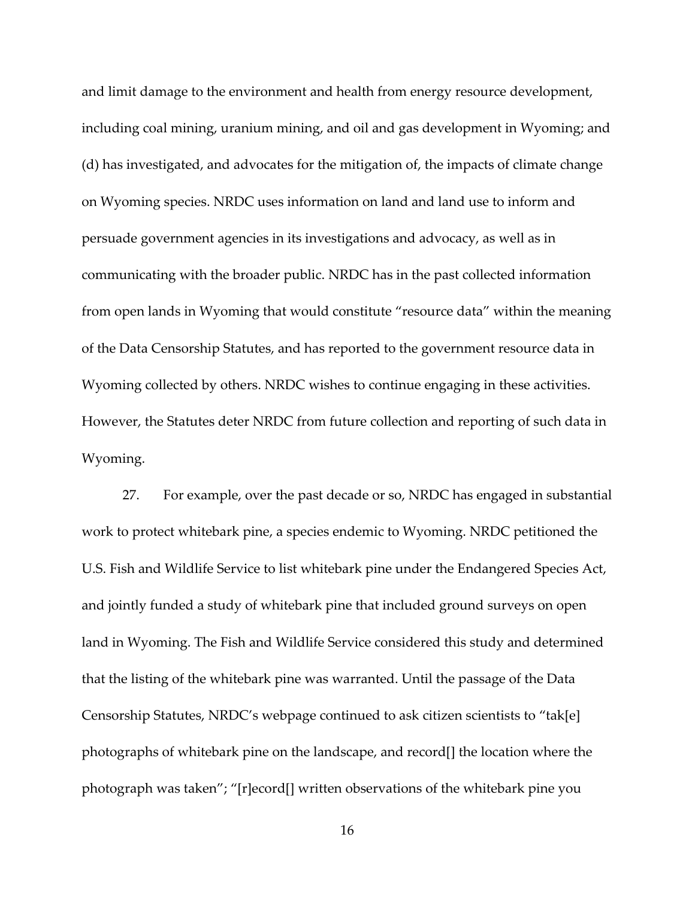and limit damage to the environment and health from energy resource development, including coal mining, uranium mining, and oil and gas development in Wyoming; and (d) has investigated, and advocates for the mitigation of, the impacts of climate change on Wyoming species. NRDC uses information on land and land use to inform and persuade government agencies in its investigations and advocacy, as well as in communicating with the broader public. NRDC has in the past collected information from open lands in Wyoming that would constitute "resource data" within the meaning of the Data Censorship Statutes, and has reported to the government resource data in Wyoming collected by others. NRDC wishes to continue engaging in these activities. However, the Statutes deter NRDC from future collection and reporting of such data in Wyoming.

27. For example, over the past decade or so, NRDC has engaged in substantial work to protect whitebark pine, a species endemic to Wyoming. NRDC petitioned the U.S. Fish and Wildlife Service to list whitebark pine under the Endangered Species Act, and jointly funded a study of whitebark pine that included ground surveys on open land in Wyoming. The Fish and Wildlife Service considered this study and determined that the listing of the whitebark pine was warranted. Until the passage of the Data Censorship Statutes, NRDC's webpage continued to ask citizen scientists to "tak[e] photographs of whitebark pine on the landscape, and record[] the location where the photograph was taken"; "[r]ecord[] written observations of the whitebark pine you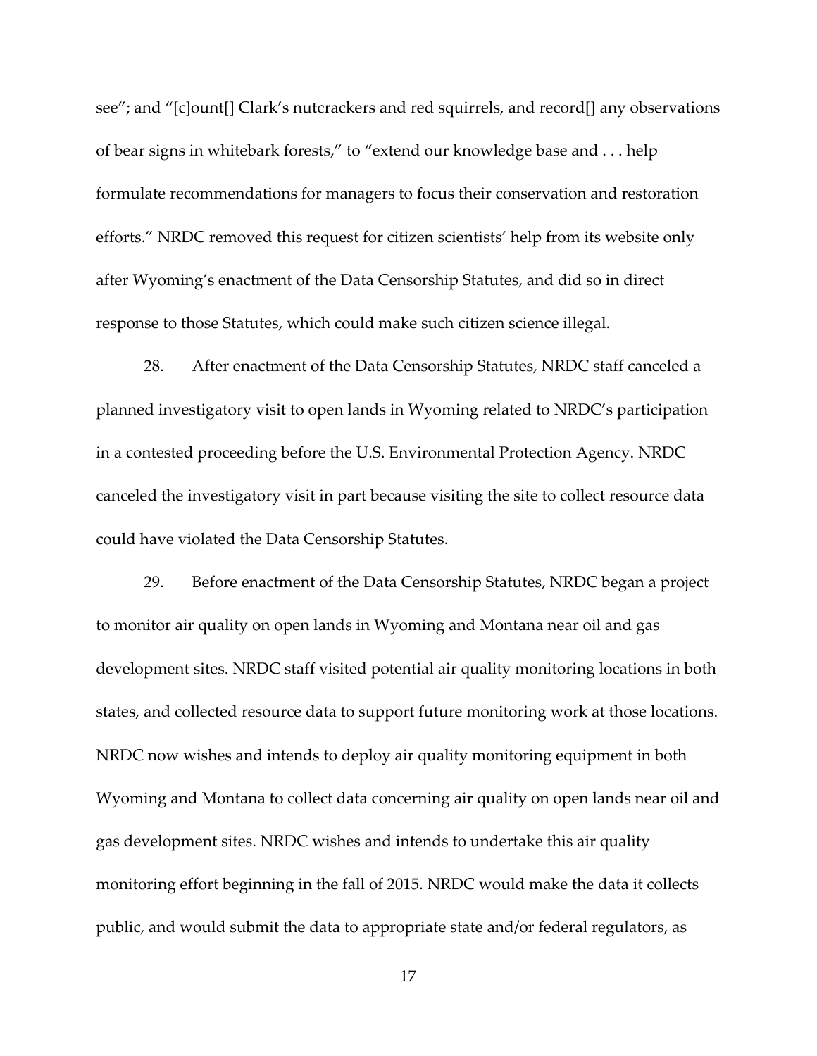see"; and "[c]ount[] Clark's nutcrackers and red squirrels, and record[] any observations of bear signs in whitebark forests," to "extend our knowledge base and . . . help formulate recommendations for managers to focus their conservation and restoration efforts." NRDC removed this request for citizen scientists' help from its website only after Wyoming's enactment of the Data Censorship Statutes, and did so in direct response to those Statutes, which could make such citizen science illegal.

28. After enactment of the Data Censorship Statutes, NRDC staff canceled a planned investigatory visit to open lands in Wyoming related to NRDC's participation in a contested proceeding before the U.S. Environmental Protection Agency. NRDC canceled the investigatory visit in part because visiting the site to collect resource data could have violated the Data Censorship Statutes.

29. Before enactment of the Data Censorship Statutes, NRDC began a project to monitor air quality on open lands in Wyoming and Montana near oil and gas development sites. NRDC staff visited potential air quality monitoring locations in both states, and collected resource data to support future monitoring work at those locations. NRDC now wishes and intends to deploy air quality monitoring equipment in both Wyoming and Montana to collect data concerning air quality on open lands near oil and gas development sites. NRDC wishes and intends to undertake this air quality monitoring effort beginning in the fall of 2015. NRDC would make the data it collects public, and would submit the data to appropriate state and/or federal regulators, as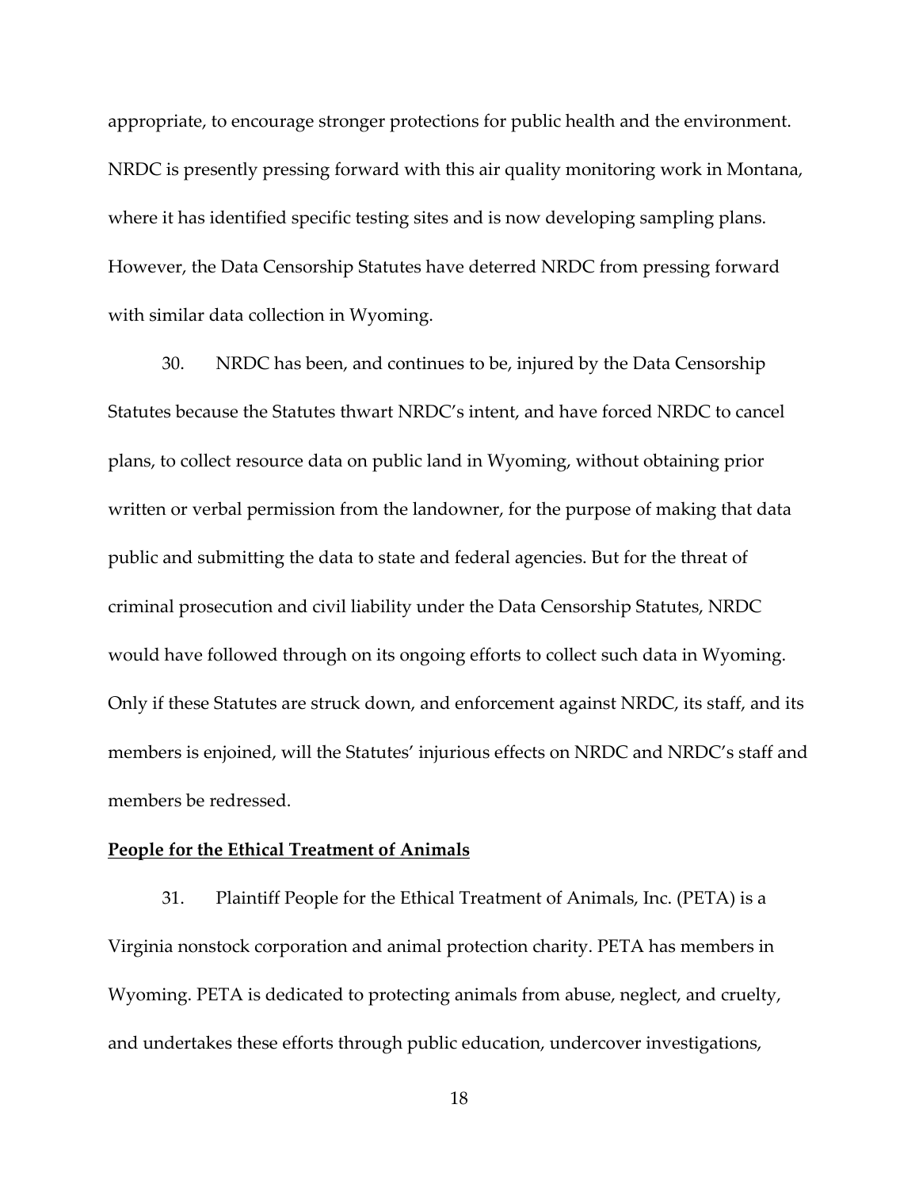appropriate, to encourage stronger protections for public health and the environment. NRDC is presently pressing forward with this air quality monitoring work in Montana, where it has identified specific testing sites and is now developing sampling plans. However, the Data Censorship Statutes have deterred NRDC from pressing forward with similar data collection in Wyoming.

30. NRDC has been, and continues to be, injured by the Data Censorship Statutes because the Statutes thwart NRDC's intent, and have forced NRDC to cancel plans, to collect resource data on public land in Wyoming, without obtaining prior written or verbal permission from the landowner, for the purpose of making that data public and submitting the data to state and federal agencies. But for the threat of criminal prosecution and civil liability under the Data Censorship Statutes, NRDC would have followed through on its ongoing efforts to collect such data in Wyoming. Only if these Statutes are struck down, and enforcement against NRDC, its staff, and its members is enjoined, will the Statutes' injurious effects on NRDC and NRDC's staff and members be redressed.

**People for the Ethical Treatment of Animals**

31. Plaintiff People for the Ethical Treatment of Animals, Inc. (PETA) is a Virginia nonstock corporation and animal protection charity. PETA has members in Wyoming. PETA is dedicated to protecting animals from abuse, neglect, and cruelty, and undertakes these efforts through public education, undercover investigations,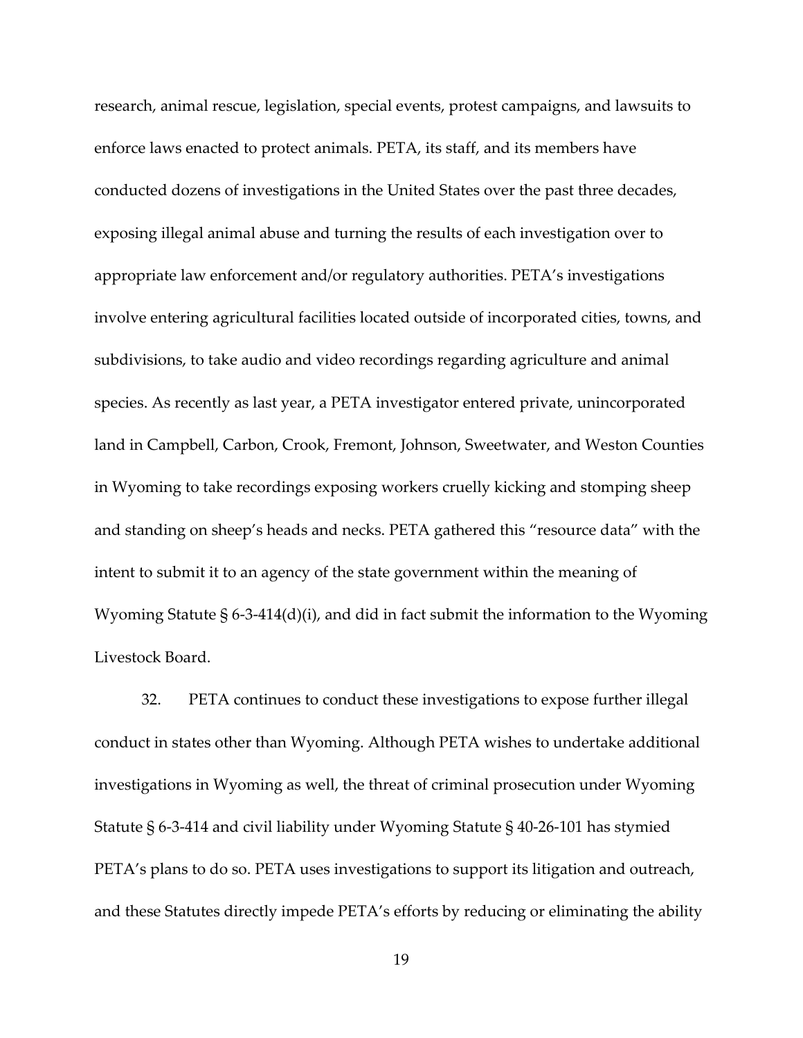research, animal rescue, legislation, special events, protest campaigns, and lawsuits to enforce laws enacted to protect animals. PETA, its staff, and its members have conducted dozens of investigations in the United States over the past three decades, exposing illegal animal abuse and turning the results of each investigation over to appropriate law enforcement and/or regulatory authorities. PETA's investigations involve entering agricultural facilities located outside of incorporated cities, towns, and subdivisions, to take audio and video recordings regarding agriculture and animal species. As recently as last year, a PETA investigator entered private, unincorporated land in Campbell, Carbon, Crook, Fremont, Johnson, Sweetwater, and Weston Counties in Wyoming to take recordings exposing workers cruelly kicking and stomping sheep and standing on sheep's heads and necks. PETA gathered this "resource data" with the intent to submit it to an agency of the state government within the meaning of Wyoming Statute § 6-3-414(d)(i), and did in fact submit the information to the Wyoming Livestock Board.

32. PETA continues to conduct these investigations to expose further illegal conduct in states other than Wyoming. Although PETA wishes to undertake additional investigations in Wyoming as well, the threat of criminal prosecution under Wyoming Statute § 6-3-414 and civil liability under Wyoming Statute § 40-26-101 has stymied PETA's plans to do so. PETA uses investigations to support its litigation and outreach, and these Statutes directly impede PETA's efforts by reducing or eliminating the ability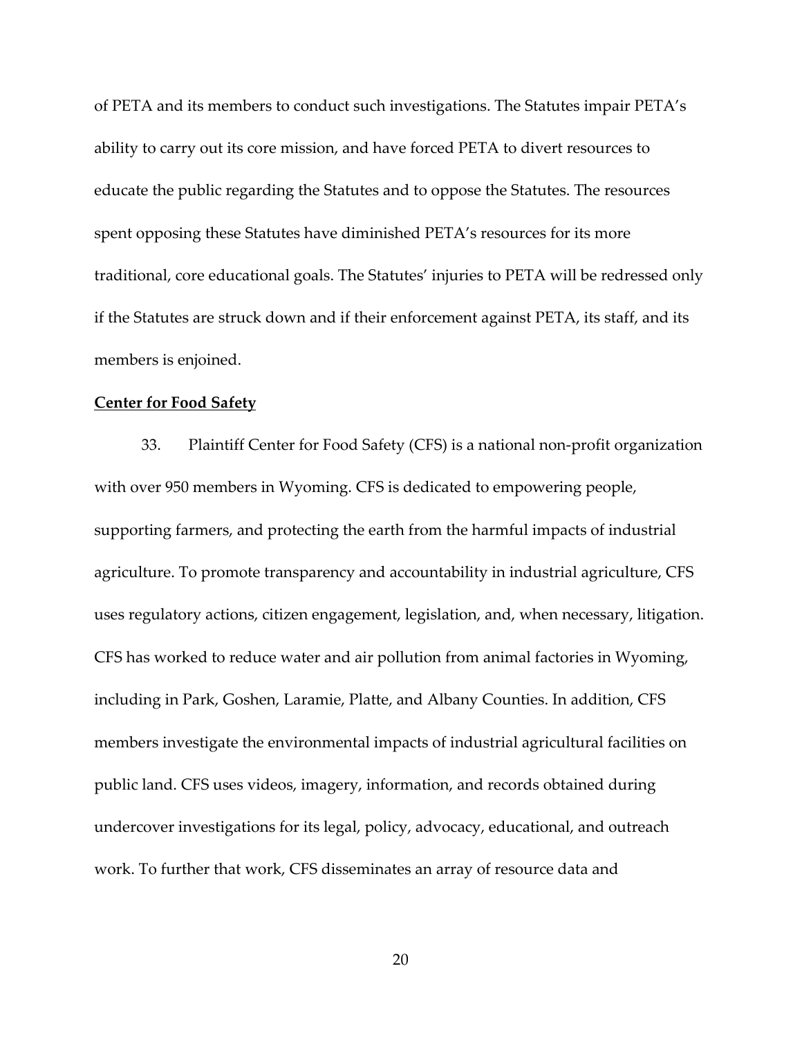of PETA and its members to conduct such investigations. The Statutes impair PETA's ability to carry out its core mission, and have forced PETA to divert resources to educate the public regarding the Statutes and to oppose the Statutes. The resources spent opposing these Statutes have diminished PETA's resources for its more traditional, core educational goals. The Statutes' injuries to PETA will be redressed only if the Statutes are struck down and if their enforcement against PETA, its staff, and its members is enjoined.

<u>**Center for Food Safety**</u>

33. Plaintiff Center for Food Safety (CFS) is a national non-profit organization with over 950 members in Wyoming. CFS is dedicated to empowering people, supporting farmers, and protecting the earth from the harmful impacts of industrial agriculture. To promote transparency and accountability in industrial agriculture, CFS uses regulatory actions, citizen engagement, legislation, and, when necessary, litigation. CFS has worked to reduce water and air pollution from animal factories in Wyoming, including in Park, Goshen, Laramie, Platte, and Albany Counties. In addition, CFS members investigate the environmental impacts of industrial agricultural facilities on public land. CFS uses videos, imagery, information, and records obtained during undercover investigations for its legal, policy, advocacy, educational, and outreach work. To further that work, CFS disseminates an array of resource data and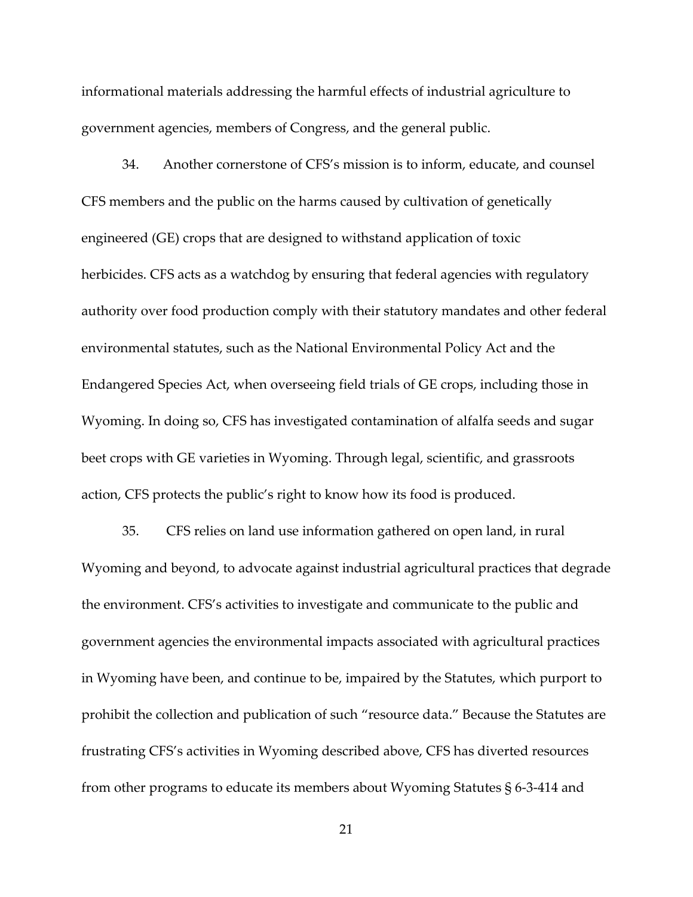informational materials addressing the harmful effects of industrial agriculture to government agencies, members of Congress, and the general public.

34. Another cornerstone of CFS's mission is to inform, educate, and counsel CFS members and the public on the harms caused by cultivation of genetically engineered (GE) crops that are designed to withstand application of toxic herbicides. CFS acts as a watchdog by ensuring that federal agencies with regulatory authority over food production comply with their statutory mandates and other federal environmental statutes, such as the National Environmental Policy Act and the Endangered Species Act, when overseeing field trials of GE crops, including those in Wyoming. In doing so, CFS has investigated contamination of alfalfa seeds and sugar beet crops with GE varieties in Wyoming. Through legal, scientific, and grassroots action, CFS protects the public's right to know how its food is produced.

35. CFS relies on land use information gathered on open land, in rural Wyoming and beyond, to advocate against industrial agricultural practices that degrade the environment. CFS's activities to investigate and communicate to the public and government agencies the environmental impacts associated with agricultural practices in Wyoming have been, and continue to be, impaired by the Statutes, which purport to prohibit the collection and publication of such "resource data." Because the Statutes are frustrating CFS's activities in Wyoming described above, CFS has diverted resources from other programs to educate its members about Wyoming Statutes § 6-3-414 and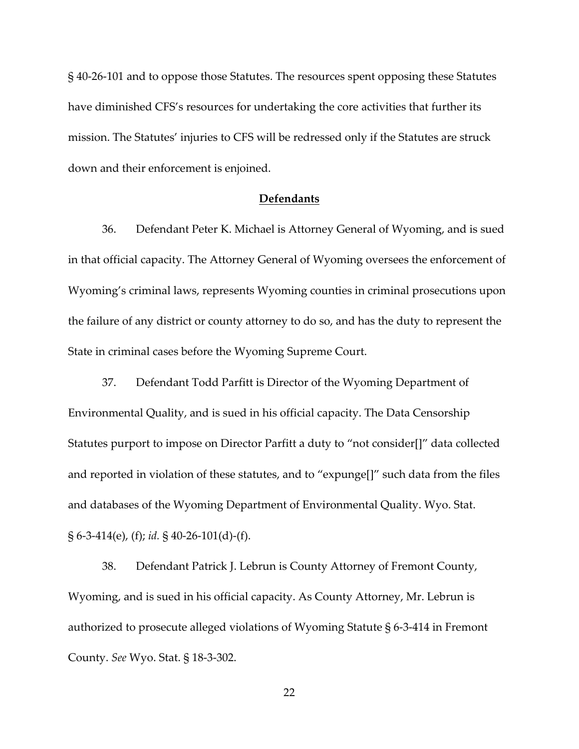§ 40-26-101 and to oppose those Statutes. The resources spent opposing these Statutes have diminished CFS's resources for undertaking the core activities that further its mission. The Statutes' injuries to CFS will be redressed only if the Statutes are struck down and their enforcement is enjoined.

**Defendants**

36. Defendant Peter K. Michael is Attorney General of Wyoming, and is sued in that official capacity. The Attorney General of Wyoming oversees the enforcement of Wyoming's criminal laws, represents Wyoming counties in criminal prosecutions upon the failure of any district or county attorney to do so, and has the duty to represent the State in criminal cases before the Wyoming Supreme Court.

37. Defendant Todd Parfitt is Director of the Wyoming Department of Environmental Quality, and is sued in his official capacity. The Data Censorship Statutes purport to impose on Director Parfitt a duty to "not consider[]" data collected and reported in violation of these statutes, and to "expunge[]" such data from the files and databases of the Wyoming Department of Environmental Quality. Wyo. Stat. § 6-3-414(e), (f); *id.* § 40-26-101(d)-(f).

38. Defendant Patrick J. Lebrun is County Attorney of Fremont County, Wyoming, and is sued in his official capacity. As County Attorney, Mr. Lebrun is authorized to prosecute alleged violations of Wyoming Statute § 6-3-414 in Fremont County. *See* Wyo. Stat. § 18-3-302.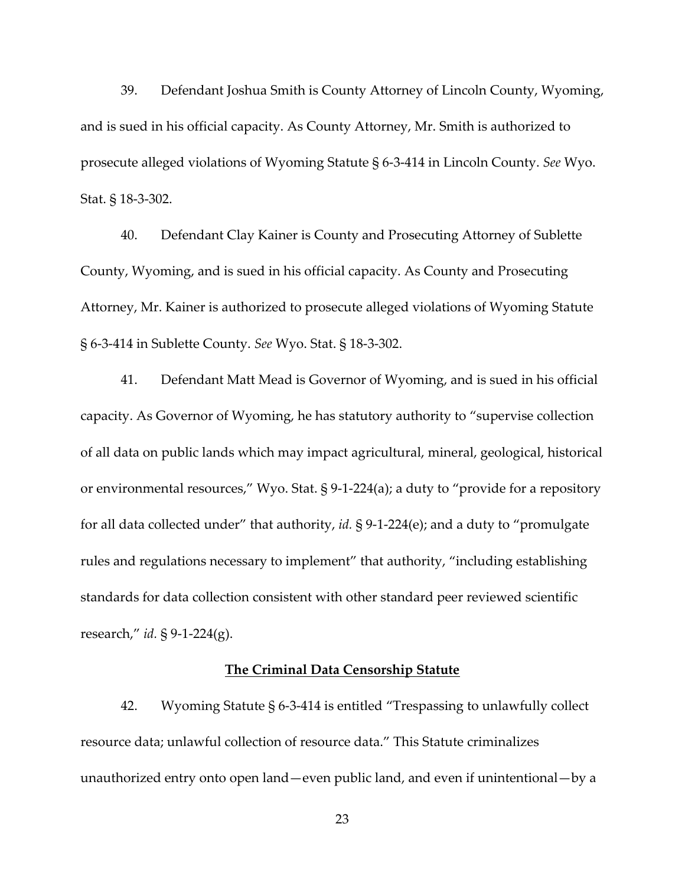39. Defendant Joshua Smith is County Attorney of Lincoln County, Wyoming, and is sued in his official capacity. As County Attorney, Mr. Smith is authorized to prosecute alleged violations of Wyoming Statute § 6-3-414 in Lincoln County. *See* Wyo. Stat. § 18-3-302.

40. Defendant Clay Kainer is County and Prosecuting Attorney of Sublette County, Wyoming, and is sued in his official capacity. As County and Prosecuting Attorney, Mr. Kainer is authorized to prosecute alleged violations of Wyoming Statute § 6-3-414 in Sublette County. *See* Wyo. Stat. § 18-3-302.

41. Defendant Matt Mead is Governor of Wyoming, and is sued in his official capacity. As Governor of Wyoming, he has statutory authority to "supervise collection of all data on public lands which may impact agricultural, mineral, geological, historical or environmental resources," Wyo. Stat. § 9-1-224(a); a duty to "provide for a repository for all data collected under" that authority, *id.* § 9-1-224(e); and a duty to "promulgate rules and regulations necessary to implement" that authority, "including establishing standards for data collection consistent with other standard peer reviewed scientific research," *id.* § 9-1-224(g).

**The Criminal Data Censorship Statute**

42. Wyoming Statute § 6-3-414 is entitled "Trespassing to unlawfully collect resource data; unlawful collection of resource data." This Statute criminalizes unauthorized entry onto open land—even public land, and even if unintentional—by a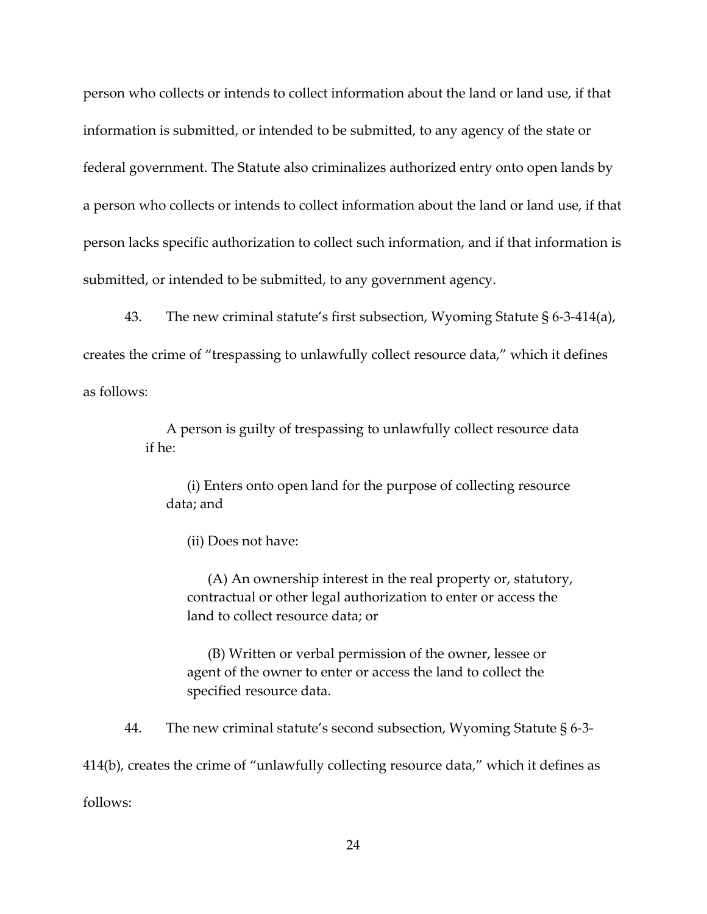person who collects or intends to collect information about the land or land use, if that information is submitted, or intended to be submitted, to any agency of the state or federal government. The Statute also criminalizes authorized entry onto open lands by a person who collects or intends to collect information about the land or land use, if that person lacks specific authorization to collect such information, and if that information is submitted, or intended to be submitted, to any government agency.

43. The new criminal statute's first subsection, Wyoming Statute § 6-3-414(a), creates the crime of "trespassing to unlawfully collect resource data," which it defines as follows:

> A person is guilty of trespassing to unlawfully collect resource data if he:
>
> > (i) Enters onto open land for the purpose of collecting resource data; and
> >
> > (ii) Does not have:
> >
> > > (A) An ownership interest in the real property or, statutory, contractual or other legal authorization to enter or access the land to collect resource data; or
> > >
> > > (B) Written or verbal permission of the owner, lessee or agent of the owner to enter or access the land to collect the specified resource data.

44. The new criminal statute's second subsection, Wyoming Statute § 6-3-414(b), creates the crime of "unlawfully collecting resource data," which it defines as follows: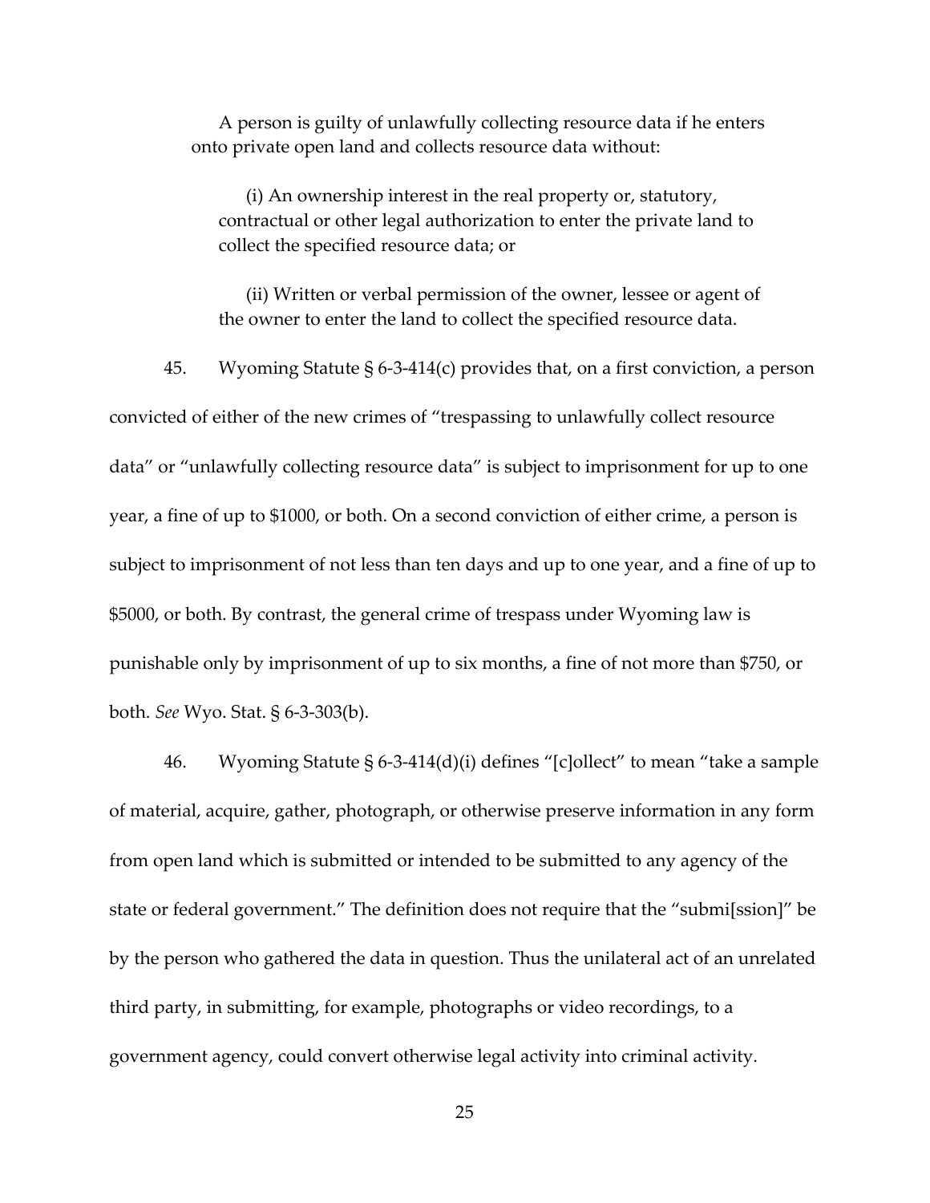> A person is guilty of unlawfully collecting resource data if he enters onto private open land and collects resource data without:
>
> > (i) An ownership interest in the real property or, statutory, contractual or other legal authorization to enter the private land to collect the specified resource data; or
> >
> > (ii) Written or verbal permission of the owner, lessee or agent of the owner to enter the land to collect the specified resource data.

45. Wyoming Statute § 6-3-414(c) provides that, on a first conviction, a person convicted of either of the new crimes of "trespassing to unlawfully collect resource data" or "unlawfully collecting resource data" is subject to imprisonment for up to one year, a fine of up to $1000, or both. On a second conviction of either crime, a person is subject to imprisonment of not less than ten days and up to one year, and a fine of up to $5000, or both. By contrast, the general crime of trespass under Wyoming law is punishable only by imprisonment of up to six months, a fine of not more than $750, or both. *See* Wyo. Stat. § 6-3-303(b).

46. Wyoming Statute § 6-3-414(d)(i) defines "[c]ollect" to mean "take a sample of material, acquire, gather, photograph, or otherwise preserve information in any form from open land which is submitted or intended to be submitted to any agency of the state or federal government." The definition does not require that the "submi[ssion]" be by the person who gathered the data in question. Thus the unilateral act of an unrelated third party, in submitting, for example, photographs or video recordings, to a government agency, could convert otherwise legal activity into criminal activity.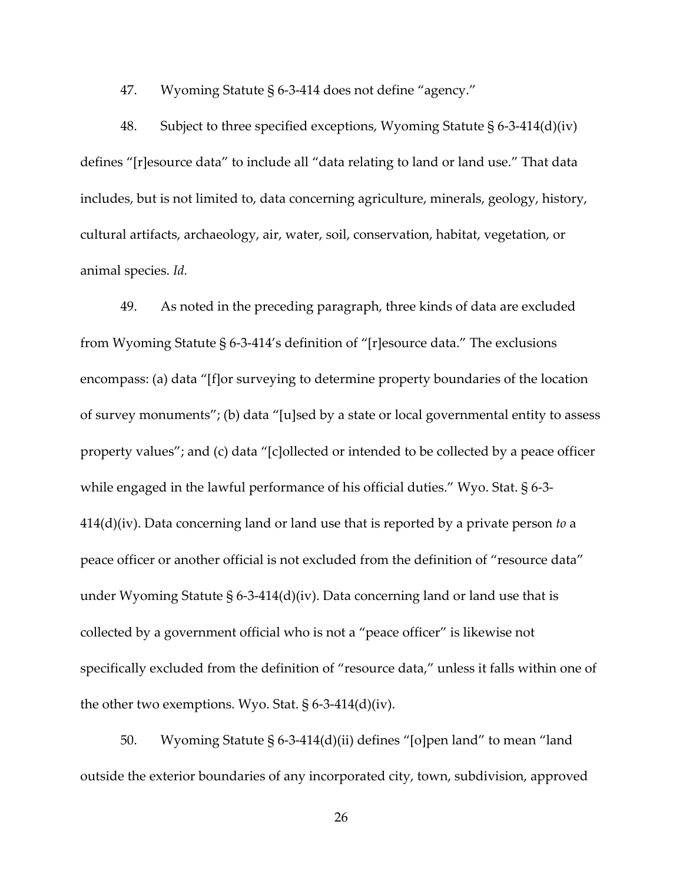47. Wyoming Statute § 6-3-414 does not define "agency."

48. Subject to three specified exceptions, Wyoming Statute § 6-3-414(d)(iv) defines "[r]esource data" to include all "data relating to land or land use." That data includes, but is not limited to, data concerning agriculture, minerals, geology, history, cultural artifacts, archaeology, air, water, soil, conservation, habitat, vegetation, or animal species. *Id.*

49. As noted in the preceding paragraph, three kinds of data are excluded from Wyoming Statute § 6-3-414's definition of "[r]esource data." The exclusions encompass: (a) data "[f]or surveying to determine property boundaries of the location of survey monuments"; (b) data "[u]sed by a state or local governmental entity to assess property values"; and (c) data "[c]ollected or intended to be collected by a peace officer while engaged in the lawful performance of his official duties." Wyo. Stat. § 6-3-414(d)(iv). Data concerning land or land use that is reported by a private person *to* a peace officer or another official is not excluded from the definition of "resource data" under Wyoming Statute § 6-3-414(d)(iv). Data concerning land or land use that is collected by a government official who is not a "peace officer" is likewise not specifically excluded from the definition of "resource data," unless it falls within one of the other two exemptions. Wyo. Stat. § 6-3-414(d)(iv).

50. Wyoming Statute § 6-3-414(d)(ii) defines "[o]pen land" to mean "land outside the exterior boundaries of any incorporated city, town, subdivision, approved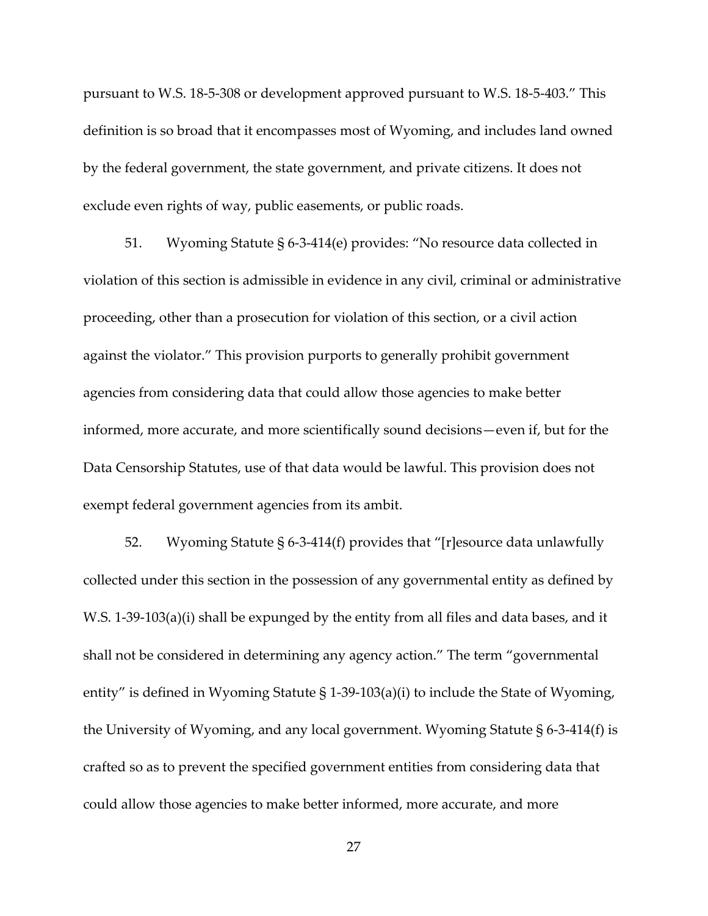pursuant to W.S. 18-5-308 or development approved pursuant to W.S. 18-5-403." This definition is so broad that it encompasses most of Wyoming, and includes land owned by the federal government, the state government, and private citizens. It does not exclude even rights of way, public easements, or public roads.

51. Wyoming Statute § 6-3-414(e) provides: "No resource data collected in violation of this section is admissible in evidence in any civil, criminal or administrative proceeding, other than a prosecution for violation of this section, or a civil action against the violator." This provision purports to generally prohibit government agencies from considering data that could allow those agencies to make better informed, more accurate, and more scientifically sound decisions—even if, but for the Data Censorship Statutes, use of that data would be lawful. This provision does not exempt federal government agencies from its ambit.

52. Wyoming Statute § 6-3-414(f) provides that "[r]esource data unlawfully collected under this section in the possession of any governmental entity as defined by W.S. 1-39-103(a)(i) shall be expunged by the entity from all files and data bases, and it shall not be considered in determining any agency action." The term "governmental entity" is defined in Wyoming Statute § 1-39-103(a)(i) to include the State of Wyoming, the University of Wyoming, and any local government. Wyoming Statute § 6-3-414(f) is crafted so as to prevent the specified government entities from considering data that could allow those agencies to make better informed, more accurate, and more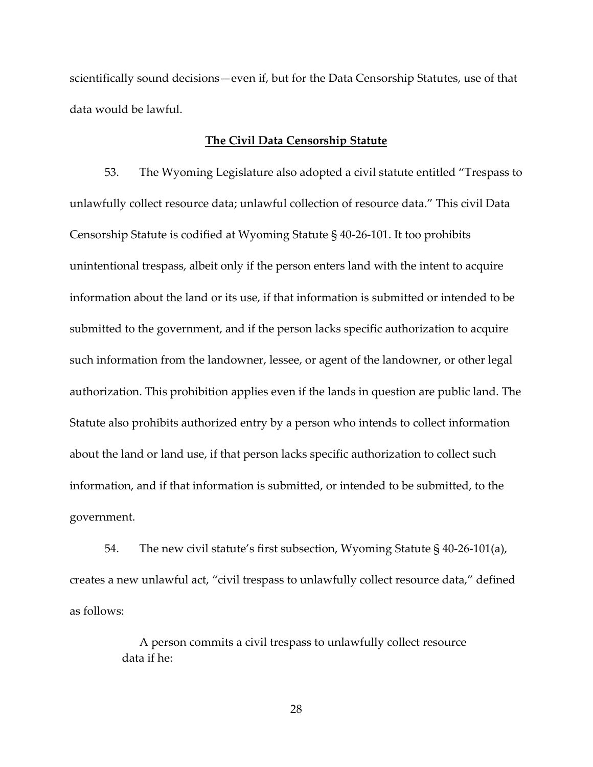scientifically sound decisions—even if, but for the Data Censorship Statutes, use of that data would be lawful.

**The Civil Data Censorship Statute**

53. The Wyoming Legislature also adopted a civil statute entitled "Trespass to unlawfully collect resource data; unlawful collection of resource data." This civil Data Censorship Statute is codified at Wyoming Statute § 40-26-101. It too prohibits unintentional trespass, albeit only if the person enters land with the intent to acquire information about the land or its use, if that information is submitted or intended to be submitted to the government, and if the person lacks specific authorization to acquire such information from the landowner, lessee, or agent of the landowner, or other legal authorization. This prohibition applies even if the lands in question are public land. The Statute also prohibits authorized entry by a person who intends to collect information about the land or land use, if that person lacks specific authorization to collect such information, and if that information is submitted, or intended to be submitted, to the government.

54. The new civil statute's first subsection, Wyoming Statute § 40-26-101(a), creates a new unlawful act, "civil trespass to unlawfully collect resource data," defined as follows:

> A person commits a civil trespass to unlawfully collect resource data if he: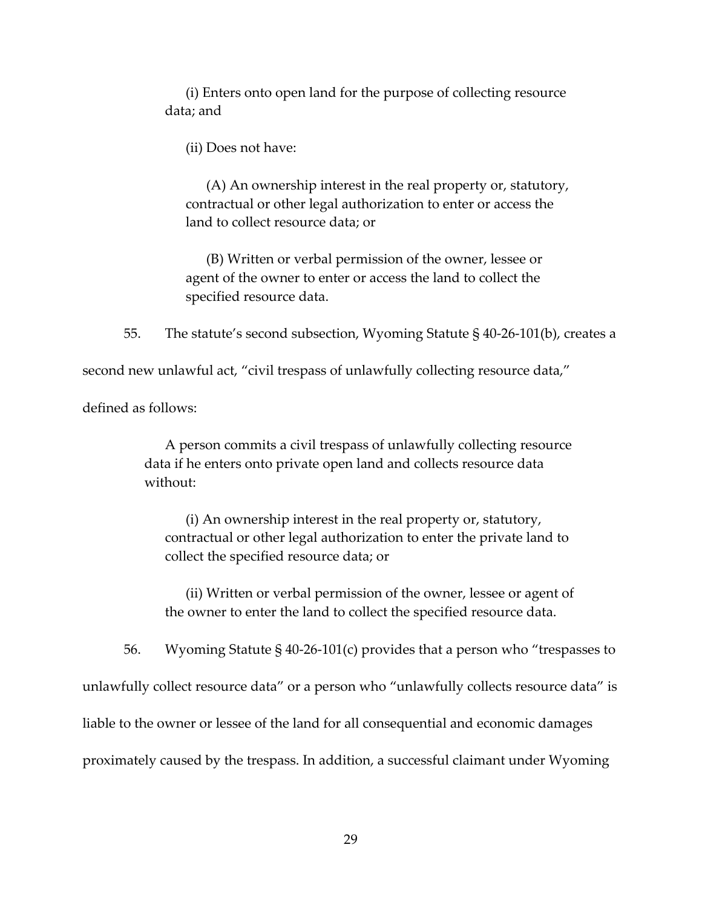(i) Enters onto open land for the purpose of collecting resource data; and

(ii) Does not have:

(A) An ownership interest in the real property or, statutory, contractual or other legal authorization to enter or access the land to collect resource data; or

(B) Written or verbal permission of the owner, lessee or agent of the owner to enter or access the land to collect the specified resource data.

55. The statute's second subsection, Wyoming Statute § 40-26-101(b), creates a second new unlawful act, "civil trespass of unlawfully collecting resource data," defined as follows:

> A person commits a civil trespass of unlawfully collecting resource data if he enters onto private open land and collects resource data without:
>
> (i) An ownership interest in the real property or, statutory, contractual or other legal authorization to enter the private land to collect the specified resource data; or
>
> (ii) Written or verbal permission of the owner, lessee or agent of the owner to enter the land to collect the specified resource data.

56. Wyoming Statute § 40-26-101(c) provides that a person who "trespasses to unlawfully collect resource data" or a person who "unlawfully collects resource data" is liable to the owner or lessee of the land for all consequential and economic damages proximately caused by the trespass. In addition, a successful claimant under Wyoming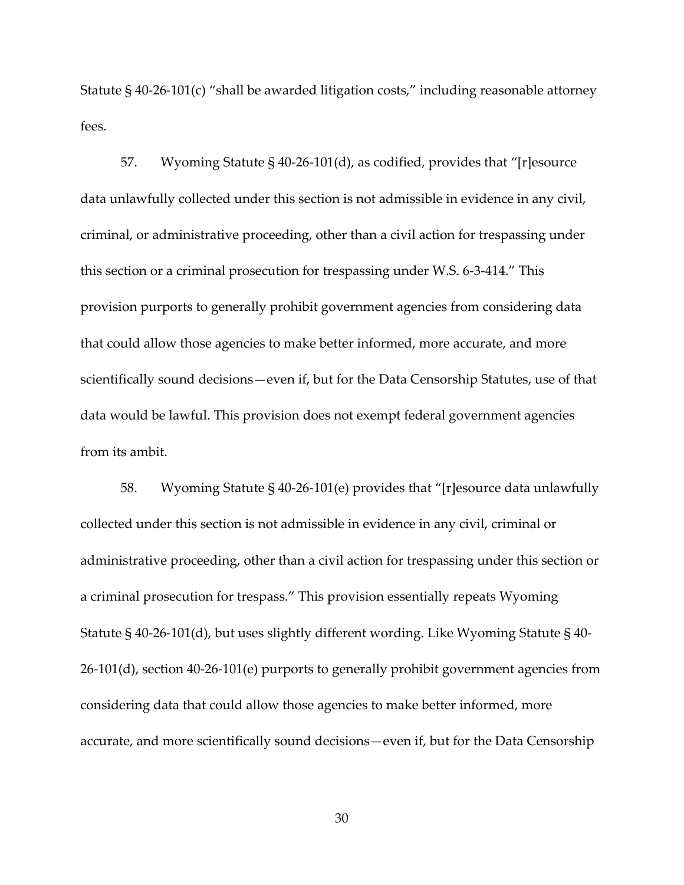Statute § 40-26-101(c) "shall be awarded litigation costs," including reasonable attorney fees.

57. Wyoming Statute § 40-26-101(d), as codified, provides that "[r]esource data unlawfully collected under this section is not admissible in evidence in any civil, criminal, or administrative proceeding, other than a civil action for trespassing under this section or a criminal prosecution for trespassing under W.S. 6-3-414." This provision purports to generally prohibit government agencies from considering data that could allow those agencies to make better informed, more accurate, and more scientifically sound decisions—even if, but for the Data Censorship Statutes, use of that data would be lawful. This provision does not exempt federal government agencies from its ambit.

58. Wyoming Statute § 40-26-101(e) provides that "[r]esource data unlawfully collected under this section is not admissible in evidence in any civil, criminal or administrative proceeding, other than a civil action for trespassing under this section or a criminal prosecution for trespass." This provision essentially repeats Wyoming Statute § 40-26-101(d), but uses slightly different wording. Like Wyoming Statute § 40-26-101(d), section 40-26-101(e) purports to generally prohibit government agencies from considering data that could allow those agencies to make better informed, more accurate, and more scientifically sound decisions—even if, but for the Data Censorship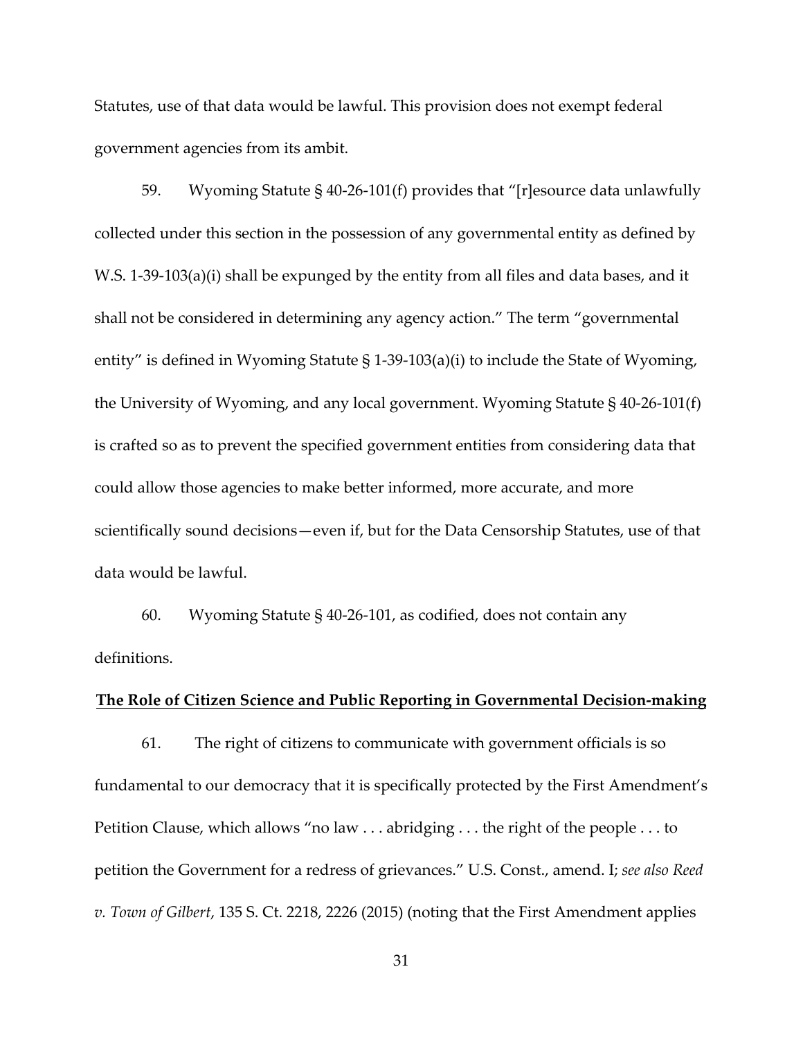Statutes, use of that data would be lawful. This provision does not exempt federal government agencies from its ambit.

59. Wyoming Statute § 40-26-101(f) provides that "[r]esource data unlawfully collected under this section in the possession of any governmental entity as defined by W.S. 1-39-103(a)(i) shall be expunged by the entity from all files and data bases, and it shall not be considered in determining any agency action." The term "governmental entity" is defined in Wyoming Statute § 1-39-103(a)(i) to include the State of Wyoming, the University of Wyoming, and any local government. Wyoming Statute § 40-26-101(f) is crafted so as to prevent the specified government entities from considering data that could allow those agencies to make better informed, more accurate, and more scientifically sound decisions—even if, but for the Data Censorship Statutes, use of that data would be lawful.

60. Wyoming Statute § 40-26-101, as codified, does not contain any definitions.

**The Role of Citizen Science and Public Reporting in Governmental Decision-making**

61. The right of citizens to communicate with government officials is so fundamental to our democracy that it is specifically protected by the First Amendment's Petition Clause, which allows "no law . . . abridging . . . the right of the people . . . to petition the Government for a redress of grievances." U.S. Const., amend. I; *see also Reed v. Town of Gilbert*, 135 S. Ct. 2218, 2226 (2015) (noting that the First Amendment applies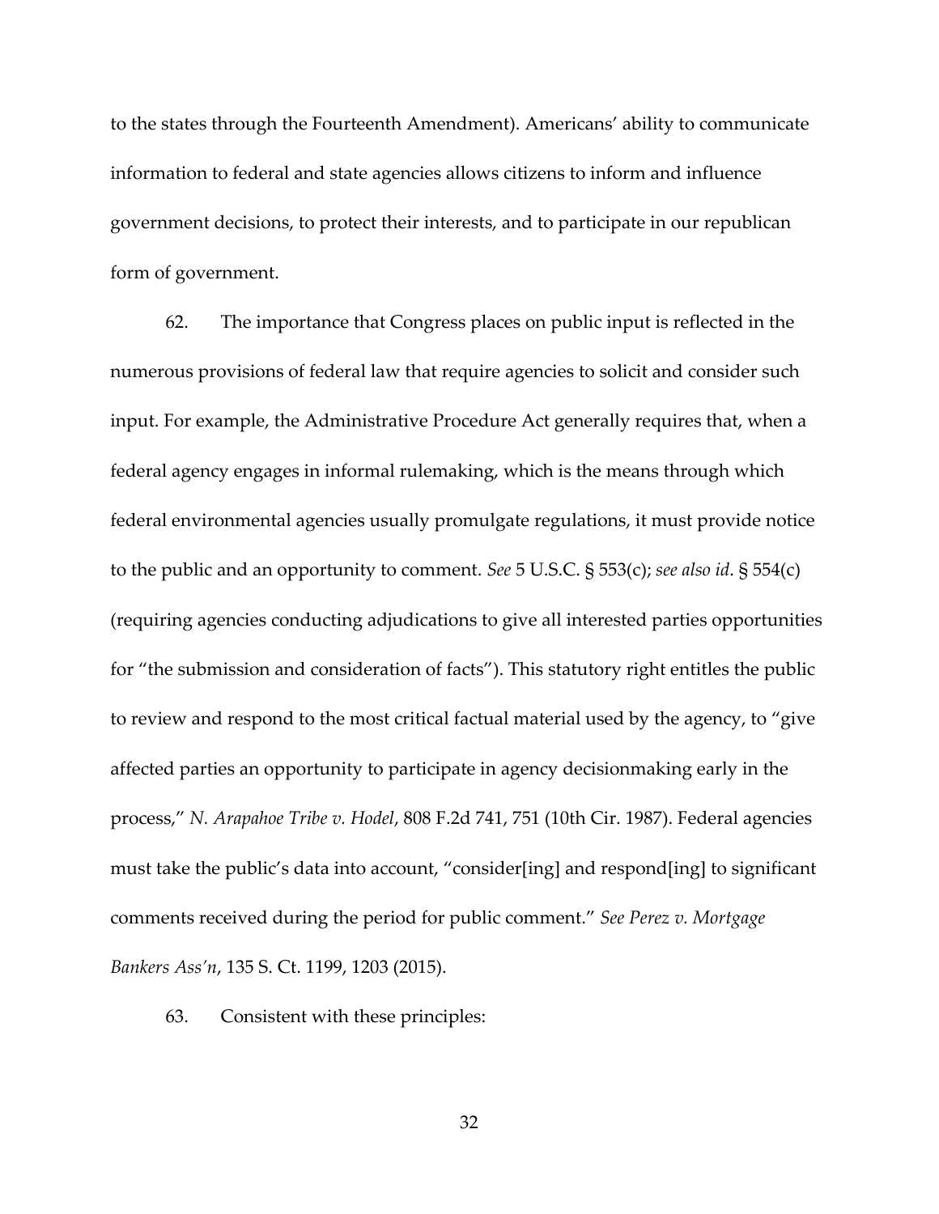to the states through the Fourteenth Amendment). Americans' ability to communicate information to federal and state agencies allows citizens to inform and influence government decisions, to protect their interests, and to participate in our republican form of government.

62. The importance that Congress places on public input is reflected in the numerous provisions of federal law that require agencies to solicit and consider such input. For example, the Administrative Procedure Act generally requires that, when a federal agency engages in informal rulemaking, which is the means through which federal environmental agencies usually promulgate regulations, it must provide notice to the public and an opportunity to comment. *See* 5 U.S.C. § 553(c); *see also id*. § 554(c) (requiring agencies conducting adjudications to give all interested parties opportunities for "the submission and consideration of facts"). This statutory right entitles the public to review and respond to the most critical factual material used by the agency, to "give affected parties an opportunity to participate in agency decisionmaking early in the process," *N. Arapahoe Tribe v. Hodel*, 808 F.2d 741, 751 (10th Cir. 1987). Federal agencies must take the public's data into account, "consider[ing] and respond[ing] to significant comments received during the period for public comment." *See Perez v. Mortgage Bankers Ass'n*, 135 S. Ct. 1199, 1203 (2015).

63. Consistent with these principles: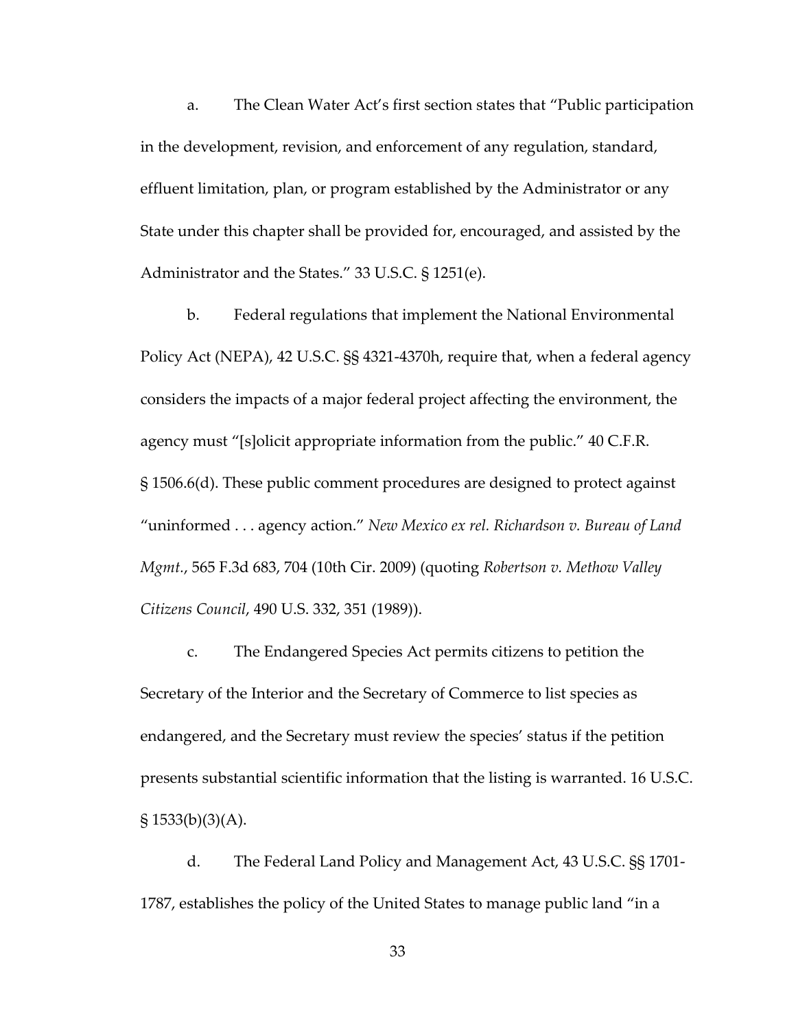a. The Clean Water Act's first section states that "Public participation in the development, revision, and enforcement of any regulation, standard, effluent limitation, plan, or program established by the Administrator or any State under this chapter shall be provided for, encouraged, and assisted by the Administrator and the States." 33 U.S.C. § 1251(e).

b. Federal regulations that implement the National Environmental Policy Act (NEPA), 42 U.S.C. §§ 4321-4370h, require that, when a federal agency considers the impacts of a major federal project affecting the environment, the agency must "[s]olicit appropriate information from the public." 40 C.F.R. § 1506.6(d). These public comment procedures are designed to protect against "uninformed . . . agency action." *New Mexico ex rel. Richardson v. Bureau of Land Mgmt.*, 565 F.3d 683, 704 (10th Cir. 2009) (quoting *Robertson v. Methow Valley Citizens Council*, 490 U.S. 332, 351 (1989)).

c. The Endangered Species Act permits citizens to petition the Secretary of the Interior and the Secretary of Commerce to list species as endangered, and the Secretary must review the species' status if the petition presents substantial scientific information that the listing is warranted. 16 U.S.C. § 1533(b)(3)(A).

d. The Federal Land Policy and Management Act, 43 U.S.C. §§ 1701-1787, establishes the policy of the United States to manage public land "in a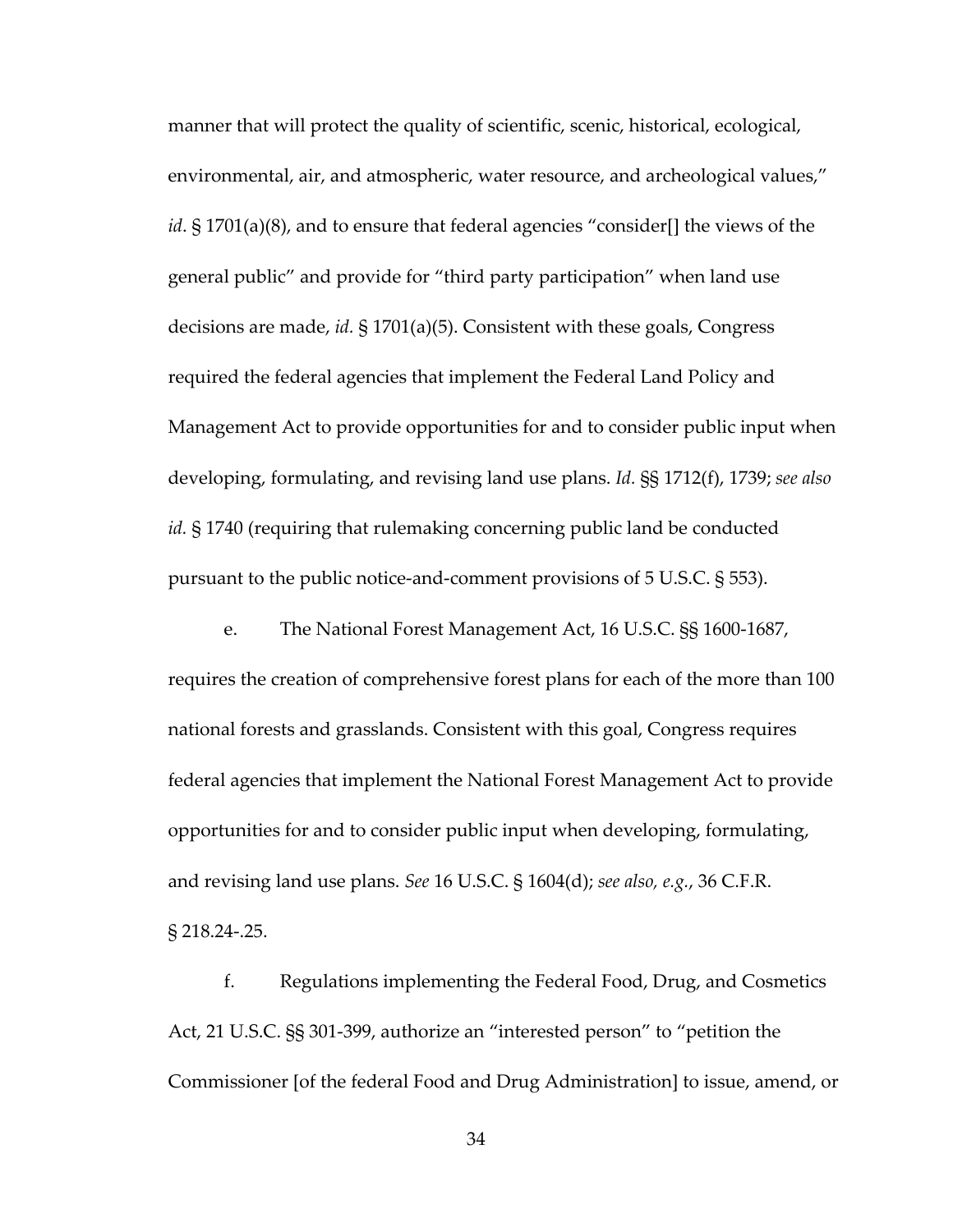manner that will protect the quality of scientific, scenic, historical, ecological, environmental, air, and atmospheric, water resource, and archeological values," *id*. § 1701(a)(8), and to ensure that federal agencies "consider[] the views of the general public" and provide for "third party participation" when land use decisions are made, *id.* § 1701(a)(5). Consistent with these goals, Congress required the federal agencies that implement the Federal Land Policy and Management Act to provide opportunities for and to consider public input when developing, formulating, and revising land use plans. *Id.* §§ 1712(f), 1739; *see also id.* § 1740 (requiring that rulemaking concerning public land be conducted pursuant to the public notice-and-comment provisions of 5 U.S.C. § 553).

e. The National Forest Management Act, 16 U.S.C. §§ 1600-1687, requires the creation of comprehensive forest plans for each of the more than 100 national forests and grasslands. Consistent with this goal, Congress requires federal agencies that implement the National Forest Management Act to provide opportunities for and to consider public input when developing, formulating, and revising land use plans. *See* 16 U.S.C. § 1604(d); *see also, e.g.*, 36 C.F.R. § 218.24-.25.

f. Regulations implementing the Federal Food, Drug, and Cosmetics Act, 21 U.S.C. §§ 301-399, authorize an "interested person" to "petition the Commissioner [of the federal Food and Drug Administration] to issue, amend, or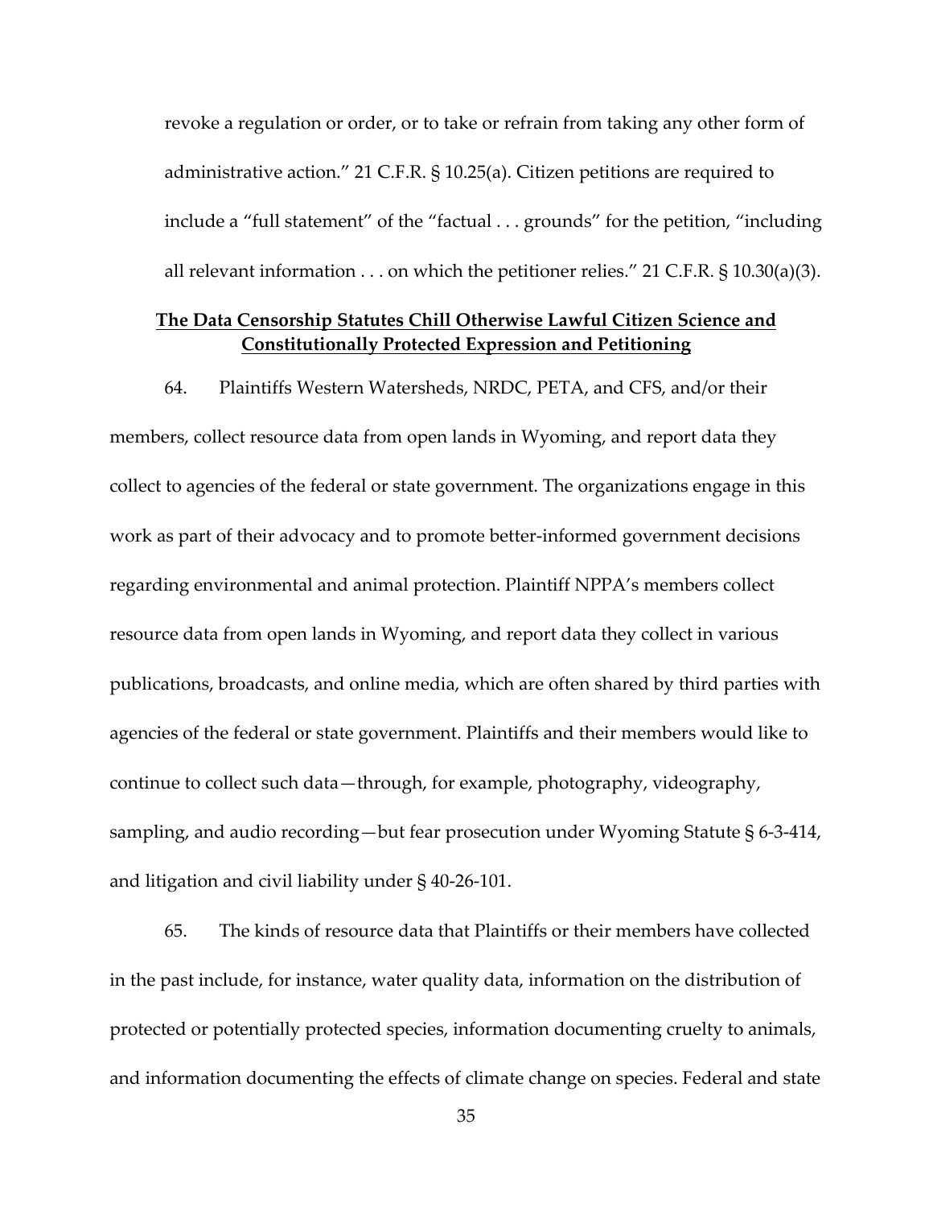revoke a regulation or order, or to take or refrain from taking any other form of administrative action." 21 C.F.R. § 10.25(a). Citizen petitions are required to include a "full statement" of the "factual . . . grounds" for the petition, "including all relevant information . . . on which the petitioner relies." 21 C.F.R. § 10.30(a)(3).

**The Data Censorship Statutes Chill Otherwise Lawful Citizen Science and Constitutionally Protected Expression and Petitioning**

64. Plaintiffs Western Watersheds, NRDC, PETA, and CFS, and/or their members, collect resource data from open lands in Wyoming, and report data they collect to agencies of the federal or state government. The organizations engage in this work as part of their advocacy and to promote better-informed government decisions regarding environmental and animal protection. Plaintiff NPPA's members collect resource data from open lands in Wyoming, and report data they collect in various publications, broadcasts, and online media, which are often shared by third parties with agencies of the federal or state government. Plaintiffs and their members would like to continue to collect such data—through, for example, photography, videography, sampling, and audio recording—but fear prosecution under Wyoming Statute § 6-3-414, and litigation and civil liability under § 40-26-101.

65. The kinds of resource data that Plaintiffs or their members have collected in the past include, for instance, water quality data, information on the distribution of protected or potentially protected species, information documenting cruelty to animals, and information documenting the effects of climate change on species. Federal and state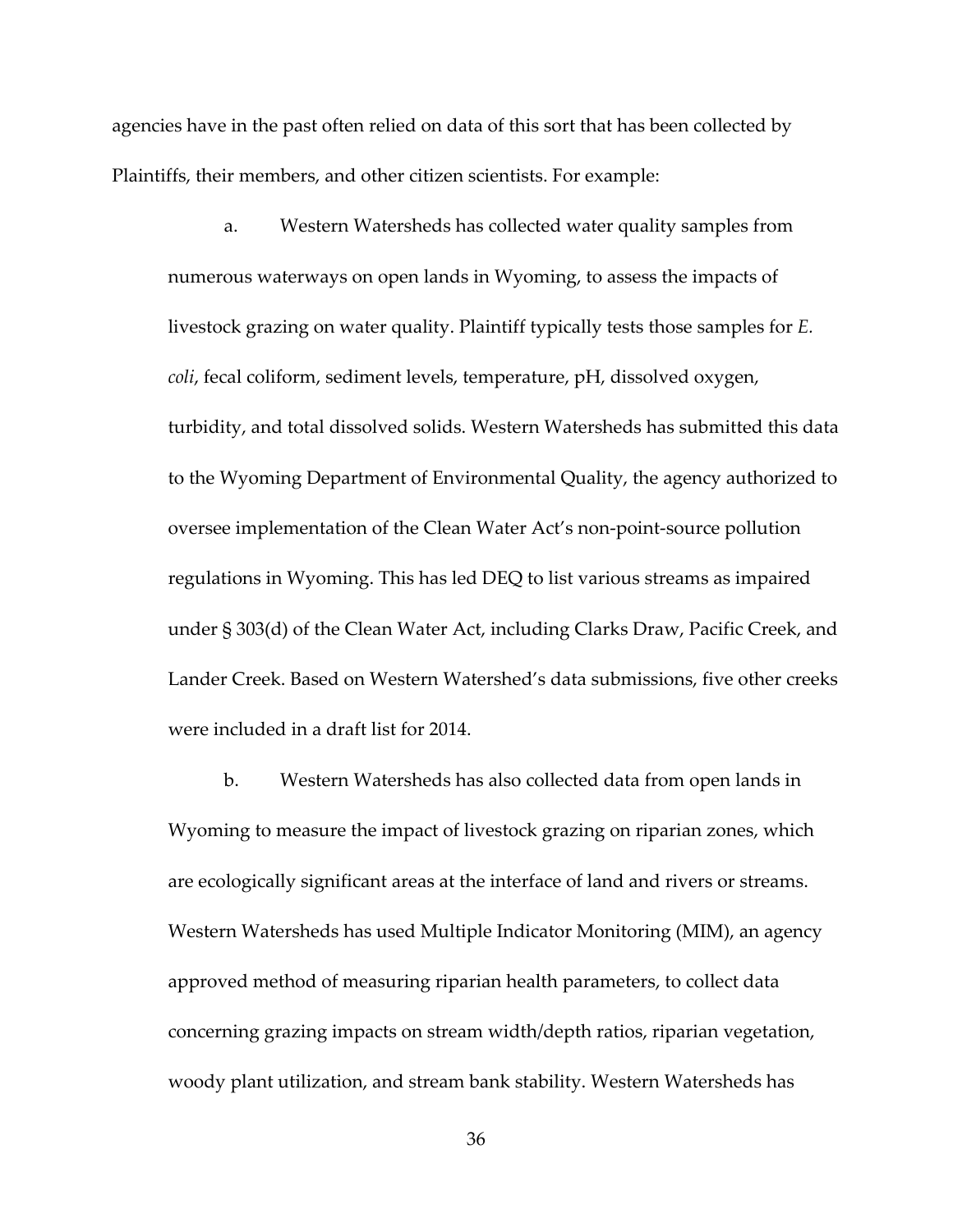agencies have in the past often relied on data of this sort that has been collected by Plaintiffs, their members, and other citizen scientists. For example:

a. Western Watersheds has collected water quality samples from numerous waterways on open lands in Wyoming, to assess the impacts of livestock grazing on water quality. Plaintiff typically tests those samples for *E. coli*, fecal coliform, sediment levels, temperature, pH, dissolved oxygen, turbidity, and total dissolved solids. Western Watersheds has submitted this data to the Wyoming Department of Environmental Quality, the agency authorized to oversee implementation of the Clean Water Act's non-point-source pollution regulations in Wyoming. This has led DEQ to list various streams as impaired under § 303(d) of the Clean Water Act, including Clarks Draw, Pacific Creek, and Lander Creek. Based on Western Watershed's data submissions, five other creeks were included in a draft list for 2014.

b. Western Watersheds has also collected data from open lands in Wyoming to measure the impact of livestock grazing on riparian zones, which are ecologically significant areas at the interface of land and rivers or streams. Western Watersheds has used Multiple Indicator Monitoring (MIM), an agency approved method of measuring riparian health parameters, to collect data concerning grazing impacts on stream width/depth ratios, riparian vegetation, woody plant utilization, and stream bank stability. Western Watersheds has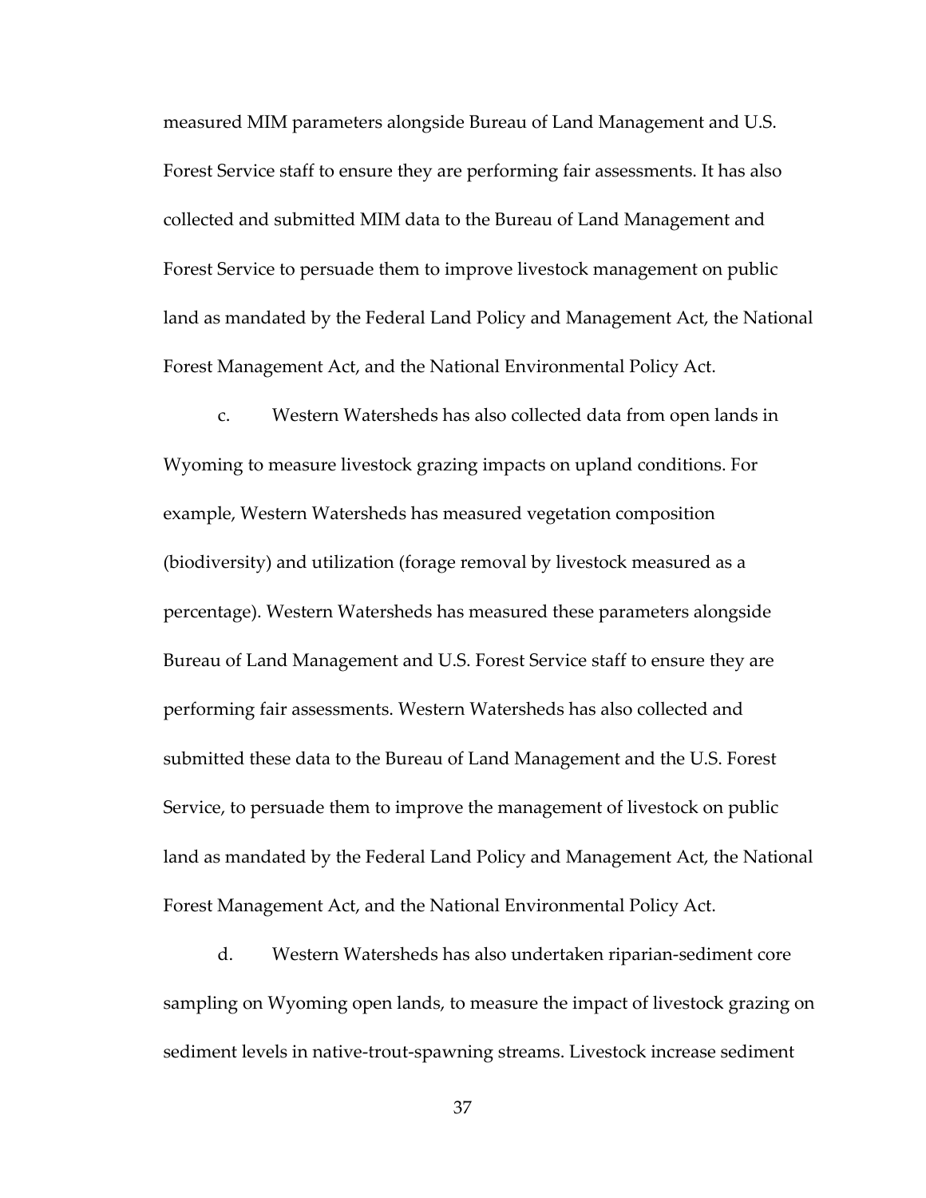measured MIM parameters alongside Bureau of Land Management and U.S. Forest Service staff to ensure they are performing fair assessments. It has also collected and submitted MIM data to the Bureau of Land Management and Forest Service to persuade them to improve livestock management on public land as mandated by the Federal Land Policy and Management Act, the National Forest Management Act, and the National Environmental Policy Act.

c. Western Watersheds has also collected data from open lands in Wyoming to measure livestock grazing impacts on upland conditions. For example, Western Watersheds has measured vegetation composition (biodiversity) and utilization (forage removal by livestock measured as a percentage). Western Watersheds has measured these parameters alongside Bureau of Land Management and U.S. Forest Service staff to ensure they are performing fair assessments. Western Watersheds has also collected and submitted these data to the Bureau of Land Management and the U.S. Forest Service, to persuade them to improve the management of livestock on public land as mandated by the Federal Land Policy and Management Act, the National Forest Management Act, and the National Environmental Policy Act.

d. Western Watersheds has also undertaken riparian-sediment core sampling on Wyoming open lands, to measure the impact of livestock grazing on sediment levels in native-trout-spawning streams. Livestock increase sediment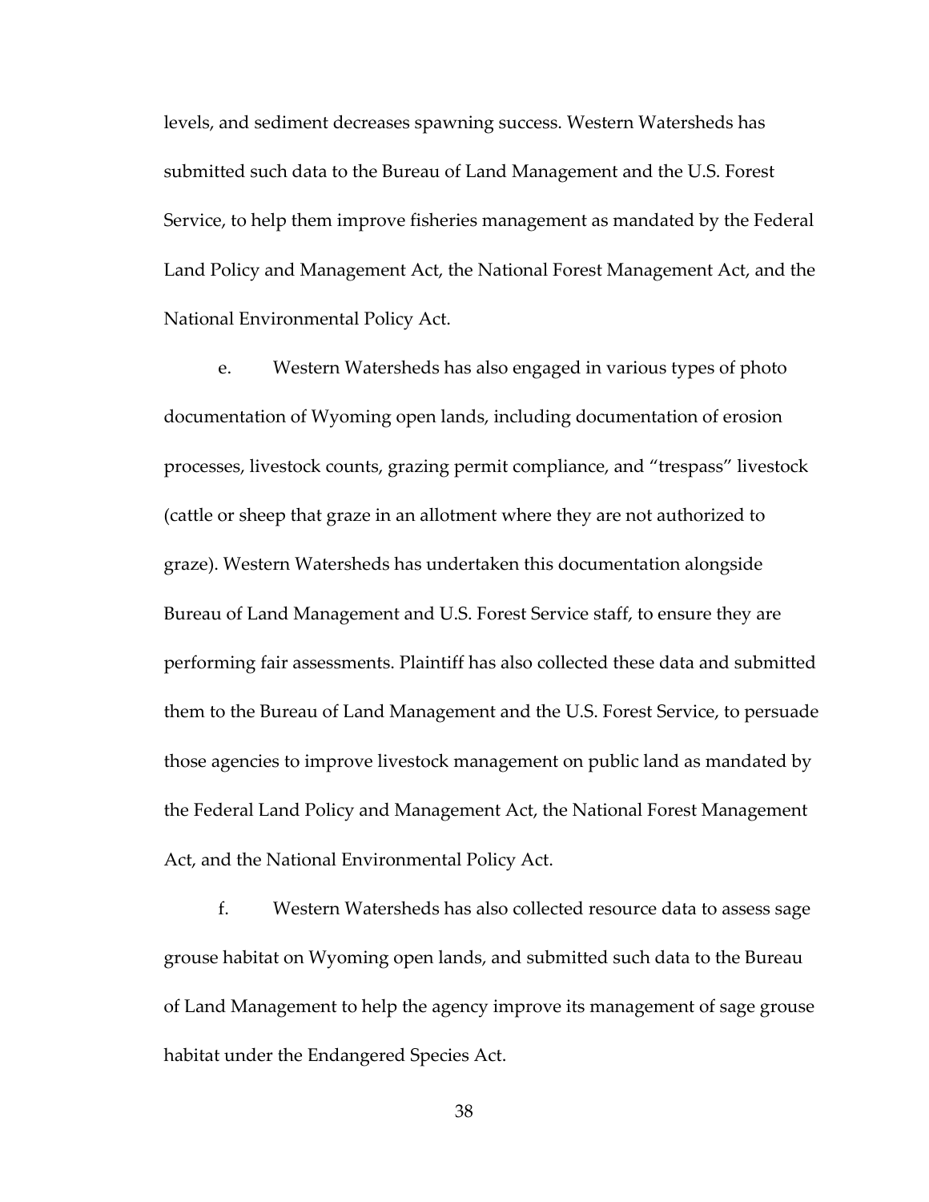levels, and sediment decreases spawning success. Western Watersheds has submitted such data to the Bureau of Land Management and the U.S. Forest Service, to help them improve fisheries management as mandated by the Federal Land Policy and Management Act, the National Forest Management Act, and the National Environmental Policy Act.

e. Western Watersheds has also engaged in various types of photo documentation of Wyoming open lands, including documentation of erosion processes, livestock counts, grazing permit compliance, and "trespass" livestock (cattle or sheep that graze in an allotment where they are not authorized to graze). Western Watersheds has undertaken this documentation alongside Bureau of Land Management and U.S. Forest Service staff, to ensure they are performing fair assessments. Plaintiff has also collected these data and submitted them to the Bureau of Land Management and the U.S. Forest Service, to persuade those agencies to improve livestock management on public land as mandated by the Federal Land Policy and Management Act, the National Forest Management Act, and the National Environmental Policy Act.

f. Western Watersheds has also collected resource data to assess sage grouse habitat on Wyoming open lands, and submitted such data to the Bureau of Land Management to help the agency improve its management of sage grouse habitat under the Endangered Species Act.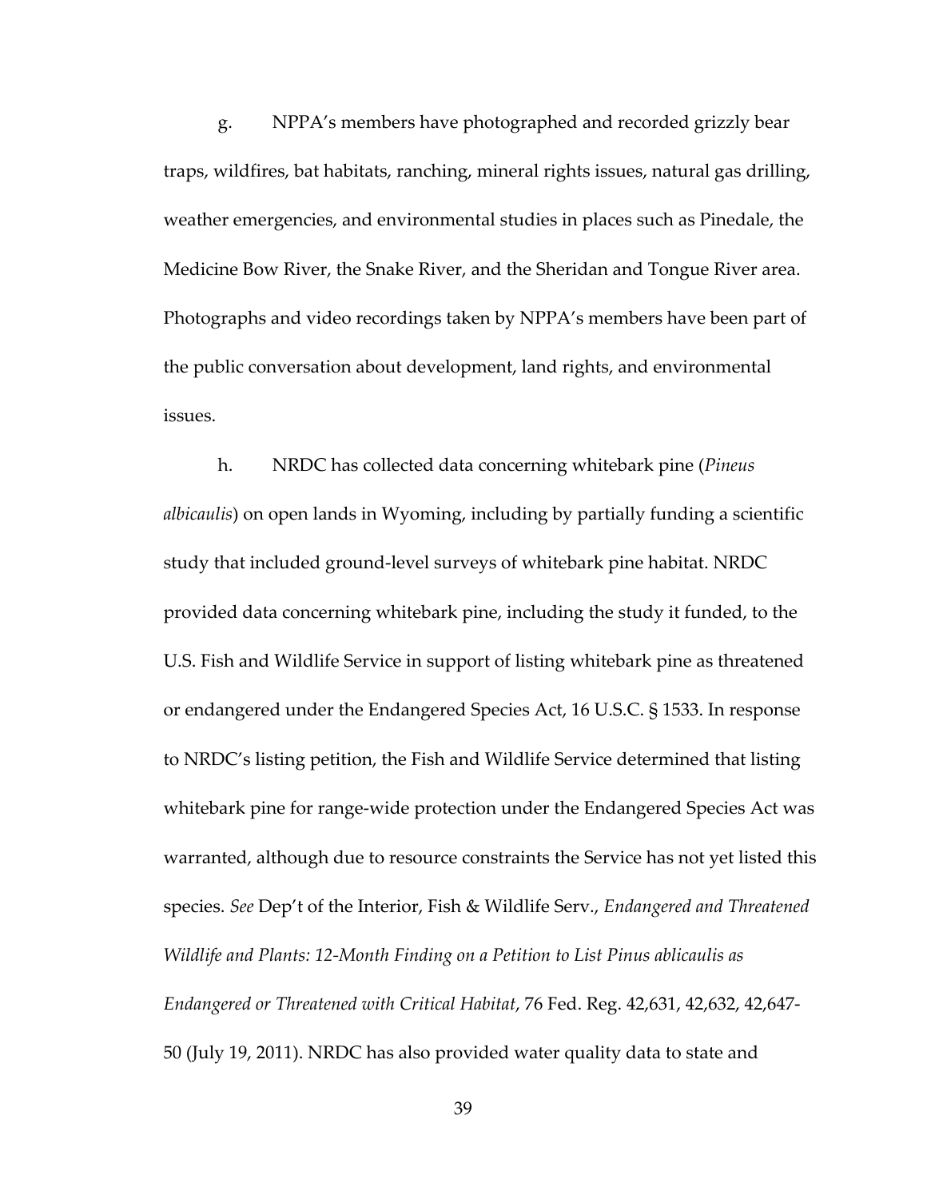g. NPPA's members have photographed and recorded grizzly bear traps, wildfires, bat habitats, ranching, mineral rights issues, natural gas drilling, weather emergencies, and environmental studies in places such as Pinedale, the Medicine Bow River, the Snake River, and the Sheridan and Tongue River area. Photographs and video recordings taken by NPPA's members have been part of the public conversation about development, land rights, and environmental issues.

h. NRDC has collected data concerning whitebark pine (*Pineus albicaulis*) on open lands in Wyoming, including by partially funding a scientific study that included ground-level surveys of whitebark pine habitat. NRDC provided data concerning whitebark pine, including the study it funded, to the U.S. Fish and Wildlife Service in support of listing whitebark pine as threatened or endangered under the Endangered Species Act, 16 U.S.C. § 1533. In response to NRDC's listing petition, the Fish and Wildlife Service determined that listing whitebark pine for range-wide protection under the Endangered Species Act was warranted, although due to resource constraints the Service has not yet listed this species. *See* Dep't of the Interior, Fish & Wildlife Serv., *Endangered and Threatened Wildlife and Plants: 12-Month Finding on a Petition to List Pinus ablicaulis as Endangered or Threatened with Critical Habitat*, 76 Fed. Reg. 42,631, 42,632, 42,647-50 (July 19, 2011). NRDC has also provided water quality data to state and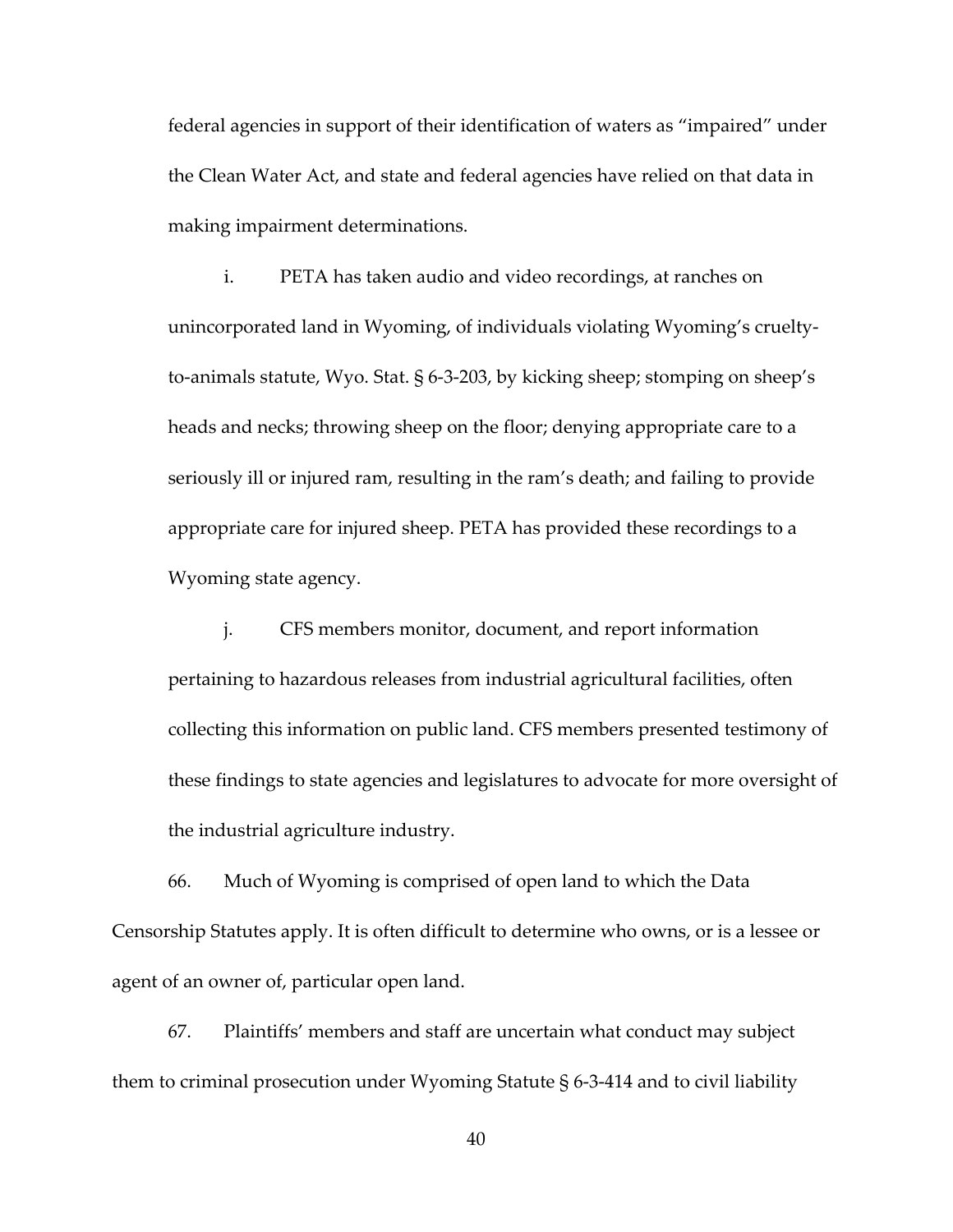federal agencies in support of their identification of waters as "impaired" under the Clean Water Act, and state and federal agencies have relied on that data in making impairment determinations.

i. PETA has taken audio and video recordings, at ranches on unincorporated land in Wyoming, of individuals violating Wyoming's cruelty-to-animals statute, Wyo. Stat. § 6-3-203, by kicking sheep; stomping on sheep's heads and necks; throwing sheep on the floor; denying appropriate care to a seriously ill or injured ram, resulting in the ram's death; and failing to provide appropriate care for injured sheep. PETA has provided these recordings to a Wyoming state agency.

j. CFS members monitor, document, and report information pertaining to hazardous releases from industrial agricultural facilities, often collecting this information on public land. CFS members presented testimony of these findings to state agencies and legislatures to advocate for more oversight of the industrial agriculture industry.

66. Much of Wyoming is comprised of open land to which the Data Censorship Statutes apply. It is often difficult to determine who owns, or is a lessee or agent of an owner of, particular open land.

67. Plaintiffs' members and staff are uncertain what conduct may subject them to criminal prosecution under Wyoming Statute § 6-3-414 and to civil liability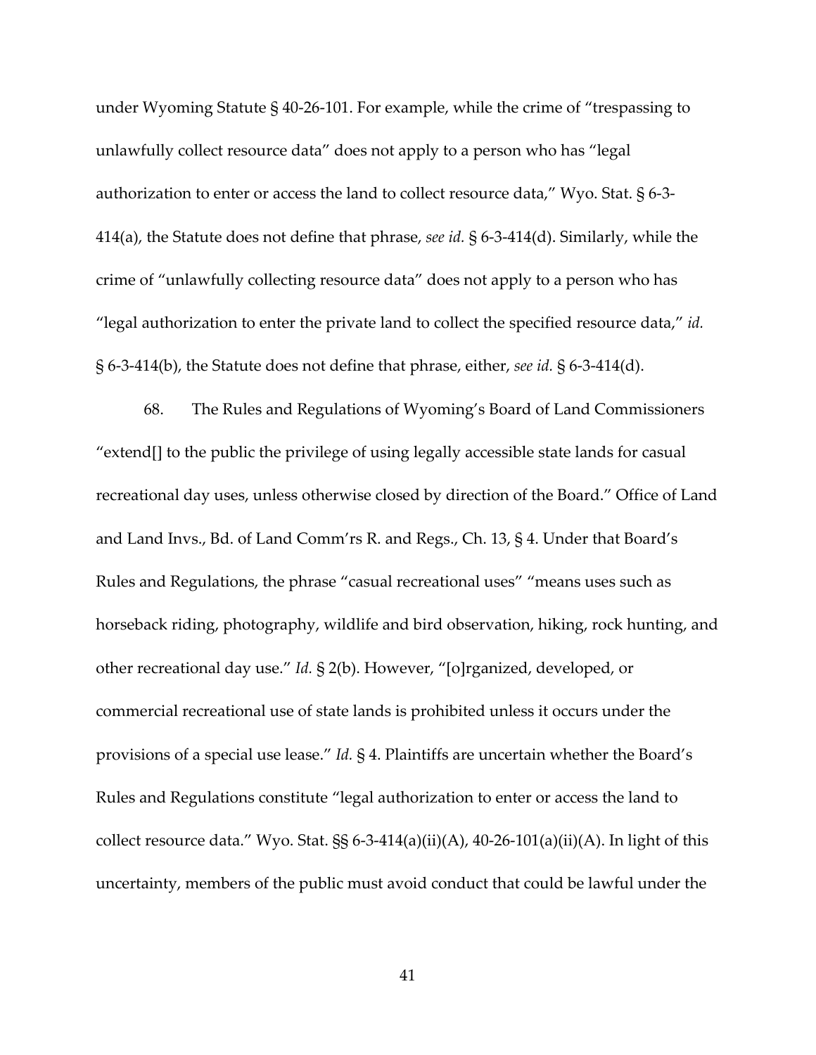under Wyoming Statute § 40-26-101. For example, while the crime of "trespassing to unlawfully collect resource data" does not apply to a person who has "legal authorization to enter or access the land to collect resource data," Wyo. Stat. § 6-3-414(a), the Statute does not define that phrase, *see id.* § 6-3-414(d). Similarly, while the crime of "unlawfully collecting resource data" does not apply to a person who has "legal authorization to enter the private land to collect the specified resource data," *id.* § 6-3-414(b), the Statute does not define that phrase, either, *see id.* § 6-3-414(d).

68. The Rules and Regulations of Wyoming's Board of Land Commissioners "extend[] to the public the privilege of using legally accessible state lands for casual recreational day uses, unless otherwise closed by direction of the Board." Office of Land and Land Invs., Bd. of Land Comm'rs R. and Regs., Ch. 13, § 4. Under that Board's Rules and Regulations, the phrase "casual recreational uses" "means uses such as horseback riding, photography, wildlife and bird observation, hiking, rock hunting, and other recreational day use." *Id.* § 2(b). However, "[o]rganized, developed, or commercial recreational use of state lands is prohibited unless it occurs under the provisions of a special use lease." *Id.* § 4. Plaintiffs are uncertain whether the Board's Rules and Regulations constitute "legal authorization to enter or access the land to collect resource data." Wyo. Stat. §§ 6-3-414(a)(ii)(A), 40-26-101(a)(ii)(A). In light of this uncertainty, members of the public must avoid conduct that could be lawful under the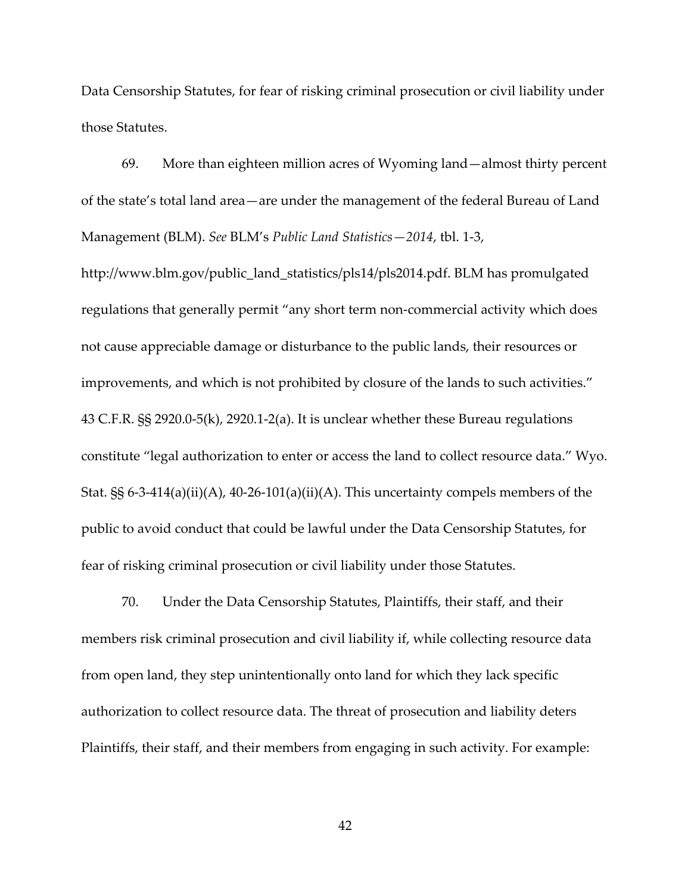Data Censorship Statutes, for fear of risking criminal prosecution or civil liability under those Statutes.

69. More than eighteen million acres of Wyoming land—almost thirty percent of the state's total land area—are under the management of the federal Bureau of Land Management (BLM). *See* BLM's *Public Land Statistics—2014*, tbl. 1-3, http://www.blm.gov/public_land_statistics/pls14/pls2014.pdf. BLM has promulgated regulations that generally permit "any short term non-commercial activity which does not cause appreciable damage or disturbance to the public lands, their resources or improvements, and which is not prohibited by closure of the lands to such activities." 43 C.F.R. §§ 2920.0-5(k), 2920.1-2(a). It is unclear whether these Bureau regulations constitute "legal authorization to enter or access the land to collect resource data." Wyo. Stat. §§ 6-3-414(a)(ii)(A), 40-26-101(a)(ii)(A). This uncertainty compels members of the public to avoid conduct that could be lawful under the Data Censorship Statutes, for fear of risking criminal prosecution or civil liability under those Statutes.

70. Under the Data Censorship Statutes, Plaintiffs, their staff, and their members risk criminal prosecution and civil liability if, while collecting resource data from open land, they step unintentionally onto land for which they lack specific authorization to collect resource data. The threat of prosecution and liability deters Plaintiffs, their staff, and their members from engaging in such activity. For example: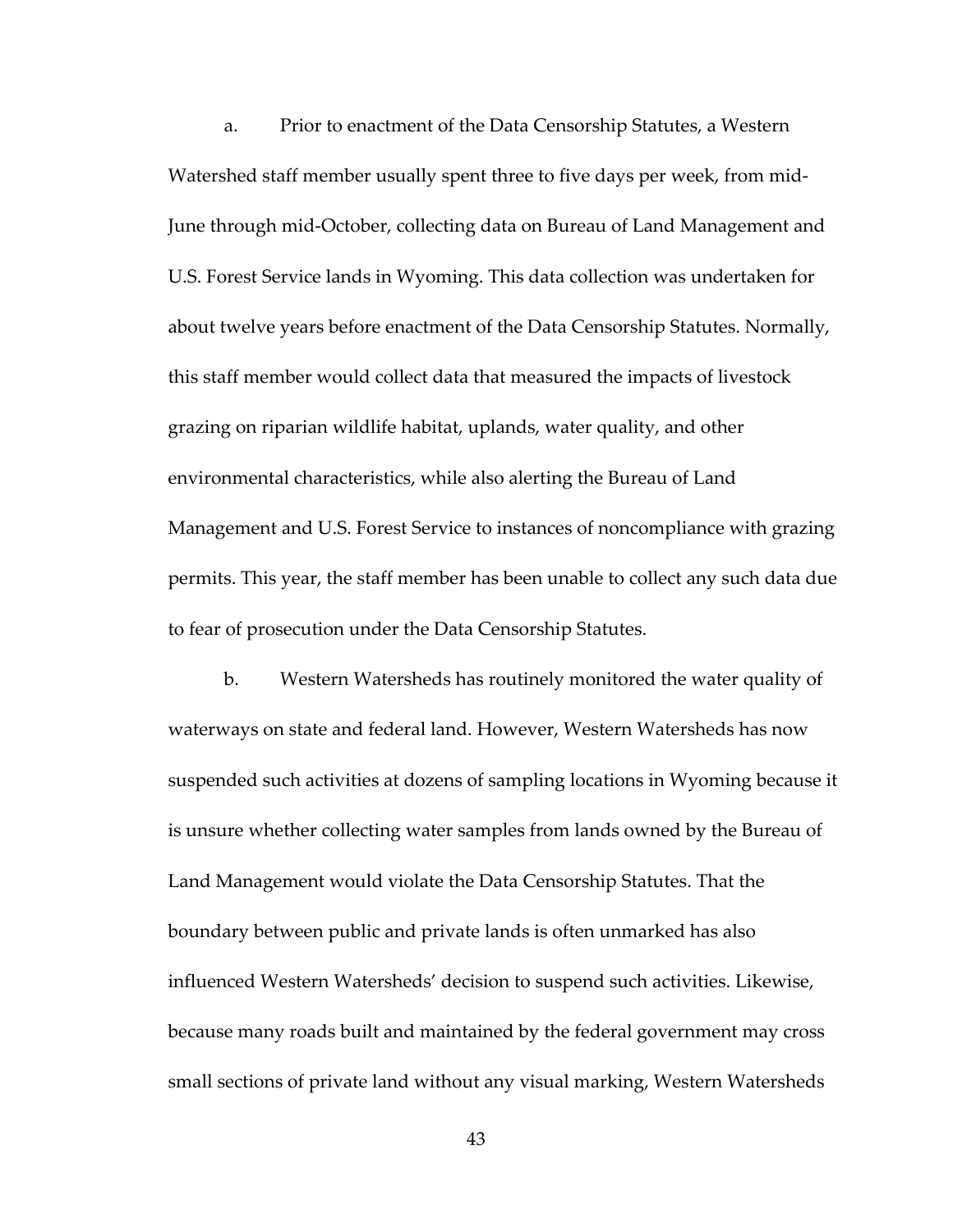a. Prior to enactment of the Data Censorship Statutes, a Western Watershed staff member usually spent three to five days per week, from mid-June through mid-October, collecting data on Bureau of Land Management and U.S. Forest Service lands in Wyoming. This data collection was undertaken for about twelve years before enactment of the Data Censorship Statutes. Normally, this staff member would collect data that measured the impacts of livestock grazing on riparian wildlife habitat, uplands, water quality, and other environmental characteristics, while also alerting the Bureau of Land Management and U.S. Forest Service to instances of noncompliance with grazing permits. This year, the staff member has been unable to collect any such data due to fear of prosecution under the Data Censorship Statutes.

b. Western Watersheds has routinely monitored the water quality of waterways on state and federal land. However, Western Watersheds has now suspended such activities at dozens of sampling locations in Wyoming because it is unsure whether collecting water samples from lands owned by the Bureau of Land Management would violate the Data Censorship Statutes. That the boundary between public and private lands is often unmarked has also influenced Western Watersheds' decision to suspend such activities. Likewise, because many roads built and maintained by the federal government may cross small sections of private land without any visual marking, Western Watersheds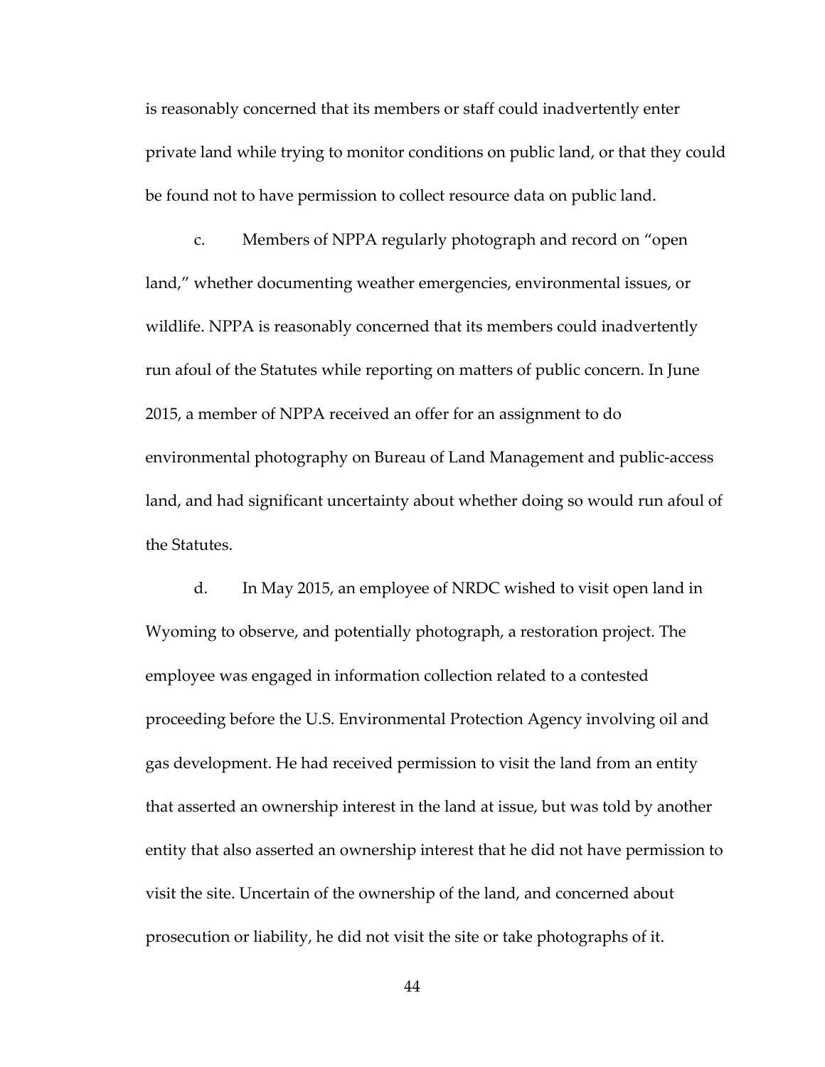is reasonably concerned that its members or staff could inadvertently enter private land while trying to monitor conditions on public land, or that they could be found not to have permission to collect resource data on public land.

c. Members of NPPA regularly photograph and record on "open land," whether documenting weather emergencies, environmental issues, or wildlife. NPPA is reasonably concerned that its members could inadvertently run afoul of the Statutes while reporting on matters of public concern. In June 2015, a member of NPPA received an offer for an assignment to do environmental photography on Bureau of Land Management and public-access land, and had significant uncertainty about whether doing so would run afoul of the Statutes.

d. In May 2015, an employee of NRDC wished to visit open land in Wyoming to observe, and potentially photograph, a restoration project. The employee was engaged in information collection related to a contested proceeding before the U.S. Environmental Protection Agency involving oil and gas development. He had received permission to visit the land from an entity that asserted an ownership interest in the land at issue, but was told by another entity that also asserted an ownership interest that he did not have permission to visit the site. Uncertain of the ownership of the land, and concerned about prosecution or liability, he did not visit the site or take photographs of it.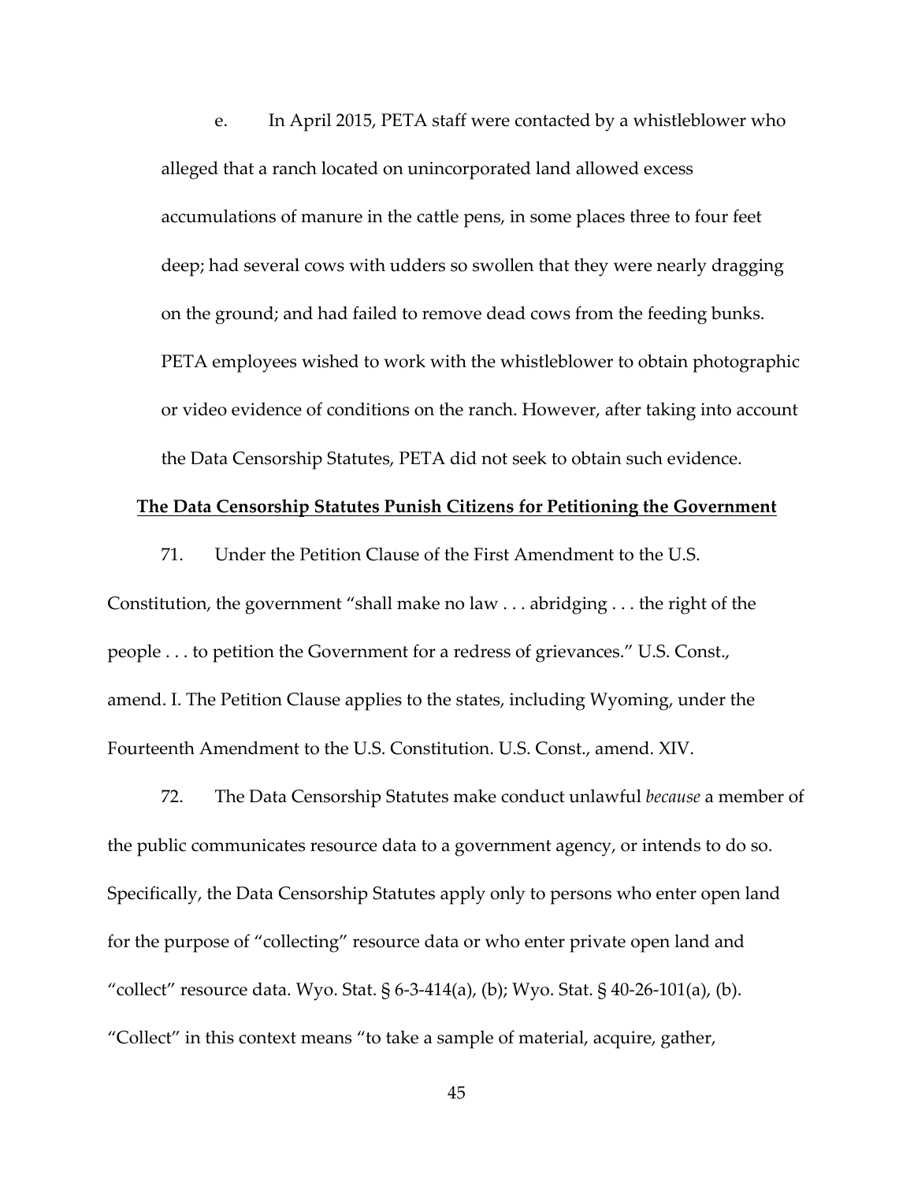e. In April 2015, PETA staff were contacted by a whistleblower who alleged that a ranch located on unincorporated land allowed excess accumulations of manure in the cattle pens, in some places three to four feet deep; had several cows with udders so swollen that they were nearly dragging on the ground; and had failed to remove dead cows from the feeding bunks. PETA employees wished to work with the whistleblower to obtain photographic or video evidence of conditions on the ranch. However, after taking into account the Data Censorship Statutes, PETA did not seek to obtain such evidence.

**<u>The Data Censorship Statutes Punish Citizens for Petitioning the Government</u>**

71. Under the Petition Clause of the First Amendment to the U.S. Constitution, the government "shall make no law . . . abridging . . . the right of the people . . . to petition the Government for a redress of grievances." U.S. Const., amend. I. The Petition Clause applies to the states, including Wyoming, under the Fourteenth Amendment to the U.S. Constitution. U.S. Const., amend. XIV.

72. The Data Censorship Statutes make conduct unlawful *because* a member of the public communicates resource data to a government agency, or intends to do so. Specifically, the Data Censorship Statutes apply only to persons who enter open land for the purpose of "collecting" resource data or who enter private open land and "collect" resource data. Wyo. Stat. § 6-3-414(a), (b); Wyo. Stat. § 40-26-101(a), (b). "Collect" in this context means "to take a sample of material, acquire, gather,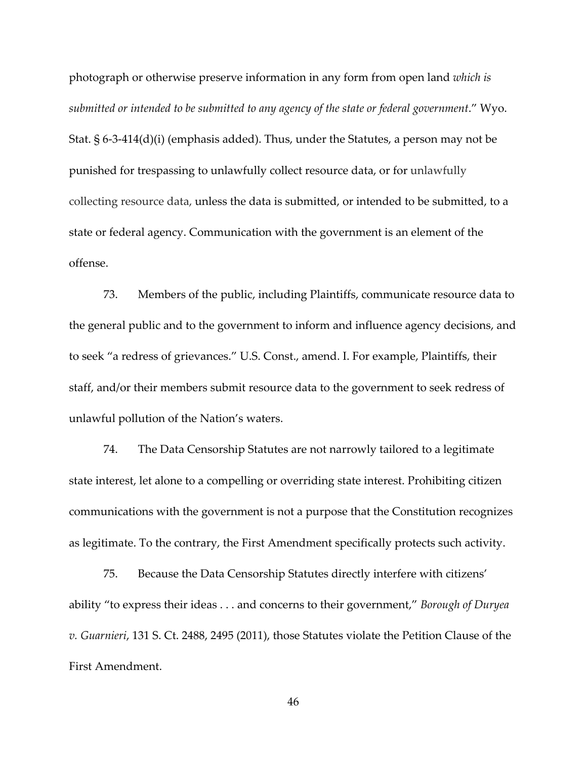photograph or otherwise preserve information in any form from open land *which is submitted or intended to be submitted to any agency of the state or federal government*." Wyo. Stat. § 6-3-414(d)(i) (emphasis added). Thus, under the Statutes, a person may not be punished for trespassing to unlawfully collect resource data, or for unlawfully collecting resource data, unless the data is submitted, or intended to be submitted, to a state or federal agency. Communication with the government is an element of the offense.

73. Members of the public, including Plaintiffs, communicate resource data to the general public and to the government to inform and influence agency decisions, and to seek "a redress of grievances." U.S. Const., amend. I. For example, Plaintiffs, their staff, and/or their members submit resource data to the government to seek redress of unlawful pollution of the Nation's waters.

74. The Data Censorship Statutes are not narrowly tailored to a legitimate state interest, let alone to a compelling or overriding state interest. Prohibiting citizen communications with the government is not a purpose that the Constitution recognizes as legitimate. To the contrary, the First Amendment specifically protects such activity.

75. Because the Data Censorship Statutes directly interfere with citizens' ability "to express their ideas . . . and concerns to their government," *Borough of Duryea v. Guarnieri*, 131 S. Ct. 2488, 2495 (2011), those Statutes violate the Petition Clause of the First Amendment.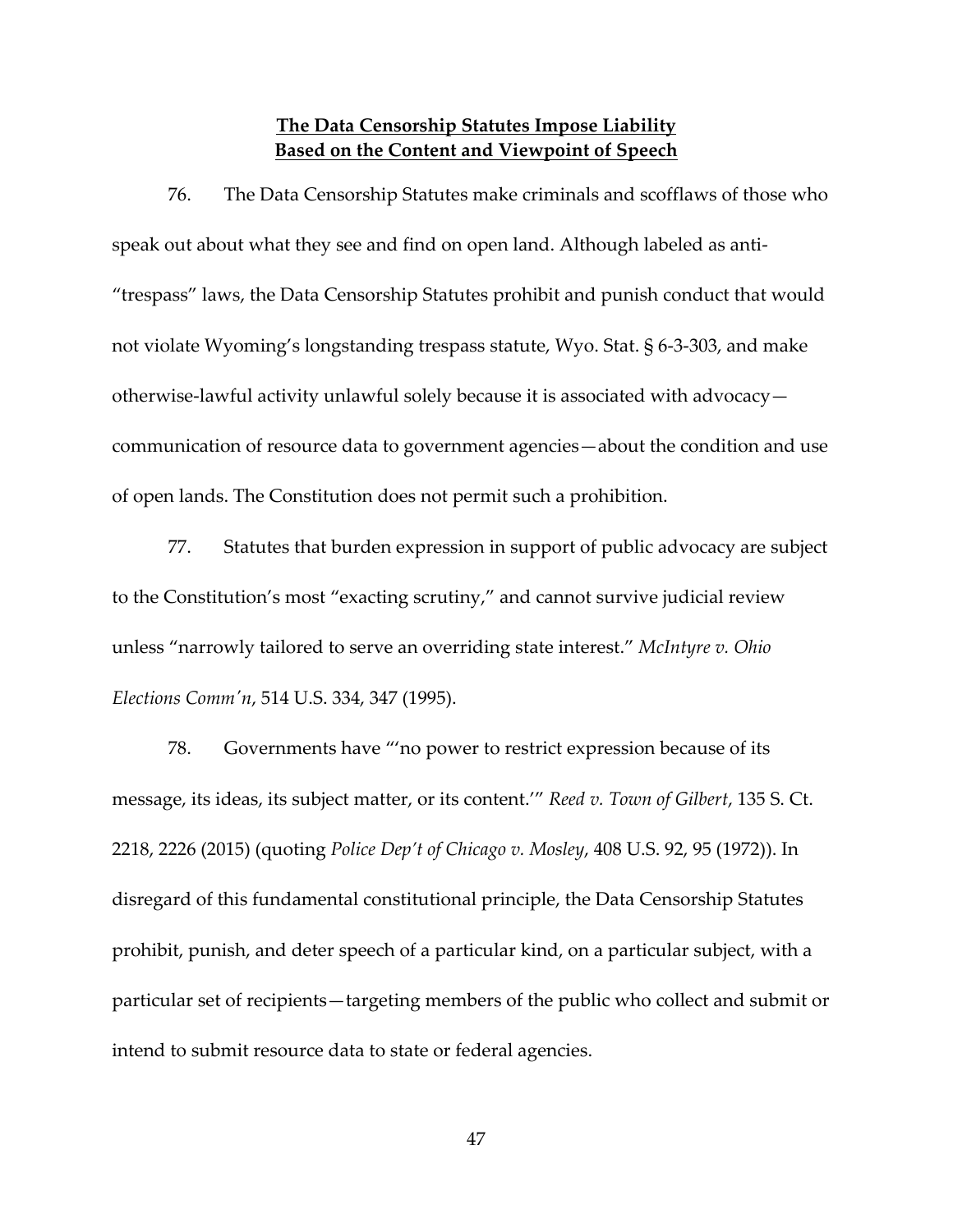## **The Data Censorship Statutes Impose Liability Based on the Content and Viewpoint of Speech**

76. The Data Censorship Statutes make criminals and scofflaws of those who speak out about what they see and find on open land. Although labeled as anti-"trespass" laws, the Data Censorship Statutes prohibit and punish conduct that would not violate Wyoming's longstanding trespass statute, Wyo. Stat. § 6-3-303, and make otherwise-lawful activity unlawful solely because it is associated with advocacy—communication of resource data to government agencies—about the condition and use of open lands. The Constitution does not permit such a prohibition.

77. Statutes that burden expression in support of public advocacy are subject to the Constitution's most "exacting scrutiny," and cannot survive judicial review unless "narrowly tailored to serve an overriding state interest." *McIntyre v. Ohio Elections Comm'n*, 514 U.S. 334, 347 (1995).

78. Governments have "'no power to restrict expression because of its message, its ideas, its subject matter, or its content.'" *Reed v. Town of Gilbert*, 135 S. Ct. 2218, 2226 (2015) (quoting *Police Dep't of Chicago v. Mosley*, 408 U.S. 92, 95 (1972)). In disregard of this fundamental constitutional principle, the Data Censorship Statutes prohibit, punish, and deter speech of a particular kind, on a particular subject, with a particular set of recipients—targeting members of the public who collect and submit or intend to submit resource data to state or federal agencies.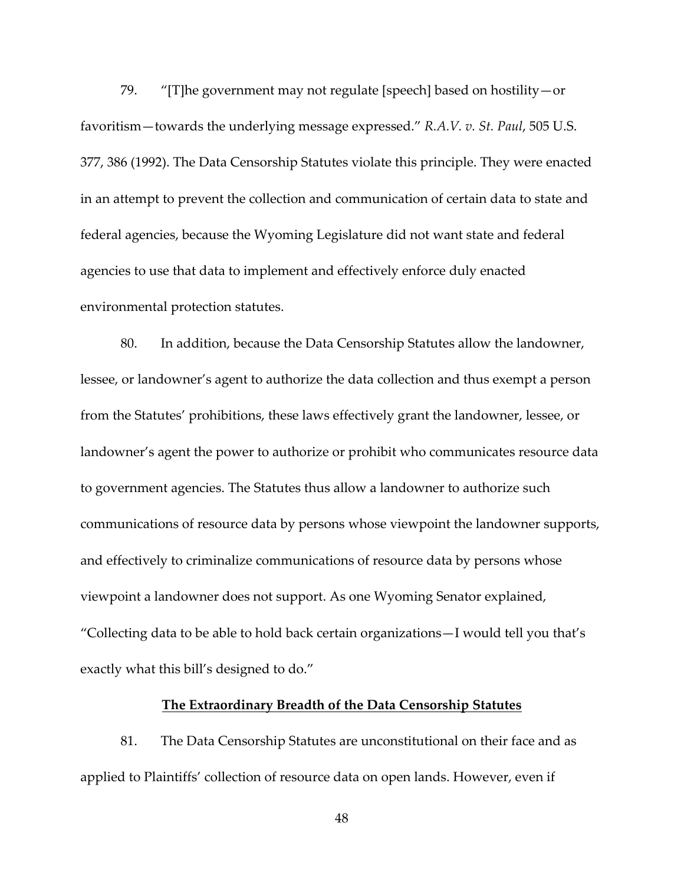79. "[T]he government may not regulate [speech] based on hostility—or favoritism—towards the underlying message expressed." *R.A.V. v. St. Paul*, 505 U.S. 377, 386 (1992). The Data Censorship Statutes violate this principle. They were enacted in an attempt to prevent the collection and communication of certain data to state and federal agencies, because the Wyoming Legislature did not want state and federal agencies to use that data to implement and effectively enforce duly enacted environmental protection statutes.

80. In addition, because the Data Censorship Statutes allow the landowner, lessee, or landowner's agent to authorize the data collection and thus exempt a person from the Statutes' prohibitions, these laws effectively grant the landowner, lessee, or landowner's agent the power to authorize or prohibit who communicates resource data to government agencies. The Statutes thus allow a landowner to authorize such communications of resource data by persons whose viewpoint the landowner supports, and effectively to criminalize communications of resource data by persons whose viewpoint a landowner does not support. As one Wyoming Senator explained, "Collecting data to be able to hold back certain organizations—I would tell you that's exactly what this bill's designed to do."

**The Extraordinary Breadth of the Data Censorship Statutes**

81. The Data Censorship Statutes are unconstitutional on their face and as applied to Plaintiffs' collection of resource data on open lands. However, even if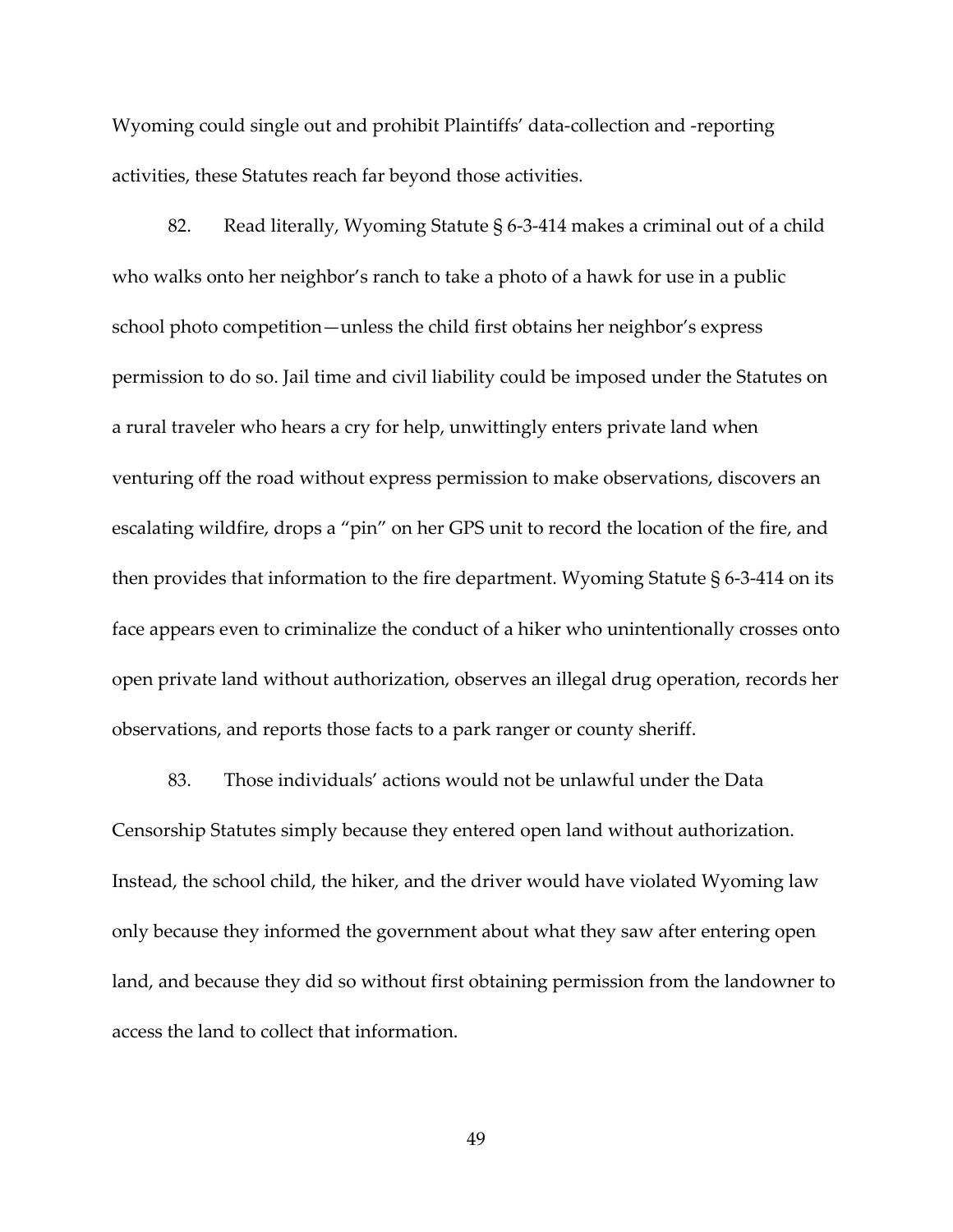Wyoming could single out and prohibit Plaintiffs' data-collection and -reporting activities, these Statutes reach far beyond those activities.

82. Read literally, Wyoming Statute § 6-3-414 makes a criminal out of a child who walks onto her neighbor's ranch to take a photo of a hawk for use in a public school photo competition—unless the child first obtains her neighbor's express permission to do so. Jail time and civil liability could be imposed under the Statutes on a rural traveler who hears a cry for help, unwittingly enters private land when venturing off the road without express permission to make observations, discovers an escalating wildfire, drops a "pin" on her GPS unit to record the location of the fire, and then provides that information to the fire department. Wyoming Statute § 6-3-414 on its face appears even to criminalize the conduct of a hiker who unintentionally crosses onto open private land without authorization, observes an illegal drug operation, records her observations, and reports those facts to a park ranger or county sheriff.

83. Those individuals' actions would not be unlawful under the Data Censorship Statutes simply because they entered open land without authorization. Instead, the school child, the hiker, and the driver would have violated Wyoming law only because they informed the government about what they saw after entering open land, and because they did so without first obtaining permission from the landowner to access the land to collect that information.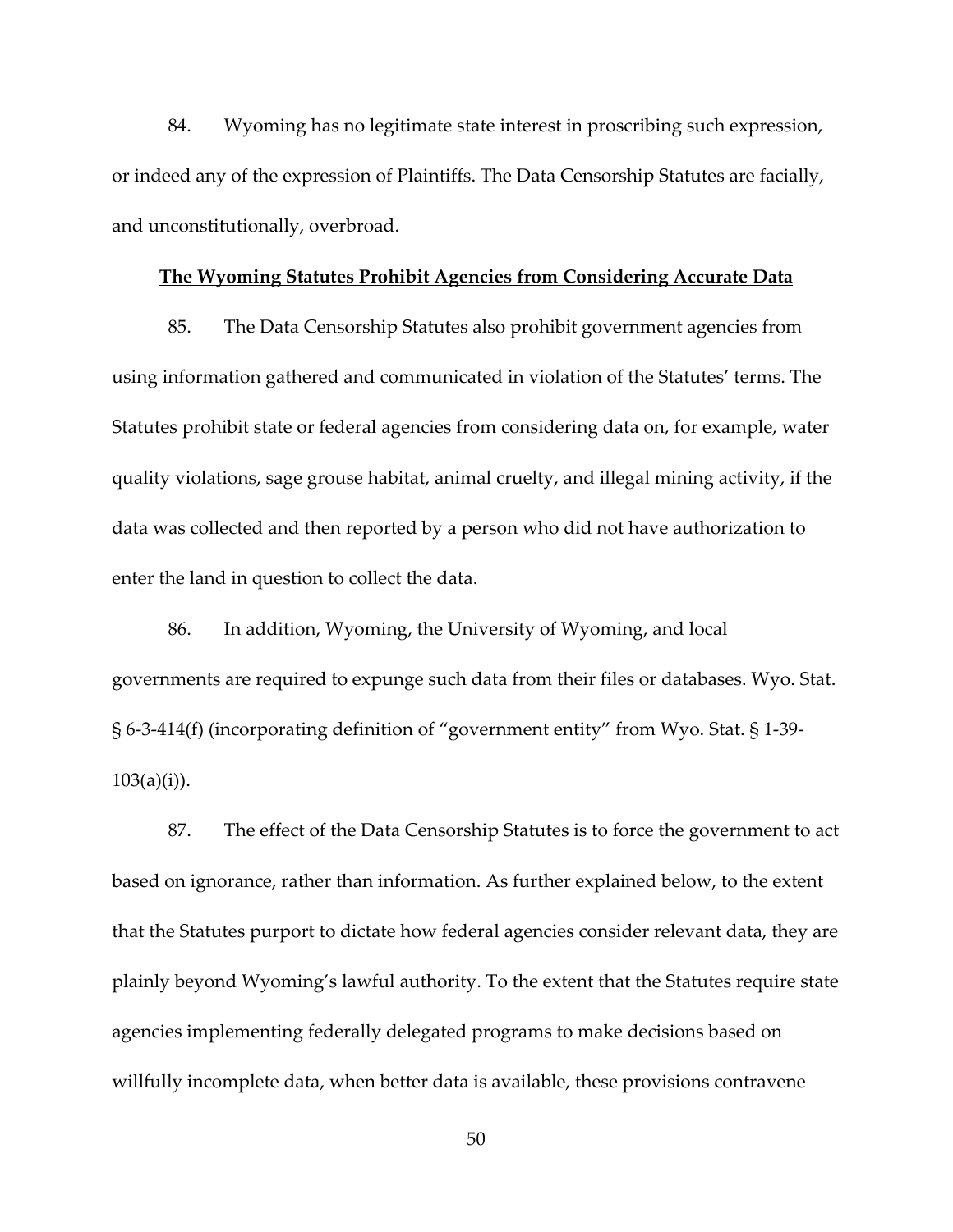84. Wyoming has no legitimate state interest in proscribing such expression, or indeed any of the expression of Plaintiffs. The Data Censorship Statutes are facially, and unconstitutionally, overbroad.

**<u>The Wyoming Statutes Prohibit Agencies from Considering Accurate Data</u>**

85. The Data Censorship Statutes also prohibit government agencies from using information gathered and communicated in violation of the Statutes' terms. The Statutes prohibit state or federal agencies from considering data on, for example, water quality violations, sage grouse habitat, animal cruelty, and illegal mining activity, if the data was collected and then reported by a person who did not have authorization to enter the land in question to collect the data.

86. In addition, Wyoming, the University of Wyoming, and local governments are required to expunge such data from their files or databases. Wyo. Stat. § 6-3-414(f) (incorporating definition of "government entity" from Wyo. Stat. § 1-39-103(a)(i)).

87. The effect of the Data Censorship Statutes is to force the government to act based on ignorance, rather than information. As further explained below, to the extent that the Statutes purport to dictate how federal agencies consider relevant data, they are plainly beyond Wyoming's lawful authority. To the extent that the Statutes require state agencies implementing federally delegated programs to make decisions based on willfully incomplete data, when better data is available, these provisions contravene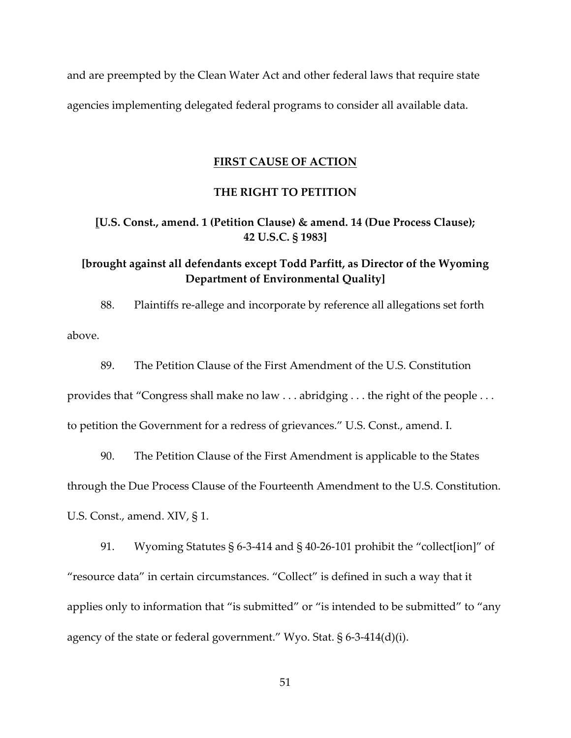and are preempted by the Clean Water Act and other federal laws that require state agencies implementing delegated federal programs to consider all available data.

## FIRST CAUSE OF ACTION

## THE RIGHT TO PETITION

### [U.S. Const., amend. 1 (Petition Clause) & amend. 14 (Due Process Clause); 42 U.S.C. § 1983]

### [brought against all defendants except Todd Parfitt, as Director of the Wyoming Department of Environmental Quality]

88. Plaintiffs re-allege and incorporate by reference all allegations set forth above.

89. The Petition Clause of the First Amendment of the U.S. Constitution provides that "Congress shall make no law . . . abridging . . . the right of the people . . . to petition the Government for a redress of grievances." U.S. Const., amend. I.

90. The Petition Clause of the First Amendment is applicable to the States through the Due Process Clause of the Fourteenth Amendment to the U.S. Constitution. U.S. Const., amend. XIV, § 1.

91. Wyoming Statutes § 6-3-414 and § 40-26-101 prohibit the "collect[ion]" of "resource data" in certain circumstances. "Collect" is defined in such a way that it applies only to information that "is submitted" or "is intended to be submitted" to "any agency of the state or federal government." Wyo. Stat. § 6-3-414(d)(i).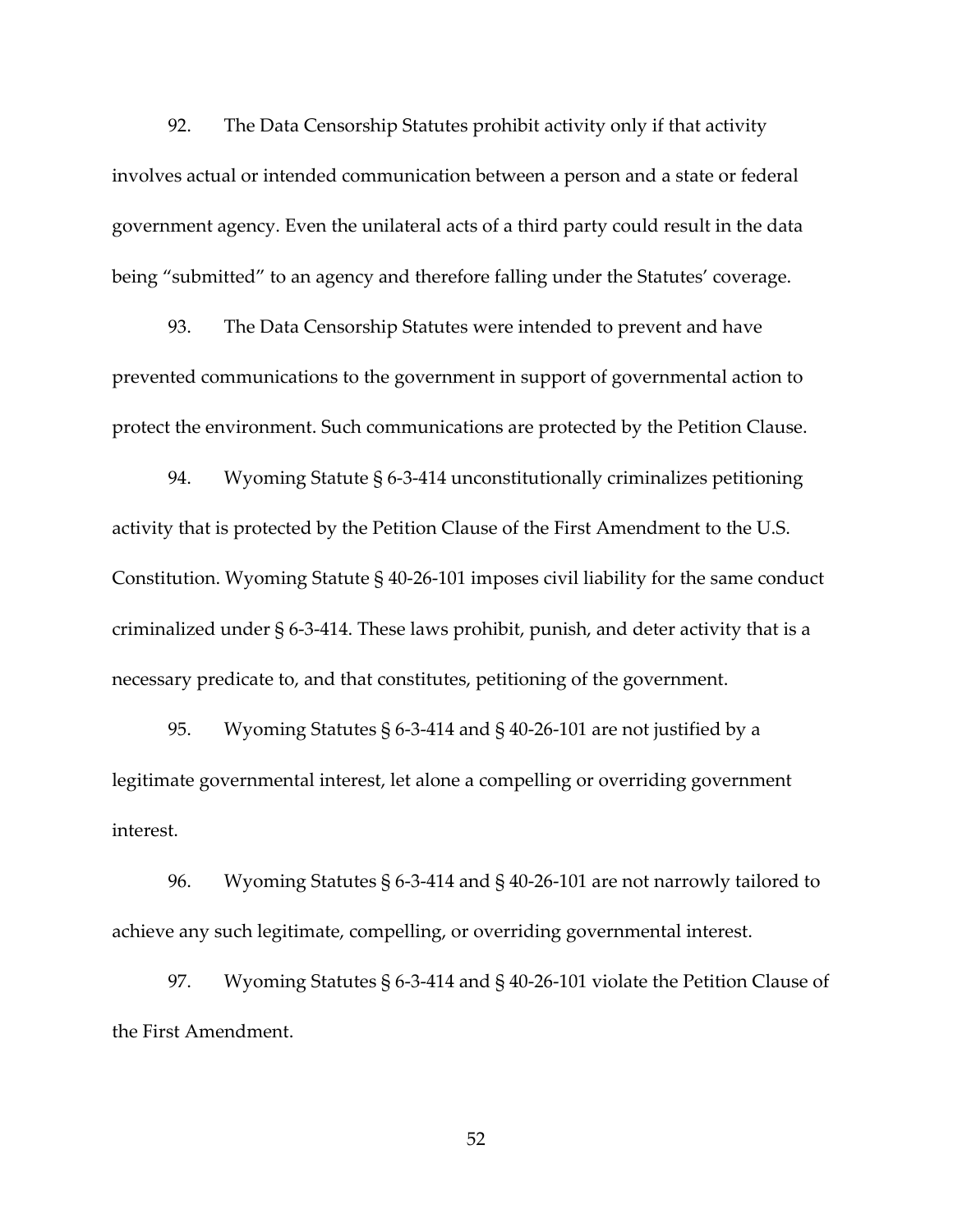92. The Data Censorship Statutes prohibit activity only if that activity involves actual or intended communication between a person and a state or federal government agency. Even the unilateral acts of a third party could result in the data being "submitted" to an agency and therefore falling under the Statutes' coverage.

93. The Data Censorship Statutes were intended to prevent and have prevented communications to the government in support of governmental action to protect the environment. Such communications are protected by the Petition Clause.

94. Wyoming Statute § 6-3-414 unconstitutionally criminalizes petitioning activity that is protected by the Petition Clause of the First Amendment to the U.S. Constitution. Wyoming Statute § 40-26-101 imposes civil liability for the same conduct criminalized under § 6-3-414. These laws prohibit, punish, and deter activity that is a necessary predicate to, and that constitutes, petitioning of the government.

95. Wyoming Statutes § 6-3-414 and § 40-26-101 are not justified by a legitimate governmental interest, let alone a compelling or overriding government interest.

96. Wyoming Statutes § 6-3-414 and § 40-26-101 are not narrowly tailored to achieve any such legitimate, compelling, or overriding governmental interest.

97. Wyoming Statutes § 6-3-414 and § 40-26-101 violate the Petition Clause of the First Amendment.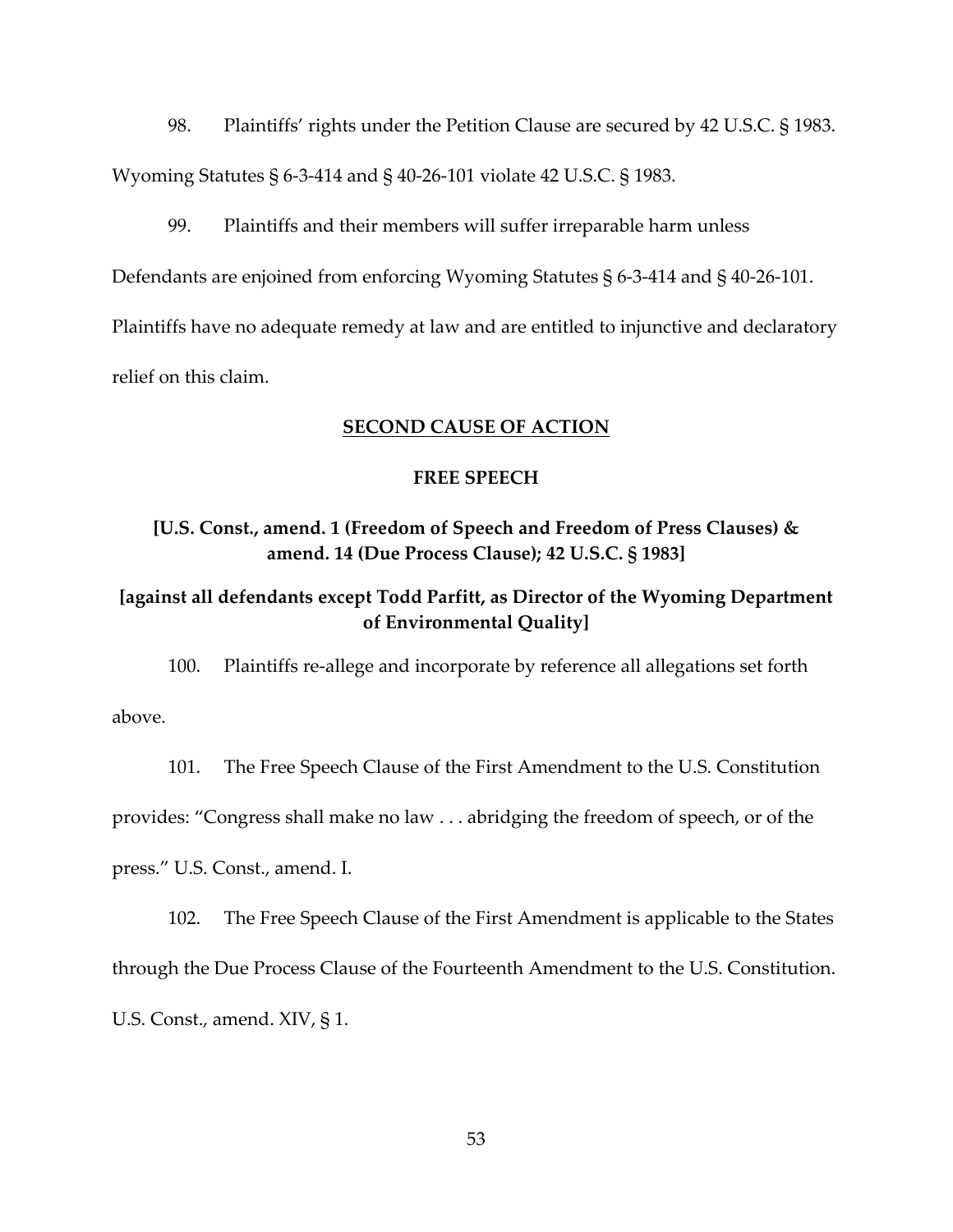98. Plaintiffs' rights under the Petition Clause are secured by 42 U.S.C. § 1983. Wyoming Statutes § 6-3-414 and § 40-26-101 violate 42 U.S.C. § 1983.

99. Plaintiffs and their members will suffer irreparable harm unless Defendants are enjoined from enforcing Wyoming Statutes § 6-3-414 and § 40-26-101. Plaintiffs have no adequate remedy at law and are entitled to injunctive and declaratory relief on this claim.

## SECOND CAUSE OF ACTION

### FREE SPEECH

### [U.S. Const., amend. 1 (Freedom of Speech and Freedom of Press Clauses) & amend. 14 (Due Process Clause); 42 U.S.C. § 1983]

### [against all defendants except Todd Parfitt, as Director of the Wyoming Department of Environmental Quality]

100. Plaintiffs re-allege and incorporate by reference all allegations set forth above.

101. The Free Speech Clause of the First Amendment to the U.S. Constitution provides: "Congress shall make no law . . . abridging the freedom of speech, or of the press." U.S. Const., amend. I.

102. The Free Speech Clause of the First Amendment is applicable to the States through the Due Process Clause of the Fourteenth Amendment to the U.S. Constitution. U.S. Const., amend. XIV, § 1.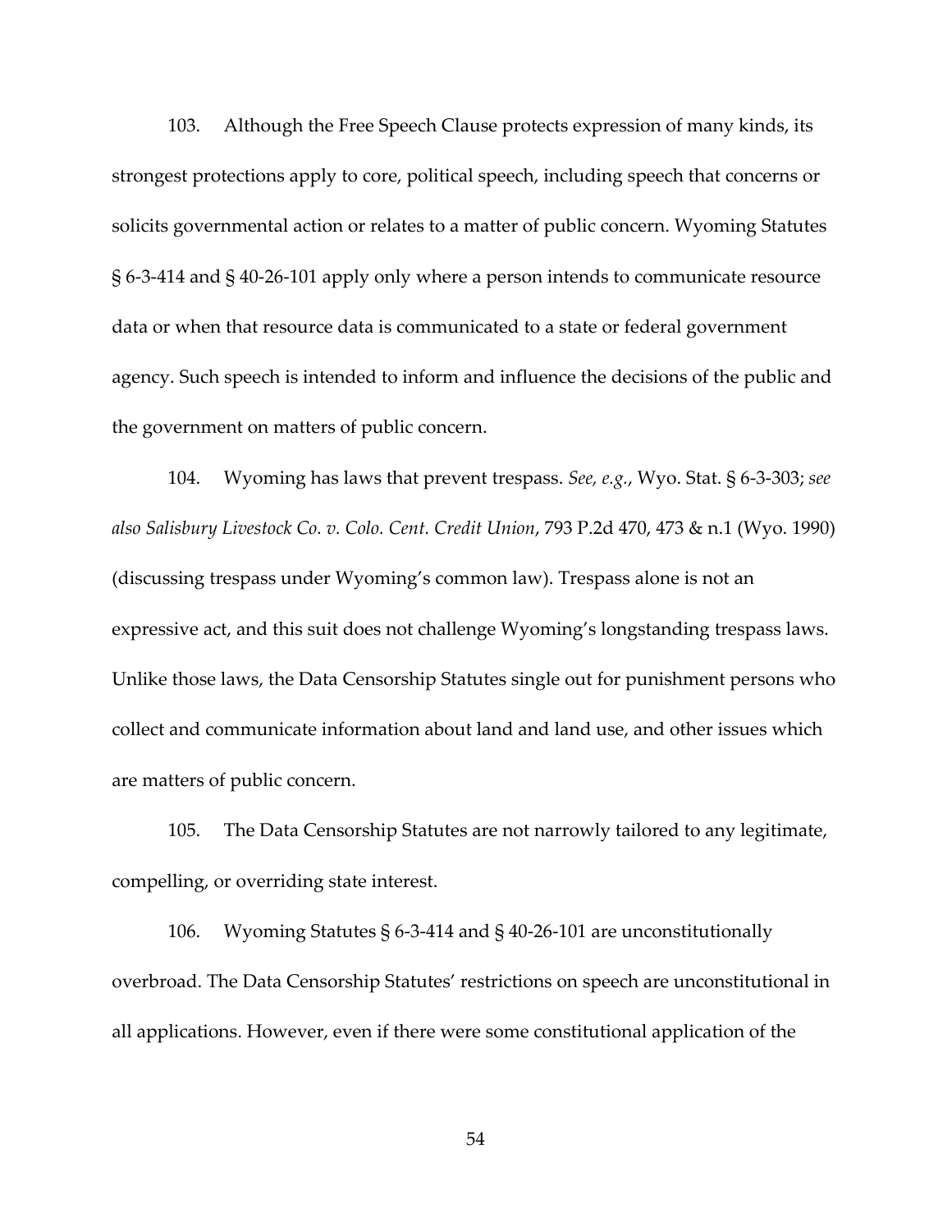103. Although the Free Speech Clause protects expression of many kinds, its strongest protections apply to core, political speech, including speech that concerns or solicits governmental action or relates to a matter of public concern. Wyoming Statutes § 6-3-414 and § 40-26-101 apply only where a person intends to communicate resource data or when that resource data is communicated to a state or federal government agency. Such speech is intended to inform and influence the decisions of the public and the government on matters of public concern.

104. Wyoming has laws that prevent trespass. *See, e.g.*, Wyo. Stat. § 6-3-303; *see also Salisbury Livestock Co. v. Colo. Cent. Credit Union*, 793 P.2d 470, 473 & n.1 (Wyo. 1990) (discussing trespass under Wyoming's common law). Trespass alone is not an expressive act, and this suit does not challenge Wyoming's longstanding trespass laws. Unlike those laws, the Data Censorship Statutes single out for punishment persons who collect and communicate information about land and land use, and other issues which are matters of public concern.

105. The Data Censorship Statutes are not narrowly tailored to any legitimate, compelling, or overriding state interest.

106. Wyoming Statutes § 6-3-414 and § 40-26-101 are unconstitutionally overbroad. The Data Censorship Statutes' restrictions on speech are unconstitutional in all applications. However, even if there were some constitutional application of the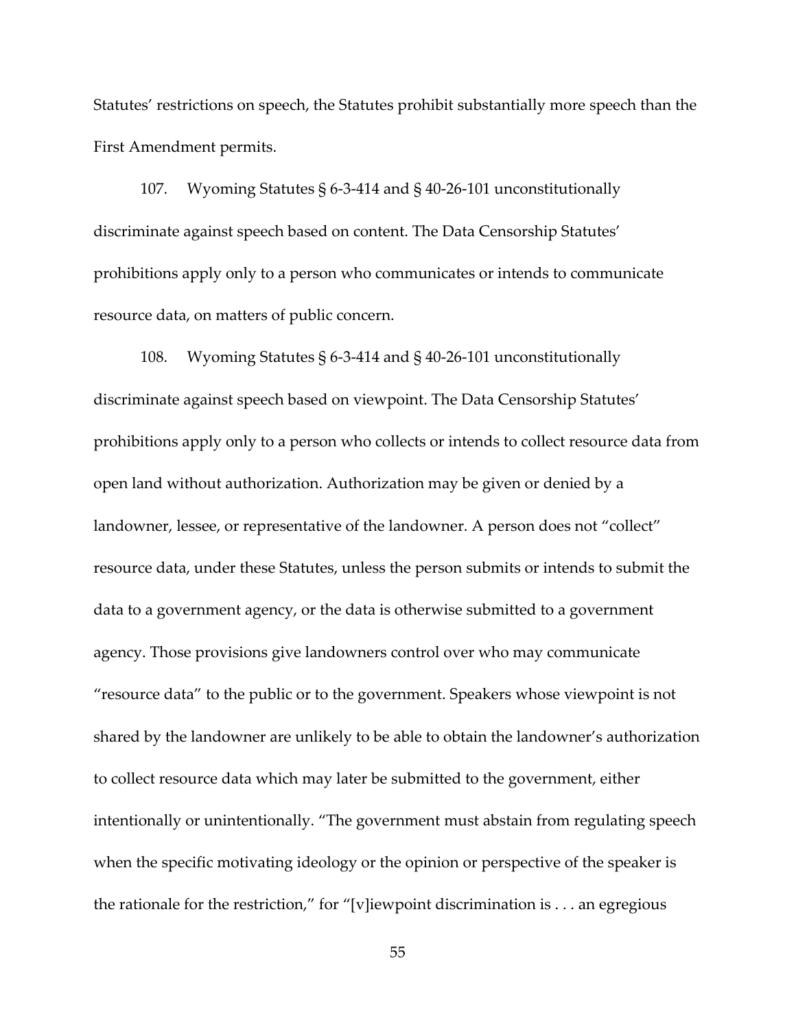Statutes' restrictions on speech, the Statutes prohibit substantially more speech than the First Amendment permits.

107. Wyoming Statutes § 6-3-414 and § 40-26-101 unconstitutionally discriminate against speech based on content. The Data Censorship Statutes' prohibitions apply only to a person who communicates or intends to communicate resource data, on matters of public concern.

108. Wyoming Statutes § 6-3-414 and § 40-26-101 unconstitutionally discriminate against speech based on viewpoint. The Data Censorship Statutes' prohibitions apply only to a person who collects or intends to collect resource data from open land without authorization. Authorization may be given or denied by a landowner, lessee, or representative of the landowner. A person does not "collect" resource data, under these Statutes, unless the person submits or intends to submit the data to a government agency, or the data is otherwise submitted to a government agency. Those provisions give landowners control over who may communicate "resource data" to the public or to the government. Speakers whose viewpoint is not shared by the landowner are unlikely to be able to obtain the landowner's authorization to collect resource data which may later be submitted to the government, either intentionally or unintentionally. "The government must abstain from regulating speech when the specific motivating ideology or the opinion or perspective of the speaker is the rationale for the restriction," for "[v]iewpoint discrimination is . . . an egregious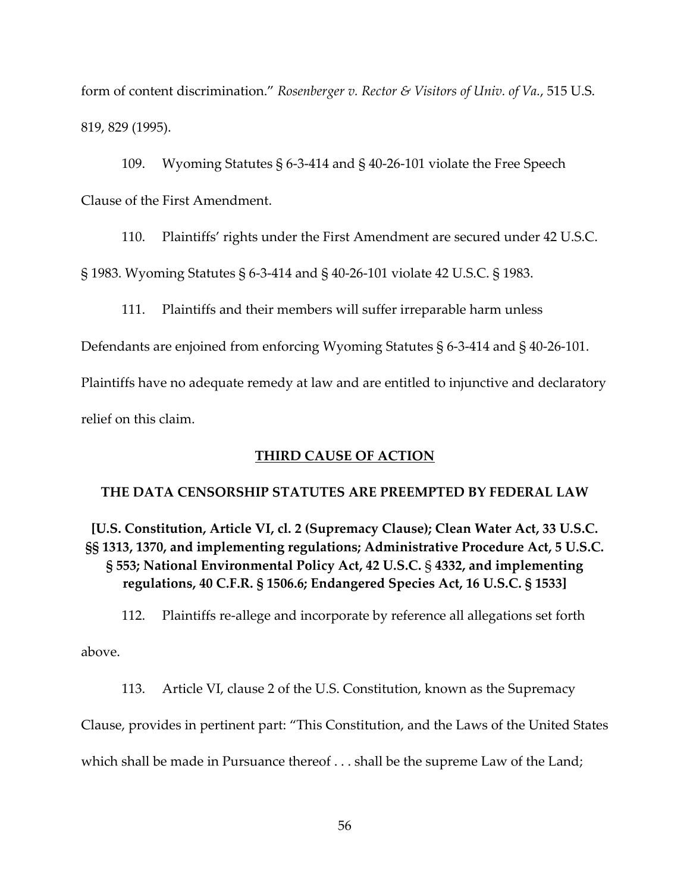form of content discrimination." *Rosenberger v. Rector & Visitors of Univ. of Va.*, 515 U.S. 819, 829 (1995).

109. Wyoming Statutes § 6-3-414 and § 40-26-101 violate the Free Speech Clause of the First Amendment.

110. Plaintiffs' rights under the First Amendment are secured under 42 U.S.C. § 1983. Wyoming Statutes § 6-3-414 and § 40-26-101 violate 42 U.S.C. § 1983.

111. Plaintiffs and their members will suffer irreparable harm unless Defendants are enjoined from enforcing Wyoming Statutes § 6-3-414 and § 40-26-101. Plaintiffs have no adequate remedy at law and are entitled to injunctive and declaratory relief on this claim.

## THIRD CAUSE OF ACTION

### THE DATA CENSORSHIP STATUTES ARE PREEMPTED BY FEDERAL LAW

**[U.S. Constitution, Article VI, cl. 2 (Supremacy Clause); Clean Water Act, 33 U.S.C. §§ 1313, 1370, and implementing regulations; Administrative Procedure Act, 5 U.S.C. § 553; National Environmental Policy Act, 42 U.S.C. § 4332, and implementing regulations, 40 C.F.R. § 1506.6; Endangered Species Act, 16 U.S.C. § 1533]**

112. Plaintiffs re-allege and incorporate by reference all allegations set forth above.

113. Article VI, clause 2 of the U.S. Constitution, known as the Supremacy Clause, provides in pertinent part: "This Constitution, and the Laws of the United States which shall be made in Pursuance thereof . . . shall be the supreme Law of the Land;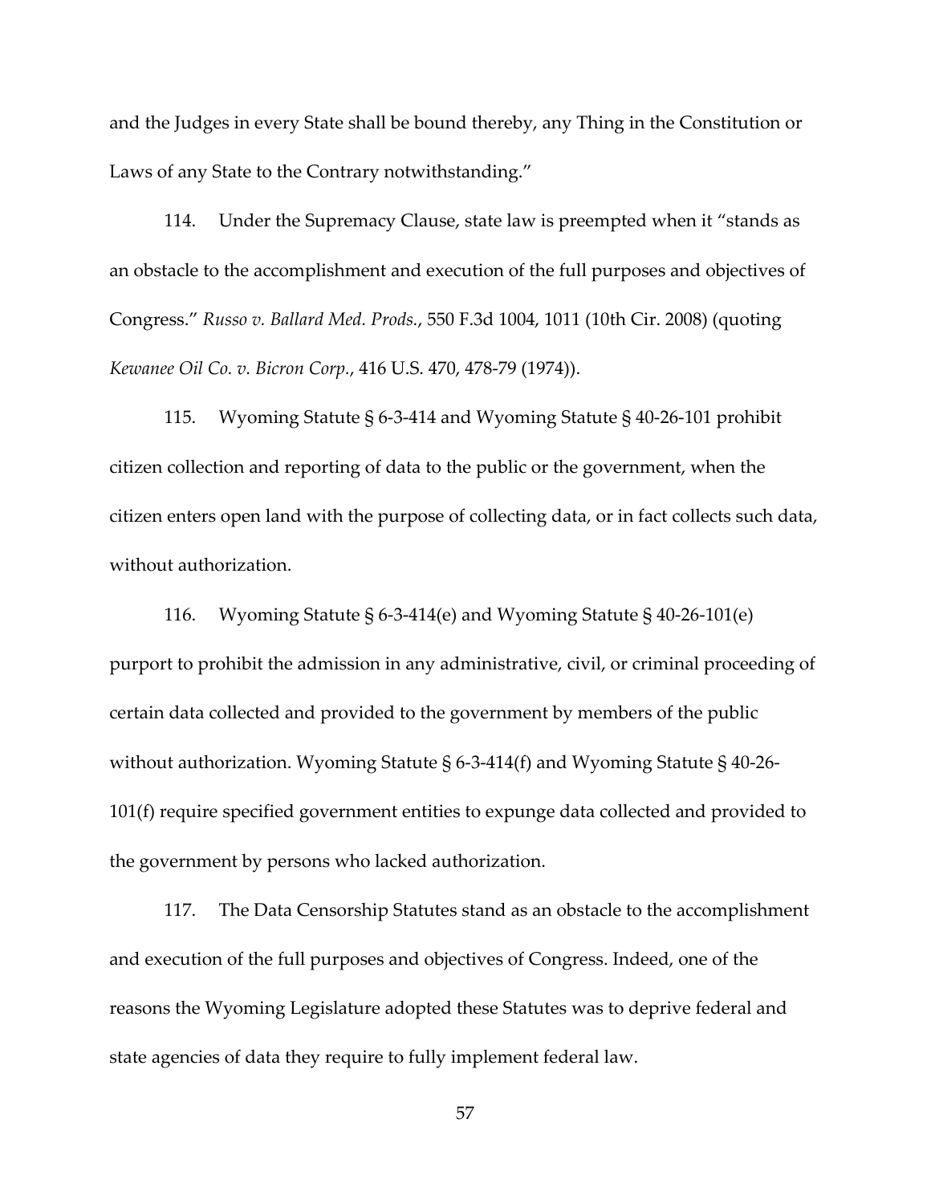and the Judges in every State shall be bound thereby, any Thing in the Constitution or Laws of any State to the Contrary notwithstanding."

114. Under the Supremacy Clause, state law is preempted when it "stands as an obstacle to the accomplishment and execution of the full purposes and objectives of Congress." *Russo v. Ballard Med. Prods.*, 550 F.3d 1004, 1011 (10th Cir. 2008) (quoting *Kewanee Oil Co. v. Bicron Corp.*, 416 U.S. 470, 478-79 (1974)).

115. Wyoming Statute § 6-3-414 and Wyoming Statute § 40-26-101 prohibit citizen collection and reporting of data to the public or the government, when the citizen enters open land with the purpose of collecting data, or in fact collects such data, without authorization.

116. Wyoming Statute § 6-3-414(e) and Wyoming Statute § 40-26-101(e) purport to prohibit the admission in any administrative, civil, or criminal proceeding of certain data collected and provided to the government by members of the public without authorization. Wyoming Statute § 6-3-414(f) and Wyoming Statute § 40-26-101(f) require specified government entities to expunge data collected and provided to the government by persons who lacked authorization.

117. The Data Censorship Statutes stand as an obstacle to the accomplishment and execution of the full purposes and objectives of Congress. Indeed, one of the reasons the Wyoming Legislature adopted these Statutes was to deprive federal and state agencies of data they require to fully implement federal law.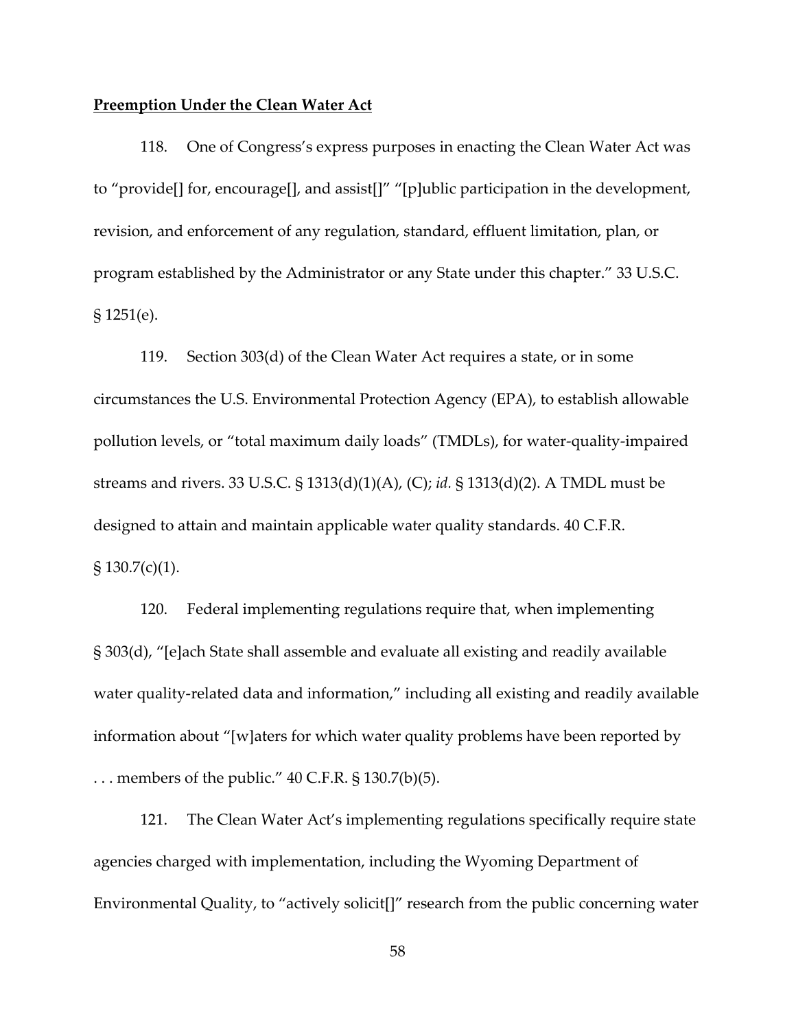**Preemption Under the Clean Water Act**

118. One of Congress's express purposes in enacting the Clean Water Act was to "provide[] for, encourage[], and assist[]" "[p]ublic participation in the development, revision, and enforcement of any regulation, standard, effluent limitation, plan, or program established by the Administrator or any State under this chapter." 33 U.S.C. § 1251(e).

119. Section 303(d) of the Clean Water Act requires a state, or in some circumstances the U.S. Environmental Protection Agency (EPA), to establish allowable pollution levels, or "total maximum daily loads" (TMDLs), for water-quality-impaired streams and rivers. 33 U.S.C. § 1313(d)(1)(A), (C); *id.* § 1313(d)(2). A TMDL must be designed to attain and maintain applicable water quality standards. 40 C.F.R. § 130.7(c)(1).

120. Federal implementing regulations require that, when implementing § 303(d), "[e]ach State shall assemble and evaluate all existing and readily available water quality-related data and information," including all existing and readily available information about "[w]aters for which water quality problems have been reported by . . . members of the public." 40 C.F.R. § 130.7(b)(5).

121. The Clean Water Act's implementing regulations specifically require state agencies charged with implementation, including the Wyoming Department of Environmental Quality, to "actively solicit[]" research from the public concerning water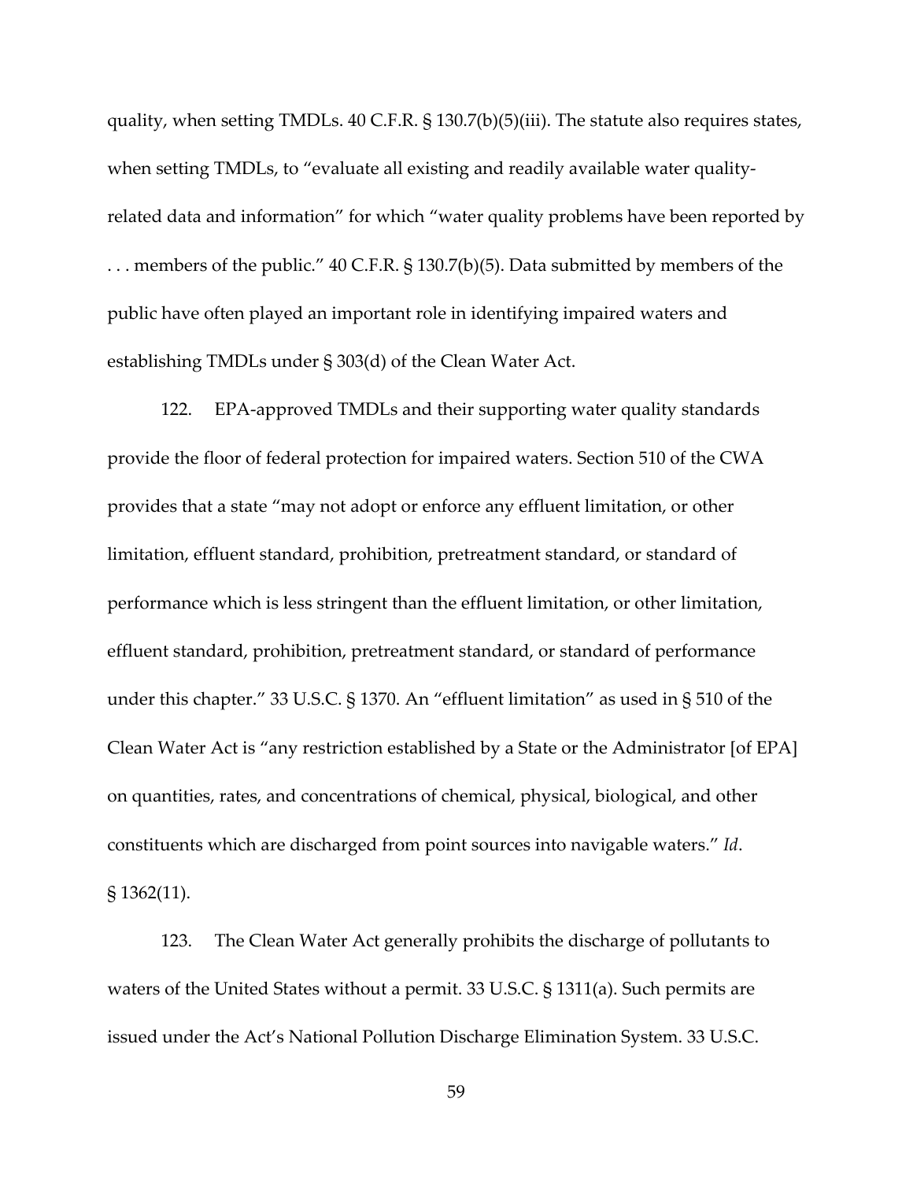quality, when setting TMDLs. 40 C.F.R. § 130.7(b)(5)(iii). The statute also requires states, when setting TMDLs, to "evaluate all existing and readily available water quality-related data and information" for which "water quality problems have been reported by . . . members of the public." 40 C.F.R. § 130.7(b)(5). Data submitted by members of the public have often played an important role in identifying impaired waters and establishing TMDLs under § 303(d) of the Clean Water Act.

122. EPA-approved TMDLs and their supporting water quality standards provide the floor of federal protection for impaired waters. Section 510 of the CWA provides that a state "may not adopt or enforce any effluent limitation, or other limitation, effluent standard, prohibition, pretreatment standard, or standard of performance which is less stringent than the effluent limitation, or other limitation, effluent standard, prohibition, pretreatment standard, or standard of performance under this chapter." 33 U.S.C. § 1370. An "effluent limitation" as used in § 510 of the Clean Water Act is "any restriction established by a State or the Administrator [of EPA] on quantities, rates, and concentrations of chemical, physical, biological, and other constituents which are discharged from point sources into navigable waters." *Id*. § 1362(11).

123. The Clean Water Act generally prohibits the discharge of pollutants to waters of the United States without a permit. 33 U.S.C. § 1311(a). Such permits are issued under the Act's National Pollution Discharge Elimination System. 33 U.S.C.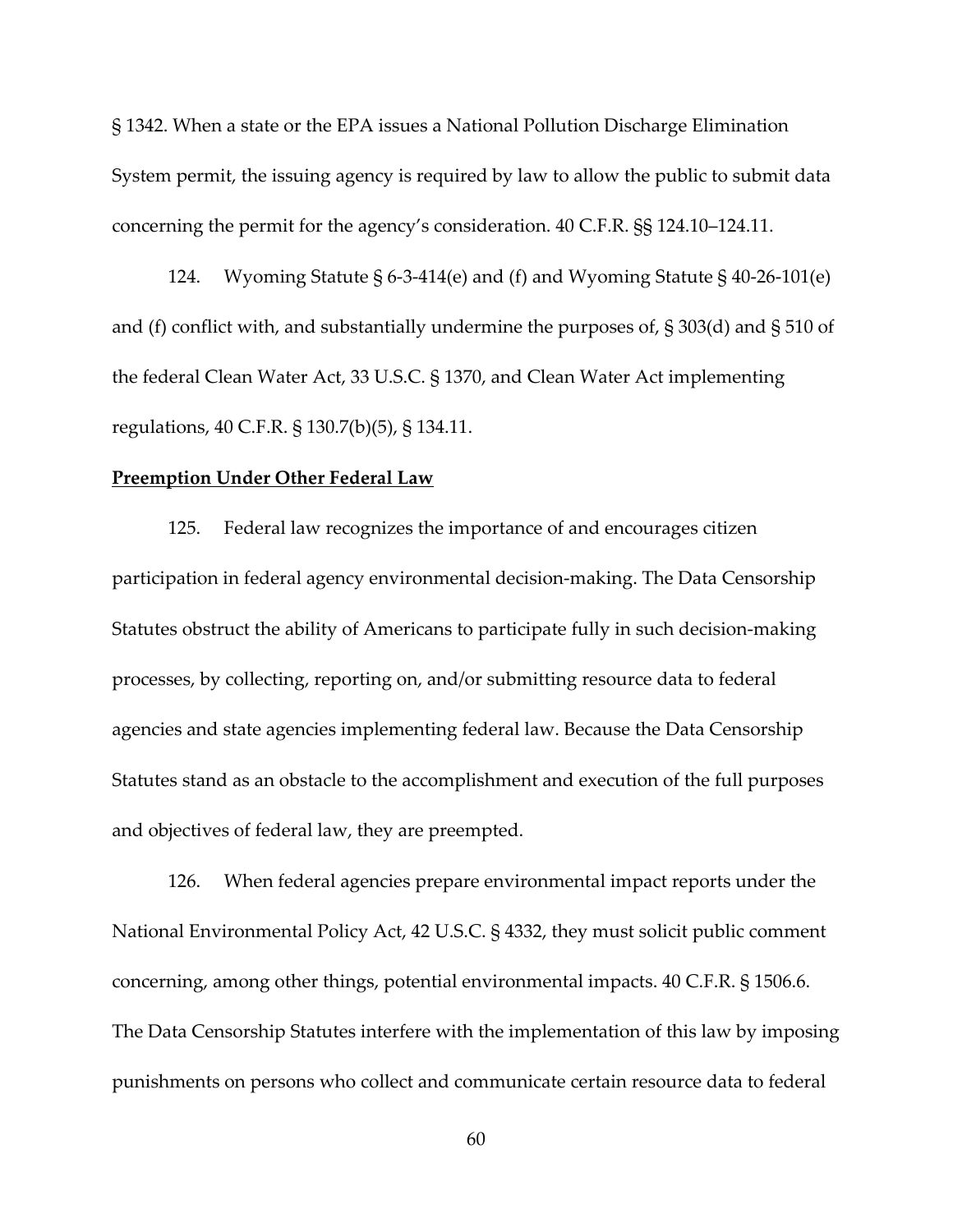§ 1342. When a state or the EPA issues a National Pollution Discharge Elimination System permit, the issuing agency is required by law to allow the public to submit data concerning the permit for the agency's consideration. 40 C.F.R. §§ 124.10–124.11.

124. Wyoming Statute § 6-3-414(e) and (f) and Wyoming Statute § 40-26-101(e) and (f) conflict with, and substantially undermine the purposes of, § 303(d) and § 510 of the federal Clean Water Act, 33 U.S.C. § 1370, and Clean Water Act implementing regulations, 40 C.F.R. § 130.7(b)(5), § 134.11.

**Preemption Under Other Federal Law**

125. Federal law recognizes the importance of and encourages citizen participation in federal agency environmental decision-making. The Data Censorship Statutes obstruct the ability of Americans to participate fully in such decision-making processes, by collecting, reporting on, and/or submitting resource data to federal agencies and state agencies implementing federal law. Because the Data Censorship Statutes stand as an obstacle to the accomplishment and execution of the full purposes and objectives of federal law, they are preempted.

126. When federal agencies prepare environmental impact reports under the National Environmental Policy Act, 42 U.S.C. § 4332, they must solicit public comment concerning, among other things, potential environmental impacts. 40 C.F.R. § 1506.6. The Data Censorship Statutes interfere with the implementation of this law by imposing punishments on persons who collect and communicate certain resource data to federal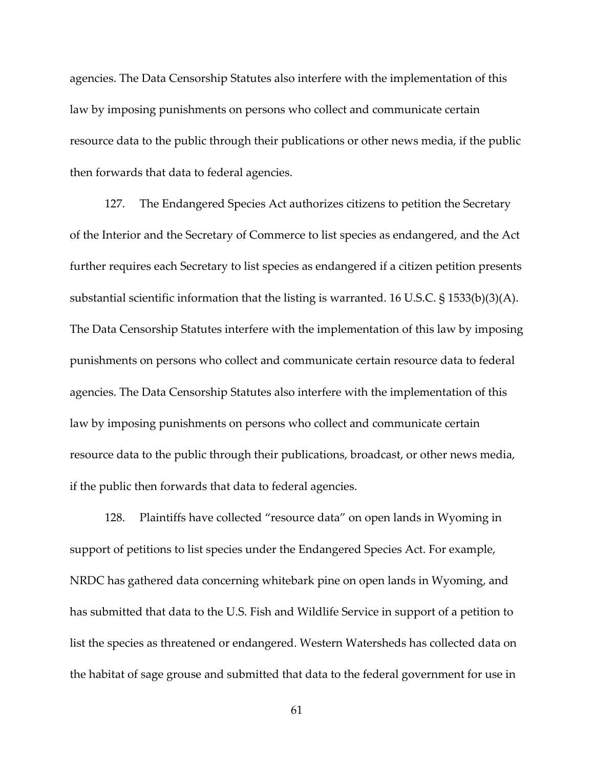agencies. The Data Censorship Statutes also interfere with the implementation of this law by imposing punishments on persons who collect and communicate certain resource data to the public through their publications or other news media, if the public then forwards that data to federal agencies.

127. The Endangered Species Act authorizes citizens to petition the Secretary of the Interior and the Secretary of Commerce to list species as endangered, and the Act further requires each Secretary to list species as endangered if a citizen petition presents substantial scientific information that the listing is warranted. 16 U.S.C. § 1533(b)(3)(A). The Data Censorship Statutes interfere with the implementation of this law by imposing punishments on persons who collect and communicate certain resource data to federal agencies. The Data Censorship Statutes also interfere with the implementation of this law by imposing punishments on persons who collect and communicate certain resource data to the public through their publications, broadcast, or other news media, if the public then forwards that data to federal agencies.

128. Plaintiffs have collected "resource data" on open lands in Wyoming in support of petitions to list species under the Endangered Species Act. For example, NRDC has gathered data concerning whitebark pine on open lands in Wyoming, and has submitted that data to the U.S. Fish and Wildlife Service in support of a petition to list the species as threatened or endangered. Western Watersheds has collected data on the habitat of sage grouse and submitted that data to the federal government for use in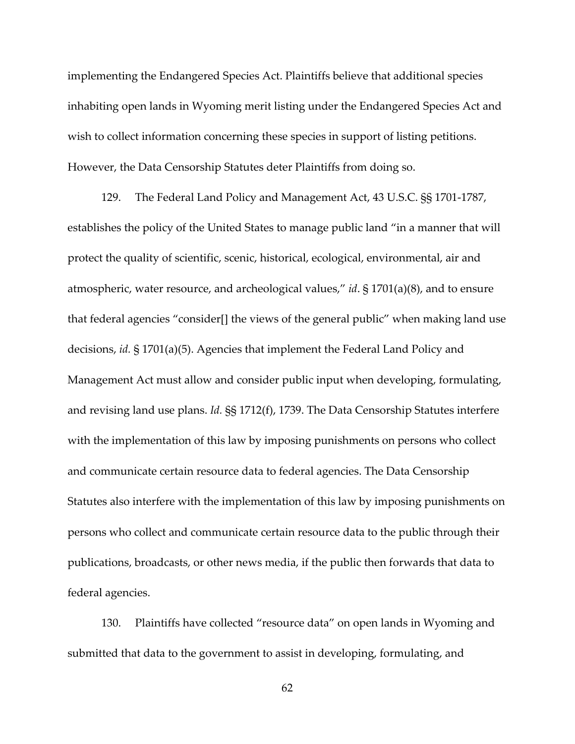implementing the Endangered Species Act. Plaintiffs believe that additional species inhabiting open lands in Wyoming merit listing under the Endangered Species Act and wish to collect information concerning these species in support of listing petitions. However, the Data Censorship Statutes deter Plaintiffs from doing so.

129. The Federal Land Policy and Management Act, 43 U.S.C. §§ 1701-1787, establishes the policy of the United States to manage public land "in a manner that will protect the quality of scientific, scenic, historical, ecological, environmental, air and atmospheric, water resource, and archeological values," *id*. § 1701(a)(8), and to ensure that federal agencies "consider[] the views of the general public" when making land use decisions, *id.* § 1701(a)(5). Agencies that implement the Federal Land Policy and Management Act must allow and consider public input when developing, formulating, and revising land use plans. *Id.* §§ 1712(f), 1739. The Data Censorship Statutes interfere with the implementation of this law by imposing punishments on persons who collect and communicate certain resource data to federal agencies. The Data Censorship Statutes also interfere with the implementation of this law by imposing punishments on persons who collect and communicate certain resource data to the public through their publications, broadcasts, or other news media, if the public then forwards that data to federal agencies.

130. Plaintiffs have collected "resource data" on open lands in Wyoming and submitted that data to the government to assist in developing, formulating, and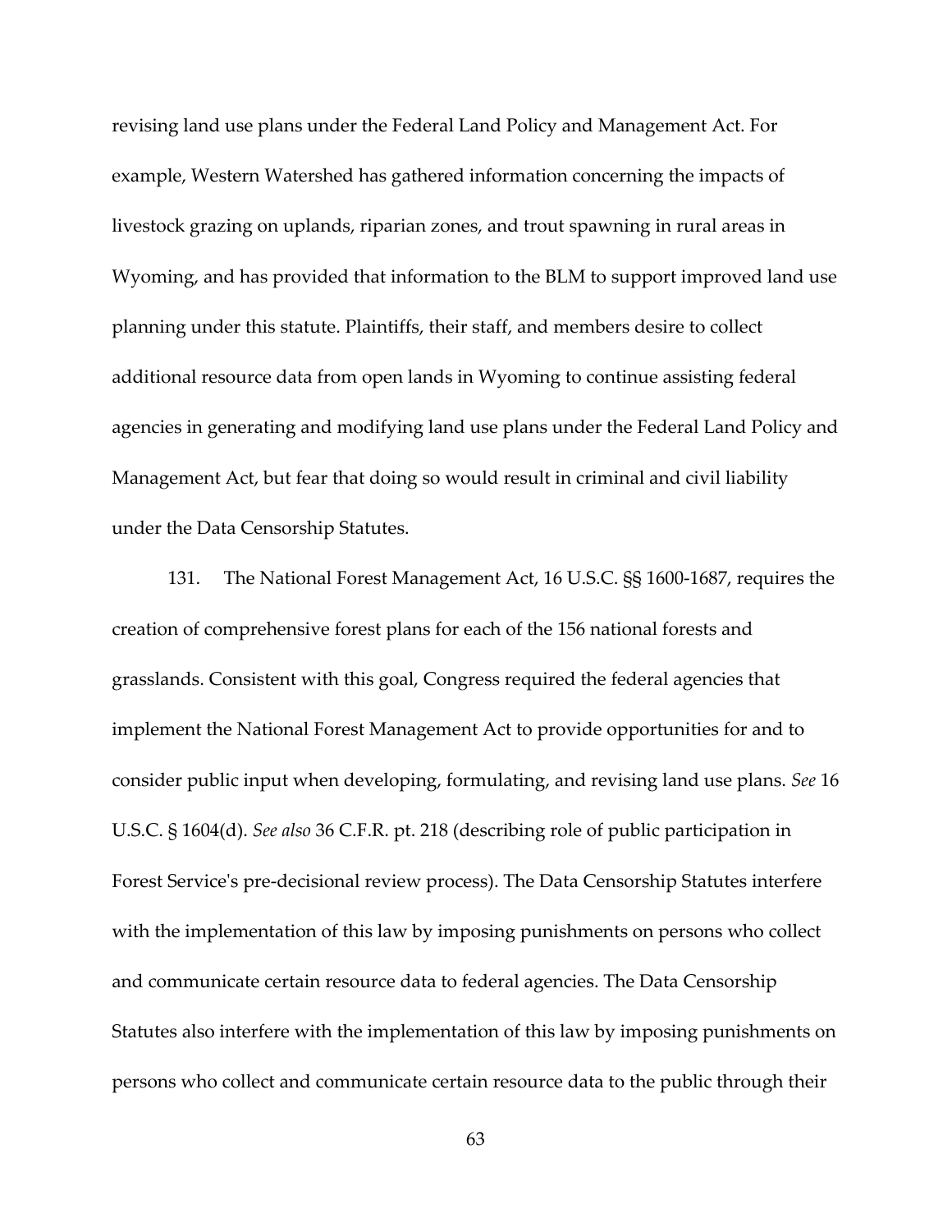revising land use plans under the Federal Land Policy and Management Act. For example, Western Watershed has gathered information concerning the impacts of livestock grazing on uplands, riparian zones, and trout spawning in rural areas in Wyoming, and has provided that information to the BLM to support improved land use planning under this statute. Plaintiffs, their staff, and members desire to collect additional resource data from open lands in Wyoming to continue assisting federal agencies in generating and modifying land use plans under the Federal Land Policy and Management Act, but fear that doing so would result in criminal and civil liability under the Data Censorship Statutes.

131. The National Forest Management Act, 16 U.S.C. §§ 1600-1687, requires the creation of comprehensive forest plans for each of the 156 national forests and grasslands. Consistent with this goal, Congress required the federal agencies that implement the National Forest Management Act to provide opportunities for and to consider public input when developing, formulating, and revising land use plans. *See* 16 U.S.C. § 1604(d). *See also* 36 C.F.R. pt. 218 (describing role of public participation in Forest Service's pre-decisional review process). The Data Censorship Statutes interfere with the implementation of this law by imposing punishments on persons who collect and communicate certain resource data to federal agencies. The Data Censorship Statutes also interfere with the implementation of this law by imposing punishments on persons who collect and communicate certain resource data to the public through their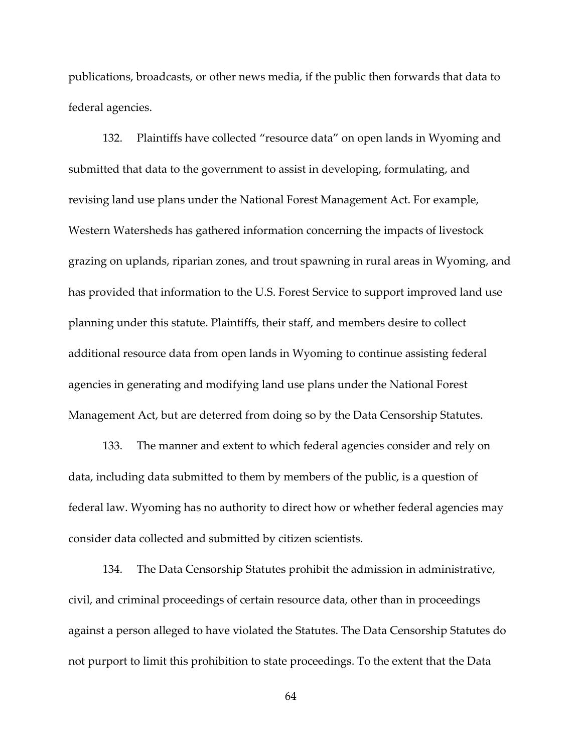publications, broadcasts, or other news media, if the public then forwards that data to federal agencies.

132. Plaintiffs have collected "resource data" on open lands in Wyoming and submitted that data to the government to assist in developing, formulating, and revising land use plans under the National Forest Management Act. For example, Western Watersheds has gathered information concerning the impacts of livestock grazing on uplands, riparian zones, and trout spawning in rural areas in Wyoming, and has provided that information to the U.S. Forest Service to support improved land use planning under this statute. Plaintiffs, their staff, and members desire to collect additional resource data from open lands in Wyoming to continue assisting federal agencies in generating and modifying land use plans under the National Forest Management Act, but are deterred from doing so by the Data Censorship Statutes.

133. The manner and extent to which federal agencies consider and rely on data, including data submitted to them by members of the public, is a question of federal law. Wyoming has no authority to direct how or whether federal agencies may consider data collected and submitted by citizen scientists.

134. The Data Censorship Statutes prohibit the admission in administrative, civil, and criminal proceedings of certain resource data, other than in proceedings against a person alleged to have violated the Statutes. The Data Censorship Statutes do not purport to limit this prohibition to state proceedings. To the extent that the Data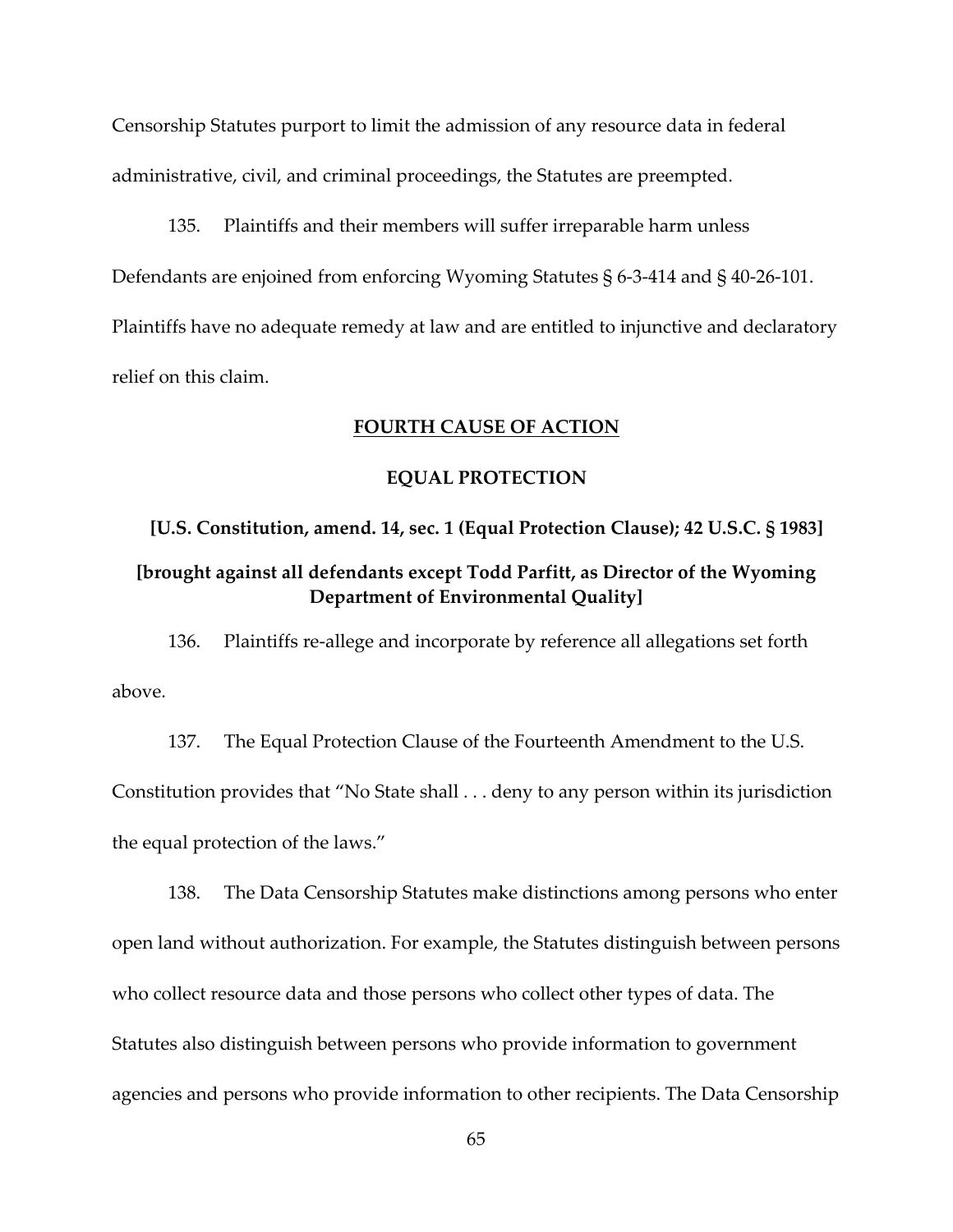Censorship Statutes purport to limit the admission of any resource data in federal administrative, civil, and criminal proceedings, the Statutes are preempted.

135. Plaintiffs and their members will suffer irreparable harm unless Defendants are enjoined from enforcing Wyoming Statutes § 6-3-414 and § 40-26-101. Plaintiffs have no adequate remedy at law and are entitled to injunctive and declaratory relief on this claim.

## FOURTH CAUSE OF ACTION

### EQUAL PROTECTION

**[U.S. Constitution, amend. 14, sec. 1 (Equal Protection Clause); 42 U.S.C. § 1983]**

**[brought against all defendants except Todd Parfitt, as Director of the Wyoming Department of Environmental Quality]**

136. Plaintiffs re-allege and incorporate by reference all allegations set forth above.

137. The Equal Protection Clause of the Fourteenth Amendment to the U.S. Constitution provides that "No State shall . . . deny to any person within its jurisdiction the equal protection of the laws."

138. The Data Censorship Statutes make distinctions among persons who enter open land without authorization. For example, the Statutes distinguish between persons who collect resource data and those persons who collect other types of data. The Statutes also distinguish between persons who provide information to government agencies and persons who provide information to other recipients. The Data Censorship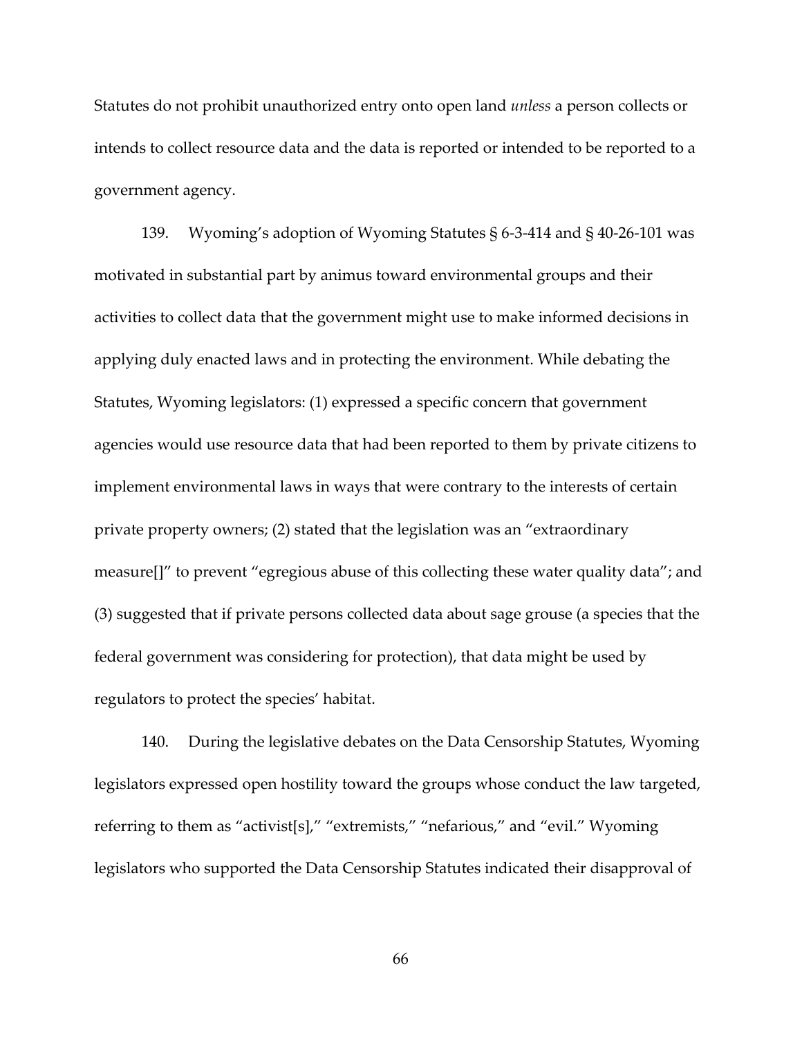Statutes do not prohibit unauthorized entry onto open land *unless* a person collects or intends to collect resource data and the data is reported or intended to be reported to a government agency.

139. Wyoming's adoption of Wyoming Statutes § 6-3-414 and § 40-26-101 was motivated in substantial part by animus toward environmental groups and their activities to collect data that the government might use to make informed decisions in applying duly enacted laws and in protecting the environment. While debating the Statutes, Wyoming legislators: (1) expressed a specific concern that government agencies would use resource data that had been reported to them by private citizens to implement environmental laws in ways that were contrary to the interests of certain private property owners; (2) stated that the legislation was an "extraordinary measure[]" to prevent "egregious abuse of this collecting these water quality data"; and (3) suggested that if private persons collected data about sage grouse (a species that the federal government was considering for protection), that data might be used by regulators to protect the species' habitat.

140. During the legislative debates on the Data Censorship Statutes, Wyoming legislators expressed open hostility toward the groups whose conduct the law targeted, referring to them as "activist[s]," "extremists," "nefarious," and "evil." Wyoming legislators who supported the Data Censorship Statutes indicated their disapproval of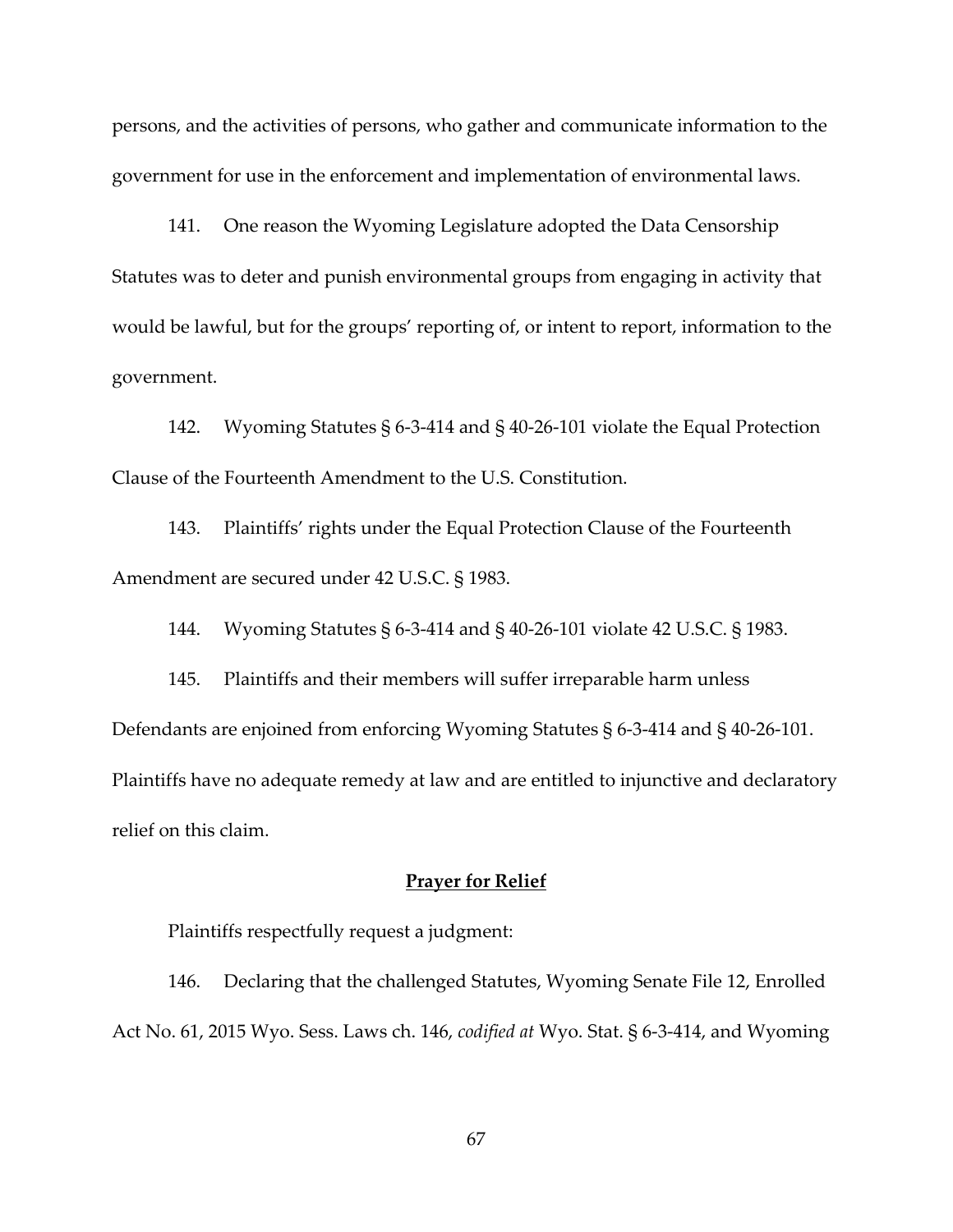persons, and the activities of persons, who gather and communicate information to the government for use in the enforcement and implementation of environmental laws.

141. One reason the Wyoming Legislature adopted the Data Censorship Statutes was to deter and punish environmental groups from engaging in activity that would be lawful, but for the groups' reporting of, or intent to report, information to the government.

142. Wyoming Statutes § 6-3-414 and § 40-26-101 violate the Equal Protection Clause of the Fourteenth Amendment to the U.S. Constitution.

143. Plaintiffs' rights under the Equal Protection Clause of the Fourteenth Amendment are secured under 42 U.S.C. § 1983.

144. Wyoming Statutes § 6-3-414 and § 40-26-101 violate 42 U.S.C. § 1983.

145. Plaintiffs and their members will suffer irreparable harm unless Defendants are enjoined from enforcing Wyoming Statutes § 6-3-414 and § 40-26-101. Plaintiffs have no adequate remedy at law and are entitled to injunctive and declaratory relief on this claim.

## <u>Prayer for Relief</u>

Plaintiffs respectfully request a judgment:

146. Declaring that the challenged Statutes, Wyoming Senate File 12, Enrolled Act No. 61, 2015 Wyo. Sess. Laws ch. 146, *codified at* Wyo. Stat. § 6-3-414, and Wyoming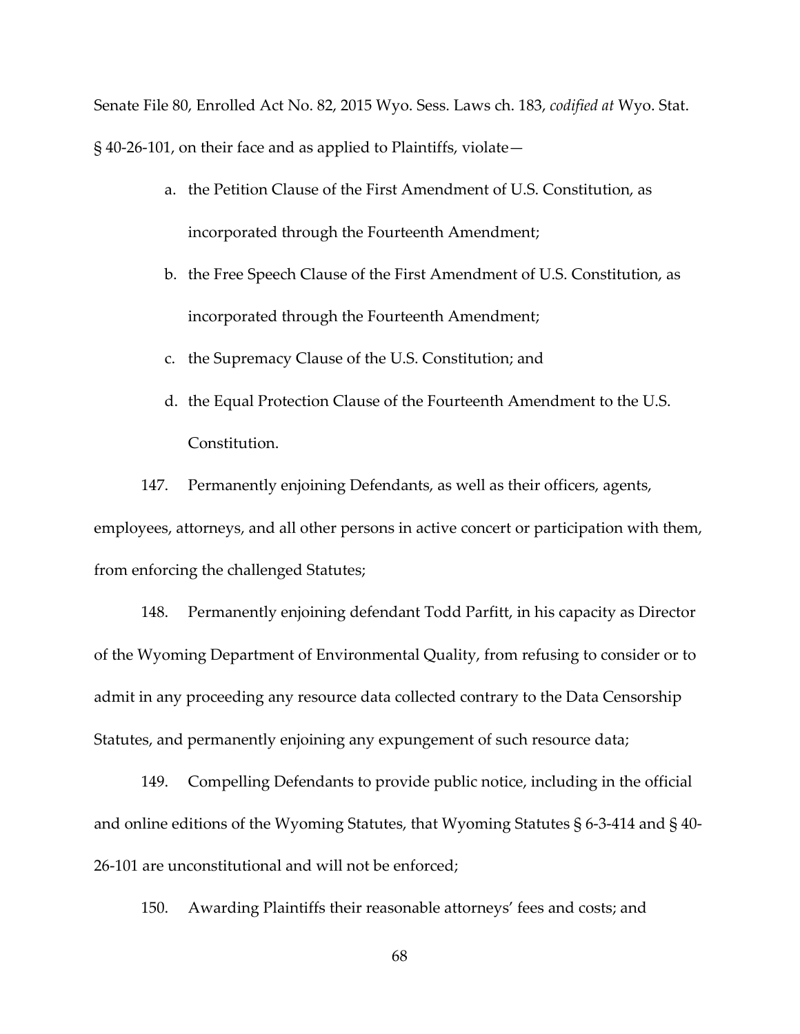Senate File 80, Enrolled Act No. 82, 2015 Wyo. Sess. Laws ch. 183, *codified at* Wyo. Stat. § 40-26-101, on their face and as applied to Plaintiffs, violate—

a. the Petition Clause of the First Amendment of U.S. Constitution, as incorporated through the Fourteenth Amendment;

b. the Free Speech Clause of the First Amendment of U.S. Constitution, as incorporated through the Fourteenth Amendment;

c. the Supremacy Clause of the U.S. Constitution; and

d. the Equal Protection Clause of the Fourteenth Amendment to the U.S. Constitution.

147. Permanently enjoining Defendants, as well as their officers, agents, employees, attorneys, and all other persons in active concert or participation with them, from enforcing the challenged Statutes;

148. Permanently enjoining defendant Todd Parfitt, in his capacity as Director of the Wyoming Department of Environmental Quality, from refusing to consider or to admit in any proceeding any resource data collected contrary to the Data Censorship Statutes, and permanently enjoining any expungement of such resource data;

149. Compelling Defendants to provide public notice, including in the official and online editions of the Wyoming Statutes, that Wyoming Statutes § 6-3-414 and § 40-26-101 are unconstitutional and will not be enforced;

150. Awarding Plaintiffs their reasonable attorneys' fees and costs; and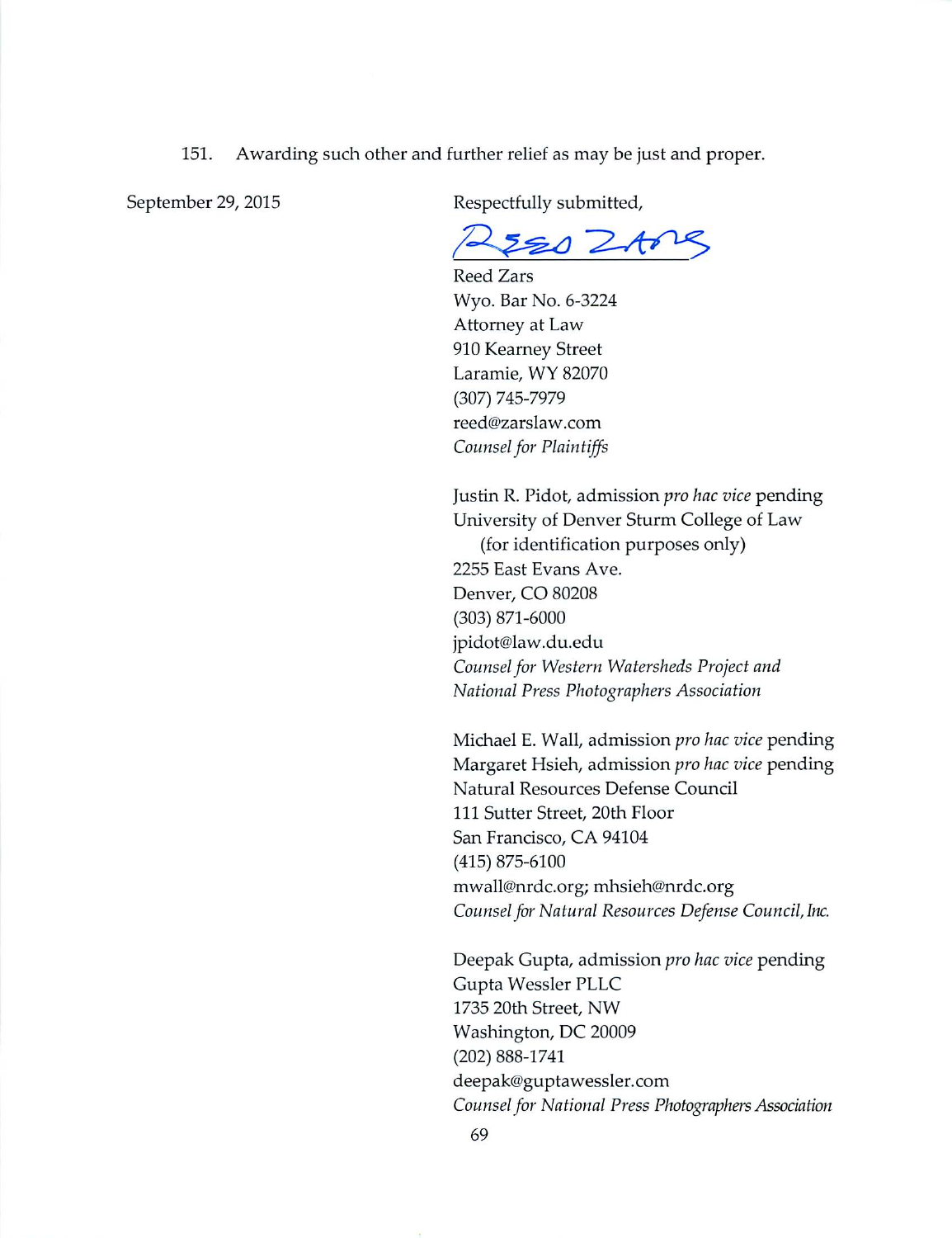151. Awarding such other and further relief as may be just and proper.

September 29, 2015

Respectfully submitted,

Reed Zars
Wyo. Bar No. 6-3224
Attorney at Law
910 Kearney Street
Laramie, WY 82070
(307) 745-7979
reed@zarslaw.com
*Counsel for Plaintiffs*

Justin R. Pidot, admission *pro hac vice* pending
University of Denver Sturm College of Law
(for identification purposes only)
2255 East Evans Ave.
Denver, CO 80208
(303) 871-6000
jpidot@law.du.edu
*Counsel for Western Watersheds Project and National Press Photographers Association*

Michael E. Wall, admission *pro hac vice* pending
Margaret Hsieh, admission *pro hac vice* pending
Natural Resources Defense Council
111 Sutter Street, 20th Floor
San Francisco, CA 94104
(415) 875-6100
mwall@nrdc.org; mhsieh@nrdc.org
*Counsel for Natural Resources Defense Council, Inc.*

Deepak Gupta, admission *pro hac vice* pending
Gupta Wessler PLLC
1735 20th Street, NW
Washington, DC 20009
(202) 888-1741
deepak@guptawessler.com
*Counsel for National Press Photographers Association*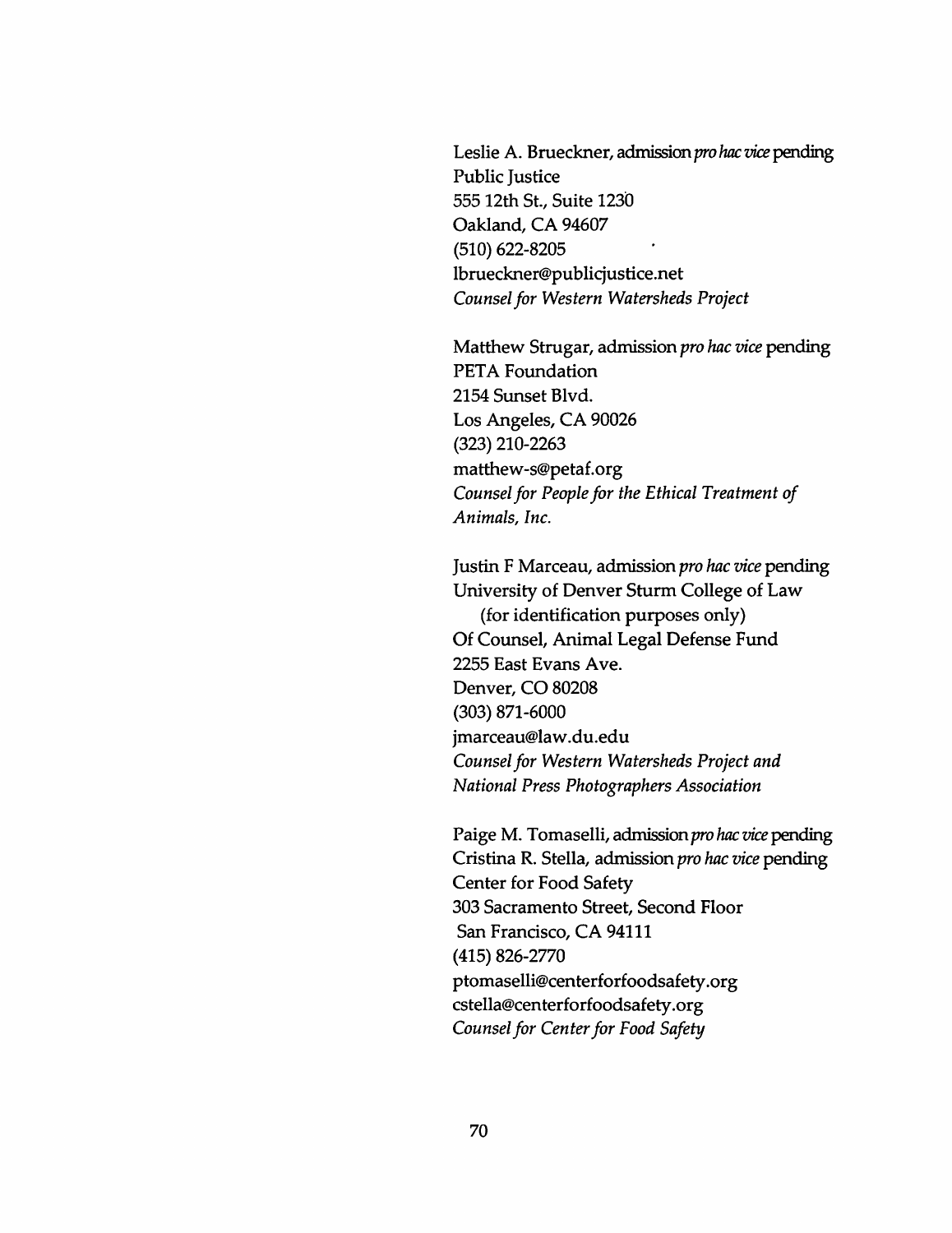Leslie A. Brueckner, admission *pro hac vice* pending
Public Justice
555 12th St., Suite 1230
Oakland, CA 94607
(510) 622-8205
lbrueckner@publicjustice.net
*Counsel for Western Watersheds Project*

Matthew Strugar, admission *pro hac vice* pending
PETA Foundation
2154 Sunset Blvd.
Los Angeles, CA 90026
(323) 210-2263
matthew-s@petaf.org
*Counsel for People for the Ethical Treatment of Animals, Inc.*

Justin F Marceau, admission *pro hac vice* pending
University of Denver Sturm College of Law
(for identification purposes only)
Of Counsel, Animal Legal Defense Fund
2255 East Evans Ave.
Denver, CO 80208
(303) 871-6000
jmarceau@law.du.edu
*Counsel for Western Watersheds Project and National Press Photographers Association*

Paige M. Tomaselli, admission *pro hac vice* pending
Cristina R. Stella, admission *pro hac vice* pending
Center for Food Safety
303 Sacramento Street, Second Floor
San Francisco, CA 94111
(415) 826-2770
ptomaselli@centerforfoodsafety.org
cstella@centerforfoodsafety.org
*Counsel for Center for Food Safety*